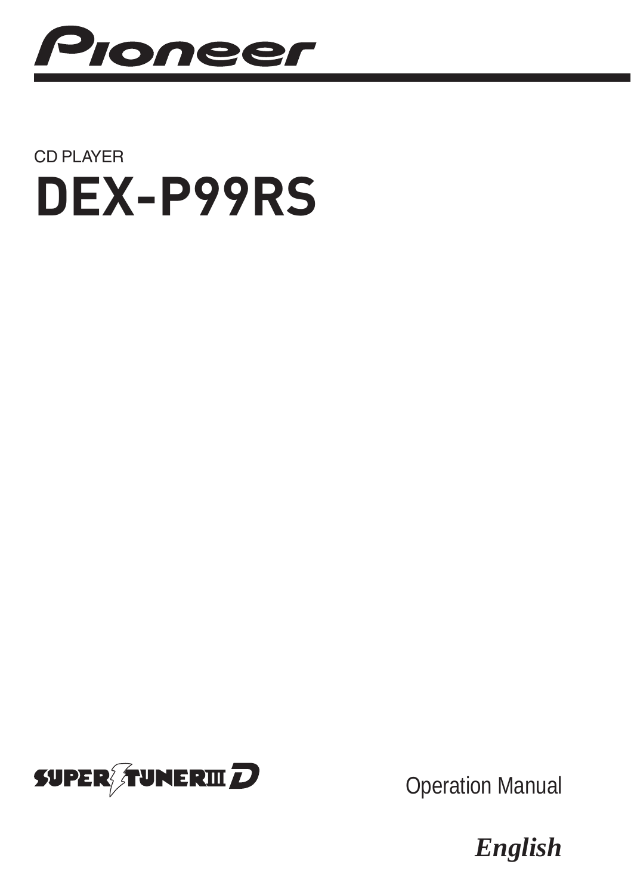Pioneer

CD PLAYER

# DEX-P99RS

SUPER TUNER III D

Operation Manual

*English*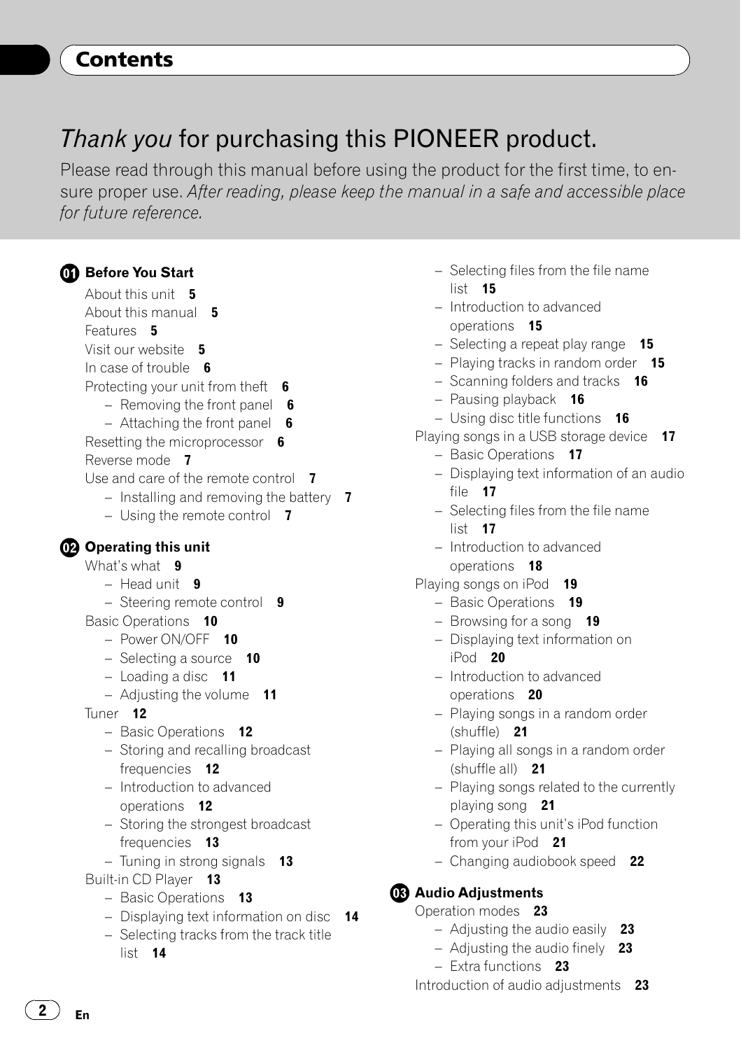# Contents

## *Thank you* for purchasing this PIONEER product.

Please read through this manual before using the product for the first time, to ensure proper use. *After reading, please keep the manual in a safe and accessible place for future reference.*

**01 Before You Start**

- About this unit **5**
- About this manual **5**
- Features **5**
- Visit our website **5**
- In case of trouble **6**
- Protecting your unit from theft **6**
  - Removing the front panel **6**
  - Attaching the front panel **6**
- Resetting the microprocessor **6**
- Reverse mode **7**
- Use and care of the remote control **7**
  - Installing and removing the battery **7**
  - Using the remote control **7**

**02 Operating this unit**

- What's what **9**
  - Head unit **9**
  - Steering remote control **9**
- Basic Operations **10**
  - Power ON/OFF **10**
  - Selecting a source **10**
  - Loading a disc **11**
  - Adjusting the volume **11**
- Tuner **12**
  - Basic Operations **12**
  - Storing and recalling broadcast frequencies **12**
  - Introduction to advanced operations **12**
  - Storing the strongest broadcast frequencies **13**
  - Tuning in strong signals **13**
- Built-in CD Player **13**
  - Basic Operations **13**
  - Displaying text information on disc **14**
  - Selecting tracks from the track title list **14**
  - Selecting files from the file name list **15**
  - Introduction to advanced operations **15**
  - Selecting a repeat play range **15**
  - Playing tracks in random order **15**
  - Scanning folders and tracks **16**
  - Pausing playback **16**
  - Using disc title functions **16**
- Playing songs in a USB storage device **17**
  - Basic Operations **17**
  - Displaying text information of an audio file **17**
  - Selecting files from the file name list **17**
  - Introduction to advanced operations **18**
- Playing songs on iPod **19**
  - Basic Operations **19**
  - Browsing for a song **19**
  - Displaying text information on iPod **20**
  - Introduction to advanced operations **20**
  - Playing songs in a random order (shuffle) **21**
  - Playing all songs in a random order (shuffle all) **21**
  - Playing songs related to the currently playing song **21**
  - Operating this unit's iPod function from your iPod **21**
  - Changing audiobook speed **22**

**03 Audio Adjustments**

- Operation modes **23**
  - Adjusting the audio easily **23**
  - Adjusting the audio finely **23**
  - Extra functions **23**
- Introduction of audio adjustments **23**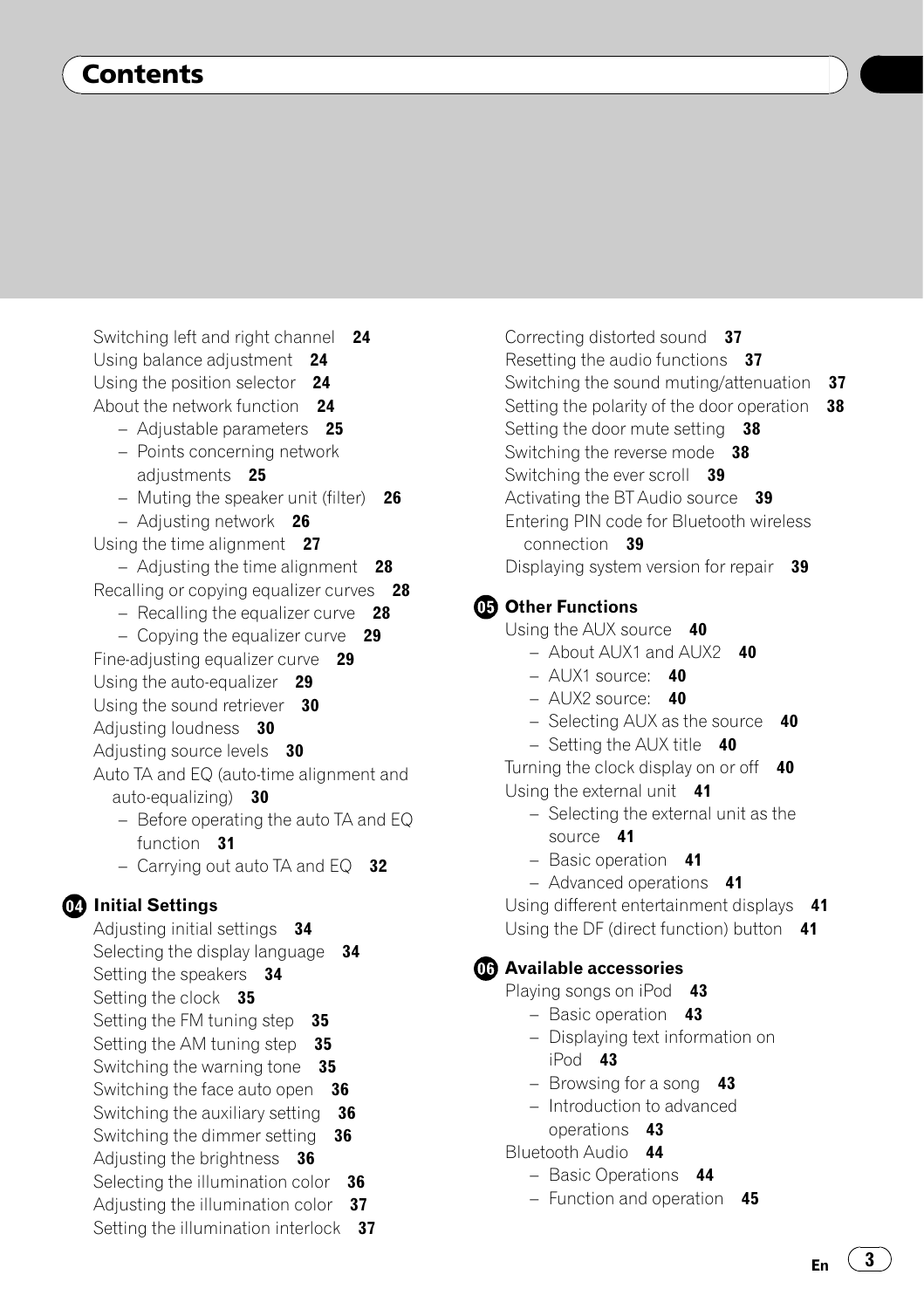# Contents

Switching left and right channel **24**
Using balance adjustment **24**
Using the position selector **24**
About the network function **24**
  – Adjustable parameters **25**
  – Points concerning network adjustments **25**
  – Muting the speaker unit (filter) **26**
  – Adjusting network **26**
Using the time alignment **27**
  – Adjusting the time alignment **28**
Recalling or copying equalizer curves **28**
  – Recalling the equalizer curve **28**
  – Copying the equalizer curve **29**
Fine-adjusting equalizer curve **29**
Using the auto-equalizer **29**
Using the sound retriever **30**
Adjusting loudness **30**
Adjusting source levels **30**
Auto TA and EQ (auto-time alignment and auto-equalizing) **30**
  – Before operating the auto TA and EQ function **31**
  – Carrying out auto TA and EQ **32**

## 04 Initial Settings

Adjusting initial settings **34**
Selecting the display language **34**
Setting the speakers **34**
Setting the clock **35**
Setting the FM tuning step **35**
Setting the AM tuning step **35**
Switching the warning tone **35**
Switching the face auto open **36**
Switching the auxiliary setting **36**
Switching the dimmer setting **36**
Adjusting the brightness **36**
Selecting the illumination color **36**
Adjusting the illumination color **37**
Setting the illumination interlock **37**
Correcting distorted sound **37**
Resetting the audio functions **37**
Switching the sound muting/attenuation **37**
Setting the polarity of the door operation **38**
Setting the door mute setting **38**
Switching the reverse mode **38**
Switching the ever scroll **39**
Activating the BT Audio source **39**
Entering PIN code for Bluetooth wireless connection **39**
Displaying system version for repair **39**

## 05 Other Functions

Using the AUX source **40**
  – About AUX1 and AUX2 **40**
  – AUX1 source: **40**
  – AUX2 source: **40**
  – Selecting AUX as the source **40**
  – Setting the AUX title **40**
Turning the clock display on or off **40**
Using the external unit **41**
  – Selecting the external unit as the source **41**
  – Basic operation **41**
  – Advanced operations **41**
Using different entertainment displays **41**
Using the DF (direct function) button **41**

## 06 Available accessories

Playing songs on iPod **43**
  – Basic operation **43**
  – Displaying text information on iPod **43**
  – Browsing for a song **43**
  – Introduction to advanced operations **43**
Bluetooth Audio **44**
  – Basic Operations **44**
  – Function and operation **45**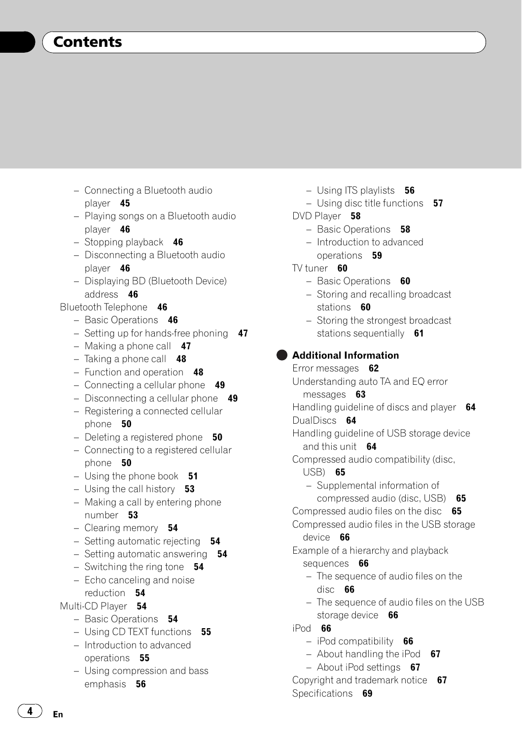# Contents

- Connecting a Bluetooth audio player **45**
- Playing songs on a Bluetooth audio player **46**
- Stopping playback **46**
- Disconnecting a Bluetooth audio player **46**
- Displaying BD (Bluetooth Device) address **46**

Bluetooth Telephone **46**

- Basic Operations **46**
- Setting up for hands-free phoning **47**
- Making a phone call **47**
- Taking a phone call **48**
- Function and operation **48**
- Connecting a cellular phone **49**
- Disconnecting a cellular phone **49**
- Registering a connected cellular phone **50**
- Deleting a registered phone **50**
- Connecting to a registered cellular phone **50**
- Using the phone book **51**
- Using the call history **53**
- Making a call by entering phone number **53**
- Clearing memory **54**
- Setting automatic rejecting **54**
- Setting automatic answering **54**
- Switching the ring tone **54**
- Echo canceling and noise reduction **54**

Multi-CD Player **54**

- Basic Operations **54**
- Using CD TEXT functions **55**
- Introduction to advanced operations **55**
- Using compression and bass emphasis **56**
- Using ITS playlists **56**
- Using disc title functions **57**

DVD Player **58**

- Basic Operations **58**
- Introduction to advanced operations **59**

TV tuner **60**

- Basic Operations **60**
- Storing and recalling broadcast stations **60**
- Storing the strongest broadcast stations sequentially **61**

## Additional Information

Error messages **62**

Understanding auto TA and EQ error messages **63**

Handling guideline of discs and player **64**

DualDiscs **64**

Handling guideline of USB storage device and this unit **64**

Compressed audio compatibility (disc, USB) **65**

- Supplemental information of compressed audio (disc, USB) **65**

Compressed audio files on the disc **65**

Compressed audio files in the USB storage device **66**

Example of a hierarchy and playback sequences **66**

- The sequence of audio files on the disc **66**
- The sequence of audio files on the USB storage device **66**

iPod **66**

- iPod compatibility **66**
- About handling the iPod **67**
- About iPod settings **67**

Copyright and trademark notice **67**

Specifications **69**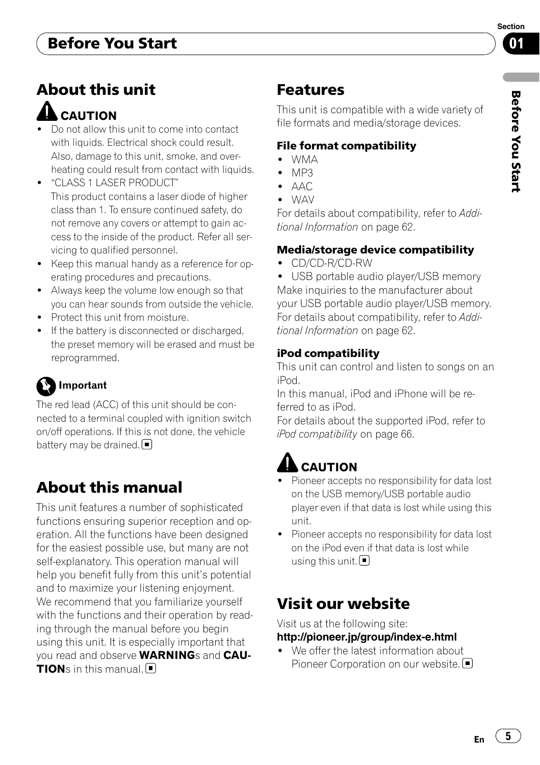## About this unit

**CAUTION**

- Do not allow this unit to come into contact with liquids. Electrical shock could result. Also, damage to this unit, smoke, and overheating could result from contact with liquids.
- "CLASS 1 LASER PRODUCT"
  This product contains a laser diode of higher class than 1. To ensure continued safety, do not remove any covers or attempt to gain access to the inside of the product. Refer all servicing to qualified personnel.
- Keep this manual handy as a reference for operating procedures and precautions.
- Always keep the volume low enough so that you can hear sounds from outside the vehicle.
- Protect this unit from moisture.
- If the battery is disconnected or discharged, the preset memory will be erased and must be reprogrammed.

**Important**

The red lead (ACC) of this unit should be connected to a terminal coupled with ignition switch on/off operations. If this is not done, the vehicle battery may be drained.

## About this manual

This unit features a number of sophisticated functions ensuring superior reception and operation. All the functions have been designed for the easiest possible use, but many are not self-explanatory. This operation manual will help you benefit fully from this unit's potential and to maximize your listening enjoyment.

We recommend that you familiarize yourself with the functions and their operation by reading through the manual before you begin using this unit. It is especially important that you read and observe **WARNING**s and **CAUTION**s in this manual.

## Features

This unit is compatible with a wide variety of file formats and media/storage devices.

### File format compatibility

- WMA
- MP3
- AAC
- WAV

For details about compatibility, refer to *Additional Information* on page 62.

### Media/storage device compatibility

- CD/CD-R/CD-RW
- USB portable audio player/USB memory

Make inquiries to the manufacturer about your USB portable audio player/USB memory. For details about compatibility, refer to *Additional Information* on page 62.

### iPod compatibility

This unit can control and listen to songs on an iPod.

In this manual, iPod and iPhone will be referred to as iPod.

For details about the supported iPod, refer to *iPod compatibility* on page 66.

**CAUTION**

- Pioneer accepts no responsibility for data lost on the USB memory/USB portable audio player even if that data is lost while using this unit.
- Pioneer accepts no responsibility for data lost on the iPod even if that data is lost while using this unit.

## Visit our website

Visit us at the following site:

**http://pioneer.jp/group/index-e.html**

- We offer the latest information about Pioneer Corporation on our website.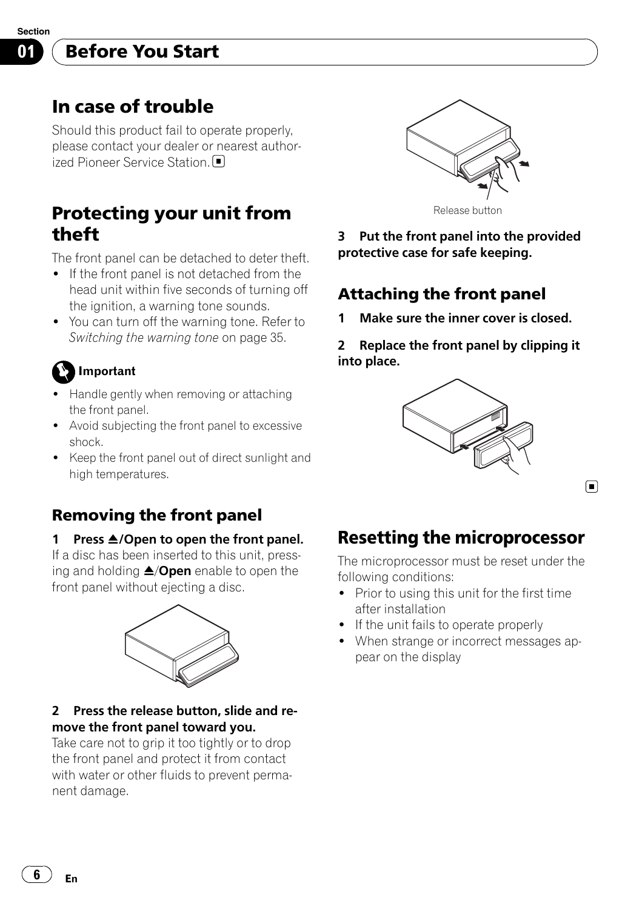## In case of trouble

Should this product fail to operate properly, please contact your dealer or nearest authorized Pioneer Service Station. ■

## Protecting your unit from theft

The front panel can be detached to deter theft.

- If the front panel is not detached from the head unit within five seconds of turning off the ignition, a warning tone sounds.
- You can turn off the warning tone. Refer to *Switching the warning tone* on page 35.

**Important**

- Handle gently when removing or attaching the front panel.
- Avoid subjecting the front panel to excessive shock.
- Keep the front panel out of direct sunlight and high temperatures.

### Removing the front panel

**1 Press ⏏/Open to open the front panel.**
If a disc has been inserted to this unit, pressing and holding **⏏/Open** enable to open the front panel without ejecting a disc.

**2 Press the release button, slide and remove the front panel toward you.**
Take care not to grip it too tightly or to drop the front panel and protect it from contact with water or other fluids to prevent permanent damage.

Release button

**3 Put the front panel into the provided protective case for safe keeping.**

### Attaching the front panel

**1 Make sure the inner cover is closed.**

**2 Replace the front panel by clipping it into place.**

■

## Resetting the microprocessor

The microprocessor must be reset under the following conditions:

- Prior to using this unit for the first time after installation
- If the unit fails to operate properly
- When strange or incorrect messages appear on the display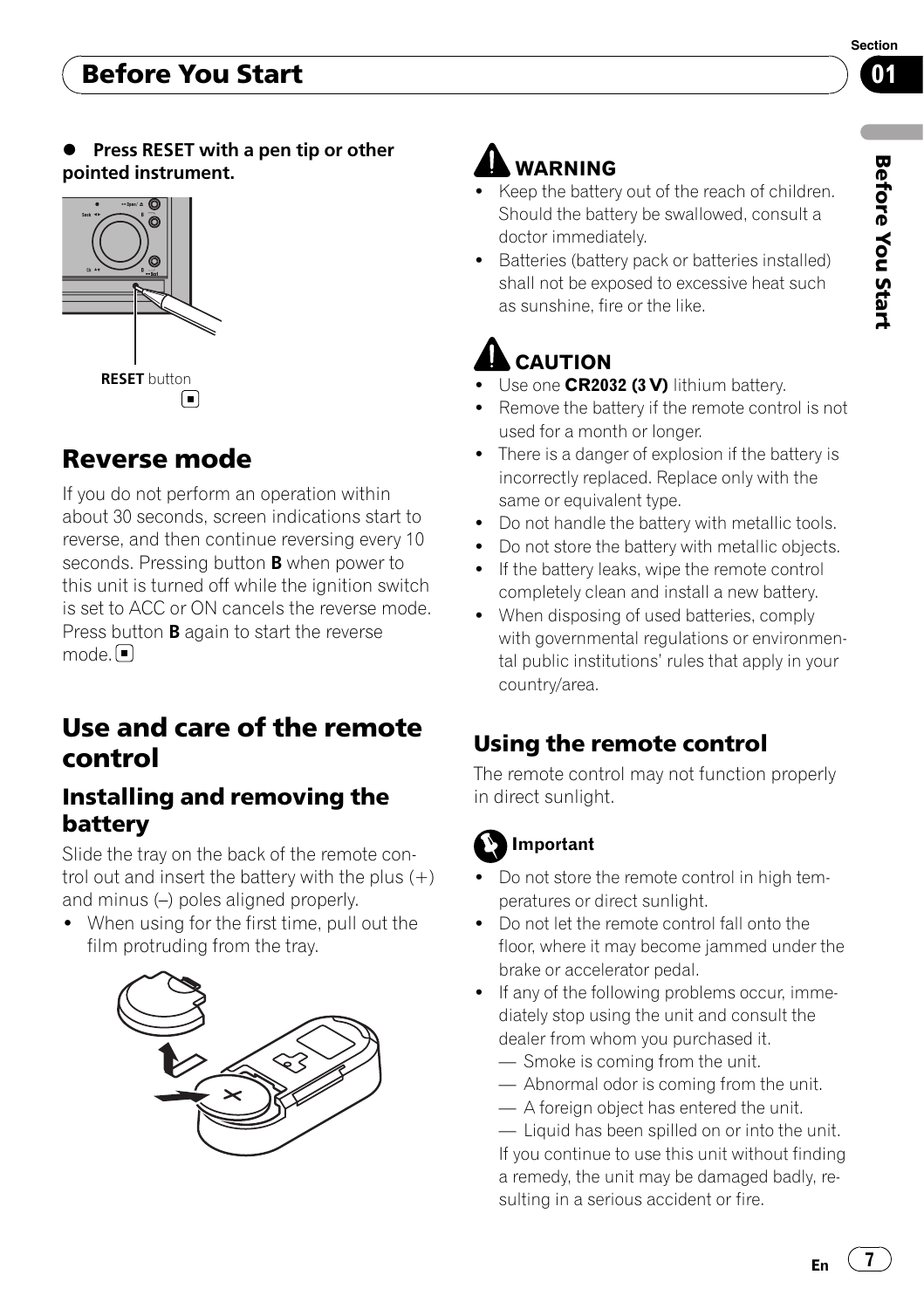- **Press RESET with a pen tip or other pointed instrument.**

**RESET** button

## Reverse mode

If you do not perform an operation within about 30 seconds, screen indications start to reverse, and then continue reversing every 10 seconds. Pressing button **B** when power to this unit is turned off while the ignition switch is set to ACC or ON cancels the reverse mode. Press button **B** again to start the reverse mode.

## Use and care of the remote control

### Installing and removing the battery

Slide the tray on the back of the remote control out and insert the battery with the plus (+) and minus (–) poles aligned properly.

- When using for the first time, pull out the film protruding from the tray.

**WARNING**

- Keep the battery out of the reach of children. Should the battery be swallowed, consult a doctor immediately.
- Batteries (battery pack or batteries installed) shall not be exposed to excessive heat such as sunshine, fire or the like.

**CAUTION**

- Use one **CR2032 (3 V)** lithium battery.
- Remove the battery if the remote control is not used for a month or longer.
- There is a danger of explosion if the battery is incorrectly replaced. Replace only with the same or equivalent type.
- Do not handle the battery with metallic tools.
- Do not store the battery with metallic objects.
- If the battery leaks, wipe the remote control completely clean and install a new battery.
- When disposing of used batteries, comply with governmental regulations or environmental public institutions' rules that apply in your country/area.

### Using the remote control

The remote control may not function properly in direct sunlight.

**Important**

- Do not store the remote control in high temperatures or direct sunlight.
- Do not let the remote control fall onto the floor, where it may become jammed under the brake or accelerator pedal.
- If any of the following problems occur, immediately stop using the unit and consult the dealer from whom you purchased it.
  - Smoke is coming from the unit.
  - Abnormal odor is coming from the unit.
  - A foreign object has entered the unit.
  - Liquid has been spilled on or into the unit.

  If you continue to use this unit without finding a remedy, the unit may be damaged badly, resulting in a serious accident or fire.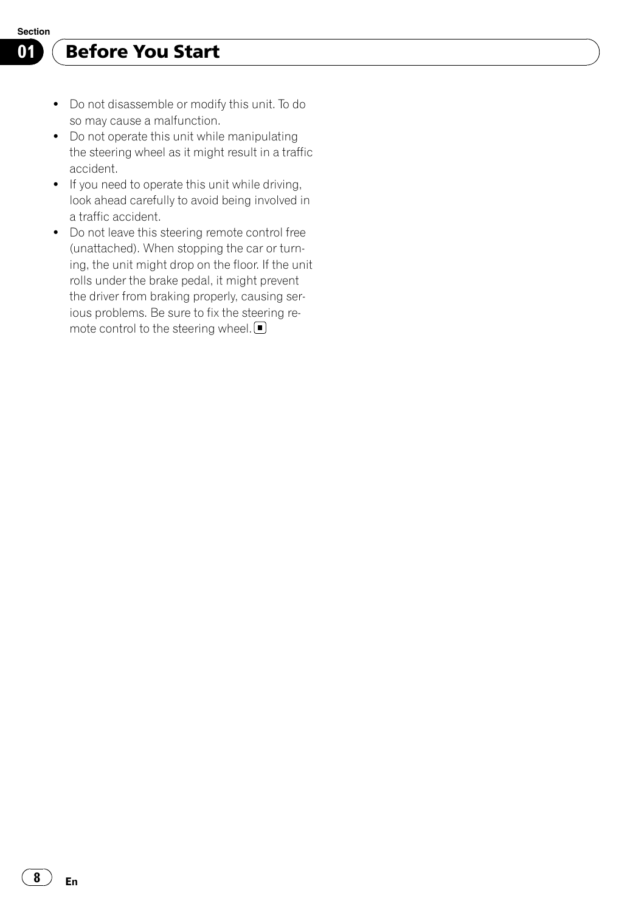- Do not disassemble or modify this unit. To do so may cause a malfunction.
- Do not operate this unit while manipulating the steering wheel as it might result in a traffic accident.
- If you need to operate this unit while driving, look ahead carefully to avoid being involved in a traffic accident.
- Do not leave this steering remote control free (unattached). When stopping the car or turning, the unit might drop on the floor. If the unit rolls under the brake pedal, it might prevent the driver from braking properly, causing serious problems. Be sure to fix the steering remote control to the steering wheel. ■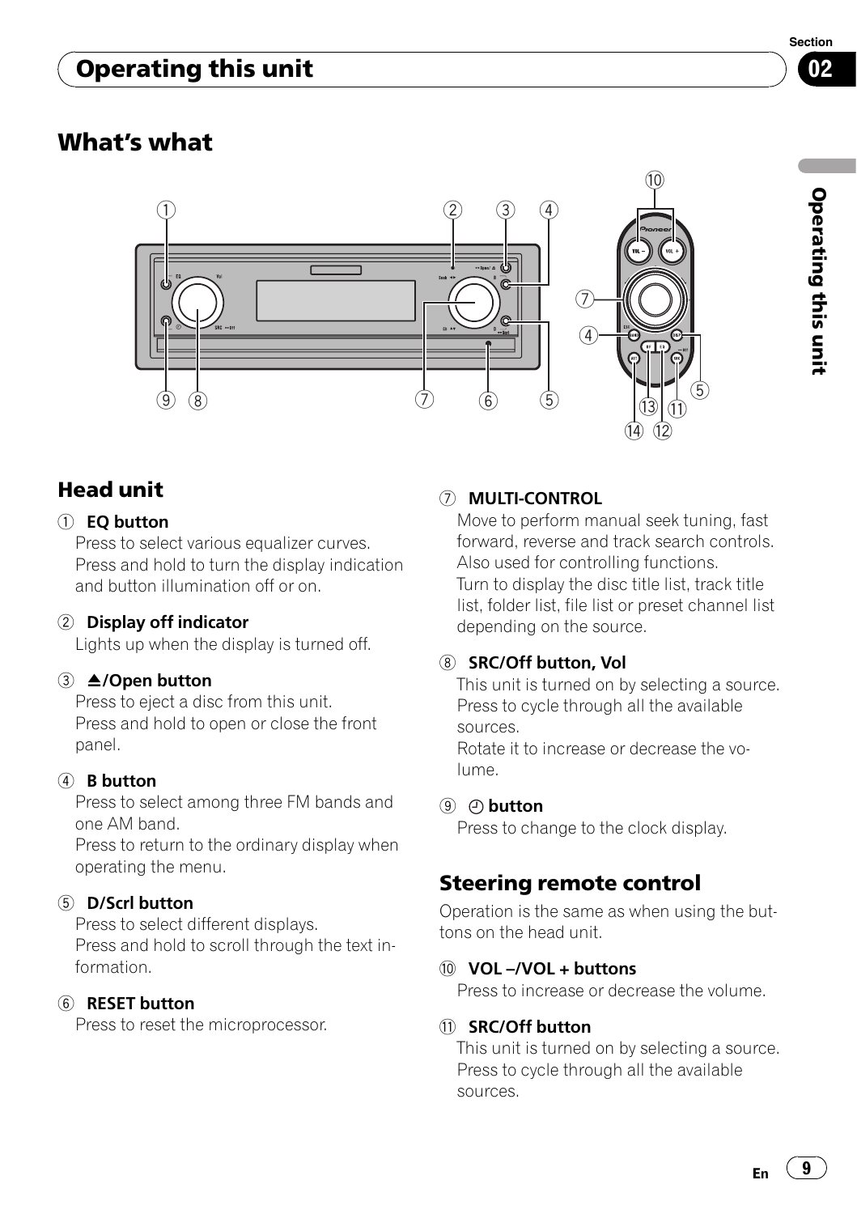# Operating this unit

## What's what

### Head unit

① **EQ button**
Press to select various equalizer curves.
Press and hold to turn the display indication and button illumination off or on.

② **Display off indicator**
Lights up when the display is turned off.

③ **⏏/Open button**
Press to eject a disc from this unit.
Press and hold to open or close the front panel.

④ **B button**
Press to select among three FM bands and one AM band.
Press to return to the ordinary display when operating the menu.

⑤ **D/Scrl button**
Press to select different displays.
Press and hold to scroll through the text information.

⑥ **RESET button**
Press to reset the microprocessor.

⑦ **MULTI-CONTROL**
Move to perform manual seek tuning, fast forward, reverse and track search controls. Also used for controlling functions.
Turn to display the disc title list, track title list, folder list, file list or preset channel list depending on the source.

⑧ **SRC/Off button, Vol**
This unit is turned on by selecting a source. Press to cycle through all the available sources.
Rotate it to increase or decrease the volume.

⑨ **◴ button**
Press to change to the clock display.

### Steering remote control

Operation is the same as when using the buttons on the head unit.

⑩ **VOL –/VOL + buttons**
Press to increase or decrease the volume.

⑪ **SRC/Off button**
This unit is turned on by selecting a source. Press to cycle through all the available sources.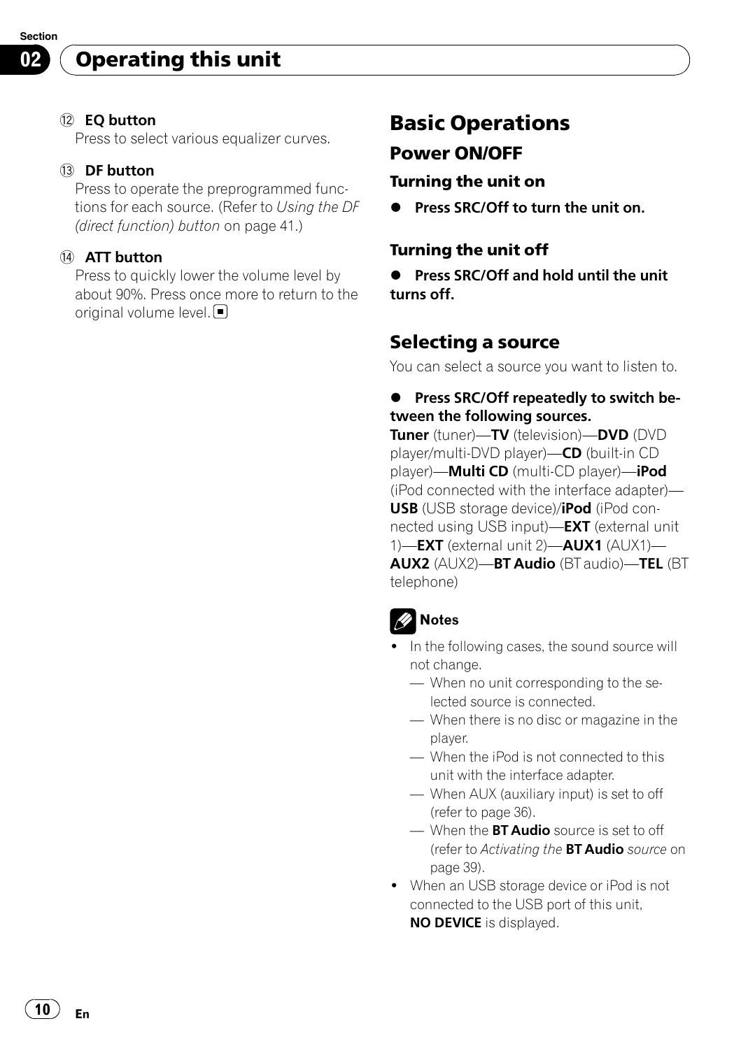## Operating this unit

⑫ **EQ button**

Press to select various equalizer curves.

⑬ **DF button**

Press to operate the preprogrammed functions for each source. (Refer to *Using the DF (direct function) button* on page 41.)

⑭ **ATT button**

Press to quickly lower the volume level by about 90%. Press once more to return to the original volume level. ■

# Basic Operations

## Power ON/OFF

### Turning the unit on

- **Press SRC/Off to turn the unit on.**

### Turning the unit off

- **Press SRC/Off and hold until the unit turns off.**

## Selecting a source

You can select a source you want to listen to.

- **Press SRC/Off repeatedly to switch between the following sources.**

**Tuner** (tuner)—**TV** (television)—**DVD** (DVD player/multi-DVD player)—**CD** (built-in CD player)—**Multi CD** (multi-CD player)—**iPod** (iPod connected with the interface adapter)—**USB** (USB storage device)/**iPod** (iPod connected using USB input)—**EXT** (external unit 1)—**EXT** (external unit 2)—**AUX1** (AUX1)—**AUX2** (AUX2)—**BT Audio** (BT audio)—**TEL** (BT telephone)

**Notes**

- In the following cases, the sound source will not change.
  - When no unit corresponding to the selected source is connected.
  - When there is no disc or magazine in the player.
  - When the iPod is not connected to this unit with the interface adapter.
  - When AUX (auxiliary input) is set to off (refer to page 36).
  - When the **BT Audio** source is set to off (refer to *Activating the* **BT Audio** *source* on page 39).
- When an USB storage device or iPod is not connected to the USB port of this unit, **NO DEVICE** is displayed.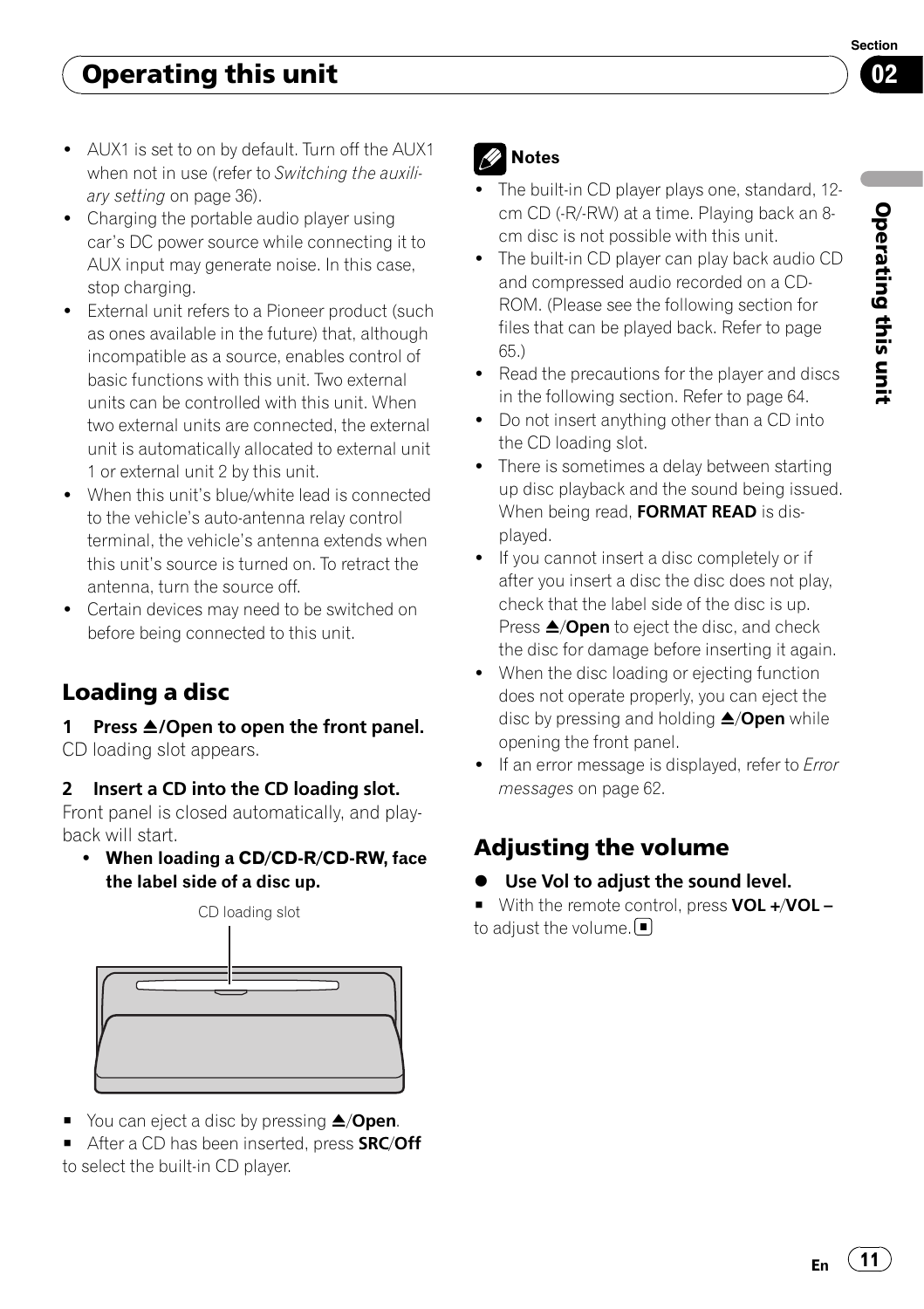- AUX1 is set to on by default. Turn off the AUX1 when not in use (refer to *Switching the auxiliary setting* on page 36).
- Charging the portable audio player using car's DC power source while connecting it to AUX input may generate noise. In this case, stop charging.
- External unit refers to a Pioneer product (such as ones available in the future) that, although incompatible as a source, enables control of basic functions with this unit. Two external units can be controlled with this unit. When two external units are connected, the external unit is automatically allocated to external unit 1 or external unit 2 by this unit.
- When this unit's blue/white lead is connected to the vehicle's auto-antenna relay control terminal, the vehicle's antenna extends when this unit's source is turned on. To retract the antenna, turn the source off.
- Certain devices may need to be switched on before being connected to this unit.

## Loading a disc

**1 Press ⏏/Open to open the front panel.**
CD loading slot appears.

**2 Insert a CD into the CD loading slot.**
Front panel is closed automatically, and playback will start.

- **When loading a CD/CD-R/CD-RW, face the label side of a disc up.**

CD loading slot

■ You can eject a disc by pressing ⏏/**Open**.

■ After a CD has been inserted, press **SRC**/**Off** to select the built-in CD player.

### Notes

- The built-in CD player plays one, standard, 12-cm CD (-R/-RW) at a time. Playing back an 8-cm disc is not possible with this unit.
- The built-in CD player can play back audio CD and compressed audio recorded on a CD-ROM. (Please see the following section for files that can be played back. Refer to page 65.)
- Read the precautions for the player and discs in the following section. Refer to page 64.
- Do not insert anything other than a CD into the CD loading slot.
- There is sometimes a delay between starting up disc playback and the sound being issued. When being read, **FORMAT READ** is displayed.
- If you cannot insert a disc completely or if after you insert a disc the disc does not play, check that the label side of the disc is up. Press ⏏/**Open** to eject the disc, and check the disc for damage before inserting it again.
- When the disc loading or ejecting function does not operate properly, you can eject the disc by pressing and holding ⏏/**Open** while opening the front panel.
- If an error message is displayed, refer to *Error messages* on page 62.

## Adjusting the volume

- **Use Vol to adjust the sound level.**

■ With the remote control, press **VOL +**/**VOL –** to adjust the volume.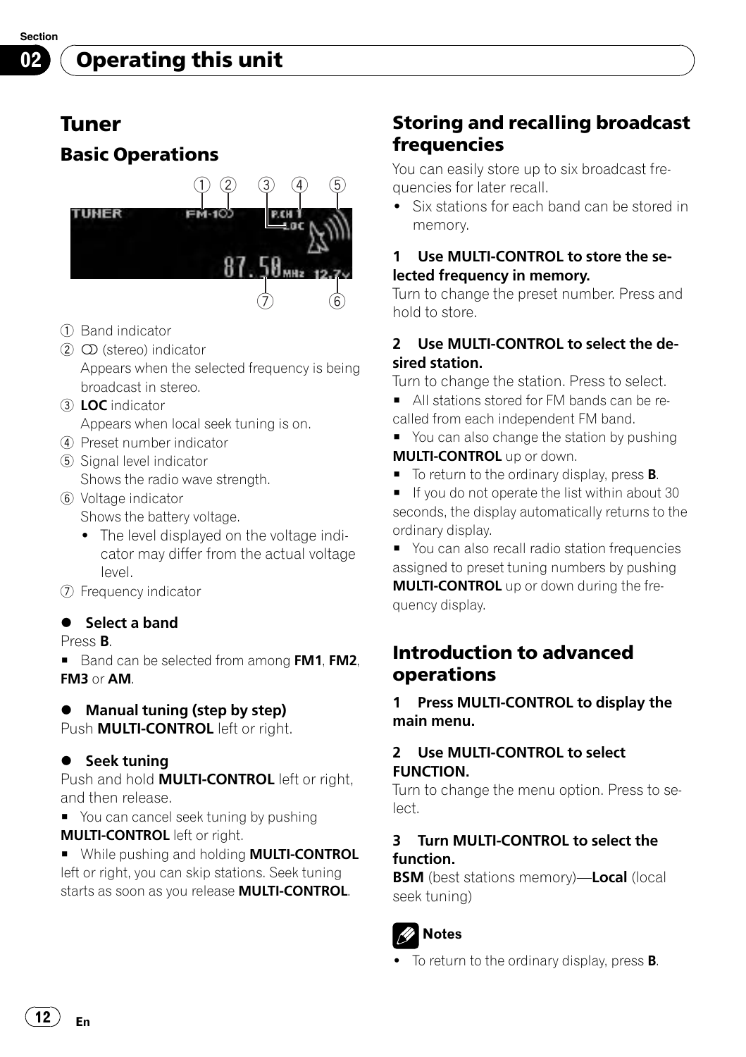# Operating this unit

## Tuner

### Basic Operations

① Band indicator
② ○○ (stereo) indicator
Appears when the selected frequency is being broadcast in stereo.
③ **LOC** indicator
Appears when local seek tuning is on.
④ Preset number indicator
⑤ Signal level indicator
Shows the radio wave strength.
⑥ Voltage indicator
Shows the battery voltage.
- The level displayed on the voltage indicator may differ from the actual voltage level.

⑦ Frequency indicator

- **Select a band**

Press **B**.
- Band can be selected from among **FM1**, **FM2**, **FM3** or **AM**.

- **Manual tuning (step by step)**

Push **MULTI-CONTROL** left or right.

- **Seek tuning**

Push and hold **MULTI-CONTROL** left or right, and then release.
- You can cancel seek tuning by pushing **MULTI-CONTROL** left or right.
- While pushing and holding **MULTI-CONTROL** left or right, you can skip stations. Seek tuning starts as soon as you release **MULTI-CONTROL**.

### Storing and recalling broadcast frequencies

You can easily store up to six broadcast frequencies for later recall.
- Six stations for each band can be stored in memory.

**1 Use MULTI-CONTROL to store the selected frequency in memory.**
Turn to change the preset number. Press and hold to store.

**2 Use MULTI-CONTROL to select the desired station.**
Turn to change the station. Press to select.
- All stations stored for FM bands can be recalled from each independent FM band.
- You can also change the station by pushing **MULTI-CONTROL** up or down.
- To return to the ordinary display, press **B**.
- If you do not operate the list within about 30 seconds, the display automatically returns to the ordinary display.
- You can also recall radio station frequencies assigned to preset tuning numbers by pushing **MULTI-CONTROL** up or down during the frequency display.

### Introduction to advanced operations

**1 Press MULTI-CONTROL to display the main menu.**

**2 Use MULTI-CONTROL to select FUNCTION.**
Turn to change the menu option. Press to select.

**3 Turn MULTI-CONTROL to select the function.**
**BSM** (best stations memory)—**Local** (local seek tuning)

**Notes**
- To return to the ordinary display, press **B**.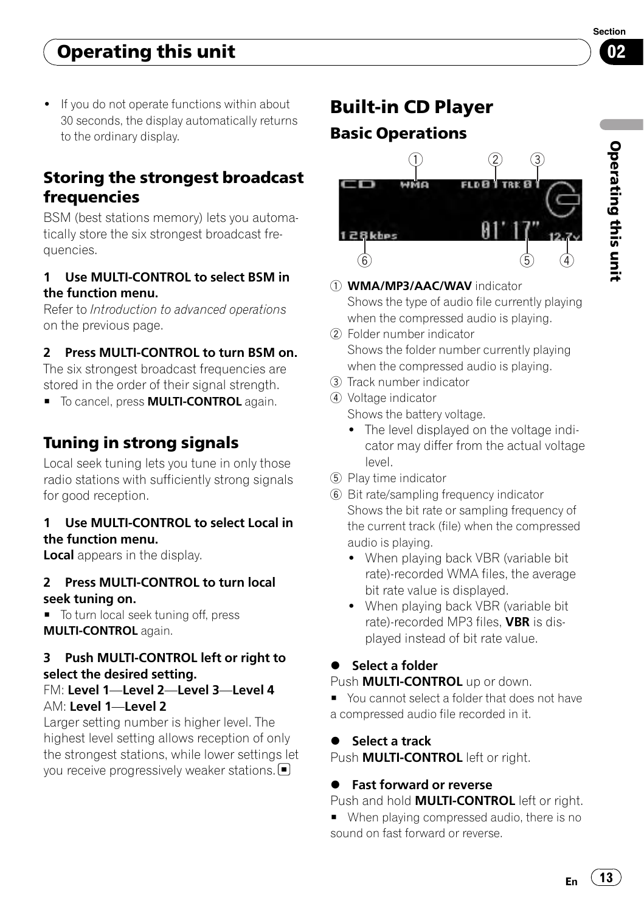- If you do not operate functions within about 30 seconds, the display automatically returns to the ordinary display.

## Storing the strongest broadcast frequencies

BSM (best stations memory) lets you automatically store the six strongest broadcast frequencies.

**1 Use MULTI-CONTROL to select BSM in the function menu.**

Refer to *Introduction to advanced operations* on the previous page.

**2 Press MULTI-CONTROL to turn BSM on.**

The six strongest broadcast frequencies are stored in the order of their signal strength.

■ To cancel, press **MULTI-CONTROL** again.

## Tuning in strong signals

Local seek tuning lets you tune in only those radio stations with sufficiently strong signals for good reception.

**1 Use MULTI-CONTROL to select Local in the function menu.**

**Local** appears in the display.

**2 Press MULTI-CONTROL to turn local seek tuning on.**

■ To turn local seek tuning off, press **MULTI-CONTROL** again.

**3 Push MULTI-CONTROL left or right to select the desired setting.**

FM: **Level 1**—**Level 2**—**Level 3**—**Level 4**

AM: **Level 1**—**Level 2**

Larger setting number is higher level. The highest level setting allows reception of only the strongest stations, while lower settings let you receive progressively weaker stations. ■

# Built-in CD Player

## Basic Operations

① **WMA/MP3/AAC/WAV** indicator
Shows the type of audio file currently playing when the compressed audio is playing.

② Folder number indicator
Shows the folder number currently playing when the compressed audio is playing.

③ Track number indicator

④ Voltage indicator
Shows the battery voltage.
- The level displayed on the voltage indicator may differ from the actual voltage level.

⑤ Play time indicator

⑥ Bit rate/sampling frequency indicator
Shows the bit rate or sampling frequency of the current track (file) when the compressed audio is playing.
- When playing back VBR (variable bit rate)-recorded WMA files, the average bit rate value is displayed.
- When playing back VBR (variable bit rate)-recorded MP3 files, **VBR** is displayed instead of bit rate value.

● **Select a folder**

Push **MULTI-CONTROL** up or down.

■ You cannot select a folder that does not have a compressed audio file recorded in it.

● **Select a track**

Push **MULTI-CONTROL** left or right.

● **Fast forward or reverse**

Push and hold **MULTI-CONTROL** left or right.

■ When playing compressed audio, there is no sound on fast forward or reverse.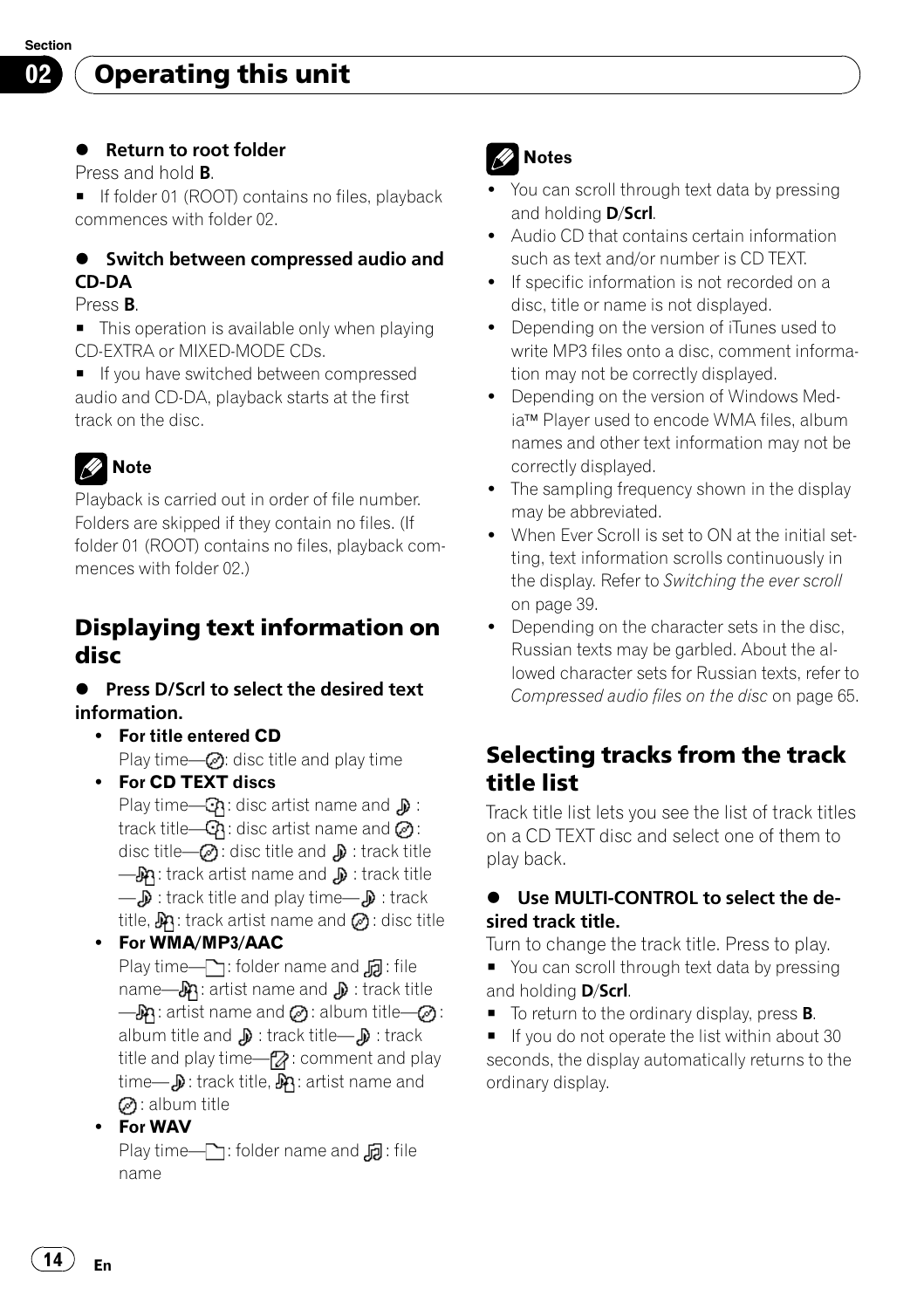## Operating this unit

- **Return to root folder**

Press and hold **B**.

■ If folder 01 (ROOT) contains no files, playback commences with folder 02.

- **Switch between compressed audio and CD-DA**

Press **B**.

■ This operation is available only when playing CD-EXTRA or MIXED-MODE CDs.

■ If you have switched between compressed audio and CD-DA, playback starts at the first track on the disc.

**Note**

Playback is carried out in order of file number. Folders are skipped if they contain no files. (If folder 01 (ROOT) contains no files, playback commences with folder 02.)

## Displaying text information on disc

- **Press D/Scrl to select the desired text information.**
  - **For title entered CD**
  
    Play time—: disc title and play time
  - **For CD TEXT discs**
  
    Play time—: disc artist name and : track title—: disc artist name and : disc title—: disc title and : track title—: track artist name and : track title—: track title and play time—: track title, : track artist name and : disc title
  - **For WMA/MP3/AAC**
  
    Play time—: folder name and : file name—: artist name and : track title—: artist name and : album title—: album title and : track title—: track title and play time—: comment and play time—: track title, : artist name and : album title
  - **For WAV**
  
    Play time—: folder name and : file name

**Notes**

- You can scroll through text data by pressing and holding **D**/**Scrl**.
- Audio CD that contains certain information such as text and/or number is CD TEXT.
- If specific information is not recorded on a disc, title or name is not displayed.
- Depending on the version of iTunes used to write MP3 files onto a disc, comment information may not be correctly displayed.
- Depending on the version of Windows Media™ Player used to encode WMA files, album names and other text information may not be correctly displayed.
- The sampling frequency shown in the display may be abbreviated.
- When Ever Scroll is set to ON at the initial setting, text information scrolls continuously in the display. Refer to *Switching the ever scroll* on page 39.
- Depending on the character sets in the disc, Russian texts may be garbled. About the allowed character sets for Russian texts, refer to *Compressed audio files on the disc* on page 65.

## Selecting tracks from the track title list

Track title list lets you see the list of track titles on a CD TEXT disc and select one of them to play back.

- **Use MULTI-CONTROL to select the desired track title.**

Turn to change the track title. Press to play.

■ You can scroll through text data by pressing and holding **D**/**Scrl**.

■ To return to the ordinary display, press **B**.

■ If you do not operate the list within about 30 seconds, the display automatically returns to the ordinary display.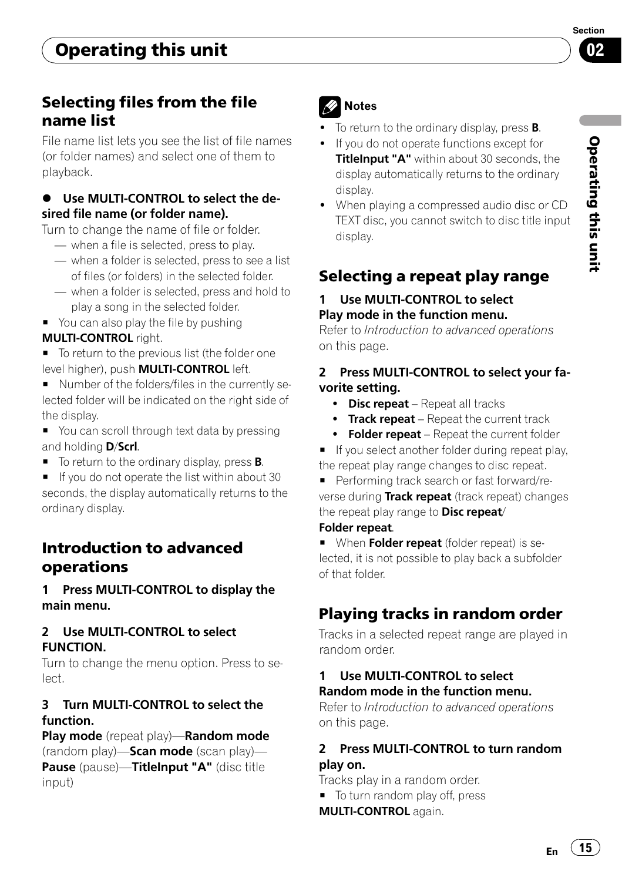## Selecting files from the file name list

File name list lets you see the list of file names (or folder names) and select one of them to playback.

- **Use MULTI-CONTROL to select the desired file name (or folder name).**

Turn to change the name of file or folder.

- — when a file is selected, press to play.
- — when a folder is selected, press to see a list of files (or folders) in the selected folder.
- — when a folder is selected, press and hold to play a song in the selected folder.

■ You can also play the file by pushing **MULTI-CONTROL** right.

■ To return to the previous list (the folder one level higher), push **MULTI-CONTROL** left.

■ Number of the folders/files in the currently selected folder will be indicated on the right side of the display.

■ You can scroll through text data by pressing and holding **D**/**Scrl**.

■ To return to the ordinary display, press **B**.

■ If you do not operate the list within about 30 seconds, the display automatically returns to the ordinary display.

## Introduction to advanced operations

**1 Press MULTI-CONTROL to display the main menu.**

**2 Use MULTI-CONTROL to select FUNCTION.**

Turn to change the menu option. Press to select.

**3 Turn MULTI-CONTROL to select the function.**

**Play mode** (repeat play)—**Random mode** (random play)—**Scan mode** (scan play)—**Pause** (pause)—**TitleInput "A"** (disc title input)

**Notes**

- To return to the ordinary display, press **B**.
- If you do not operate functions except for **TitleInput "A"** within about 30 seconds, the display automatically returns to the ordinary display.
- When playing a compressed audio disc or CD TEXT disc, you cannot switch to disc title input display.

## Selecting a repeat play range

**1 Use MULTI-CONTROL to select Play mode in the function menu.**

Refer to *Introduction to advanced operations* on this page.

**2 Press MULTI-CONTROL to select your favorite setting.**

- **Disc repeat** – Repeat all tracks
- **Track repeat** – Repeat the current track
- **Folder repeat** – Repeat the current folder

■ If you select another folder during repeat play, the repeat play range changes to disc repeat.

■ Performing track search or fast forward/reverse during **Track repeat** (track repeat) changes the repeat play range to **Disc repeat**/**Folder repeat**.

■ When **Folder repeat** (folder repeat) is selected, it is not possible to play back a subfolder of that folder.

## Playing tracks in random order

Tracks in a selected repeat range are played in random order.

**1 Use MULTI-CONTROL to select Random mode in the function menu.**

Refer to *Introduction to advanced operations* on this page.

**2 Press MULTI-CONTROL to turn random play on.**

Tracks play in a random order.

■ To turn random play off, press **MULTI-CONTROL** again.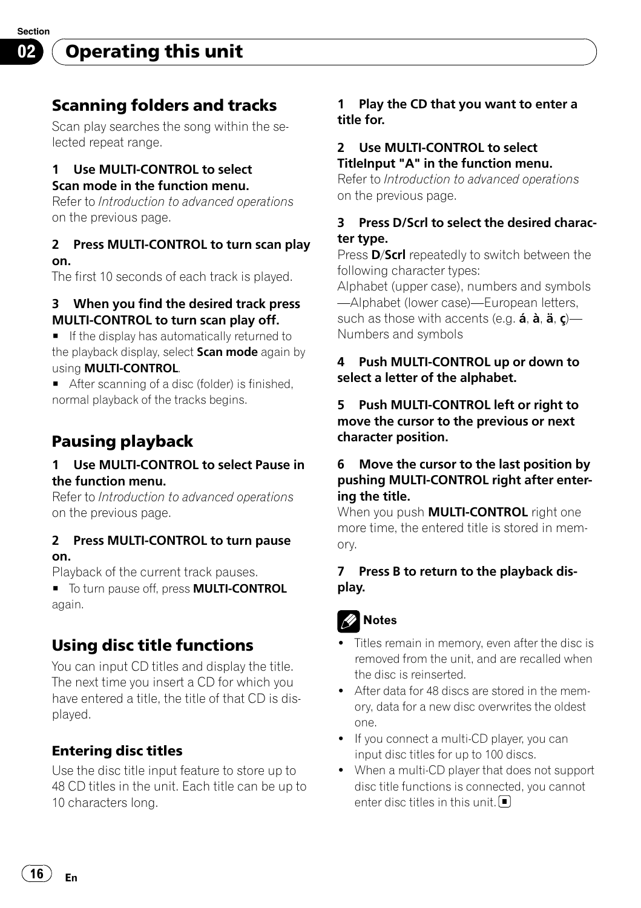# Operating this unit

## Scanning folders and tracks

Scan play searches the song within the selected repeat range.

**1 Use MULTI-CONTROL to select Scan mode in the function menu.**

Refer to *Introduction to advanced operations* on the previous page.

**2 Press MULTI-CONTROL to turn scan play on.**

The first 10 seconds of each track is played.

**3 When you find the desired track press MULTI-CONTROL to turn scan play off.**

- If the display has automatically returned to the playback display, select **Scan mode** again by using **MULTI-CONTROL**.
- After scanning of a disc (folder) is finished, normal playback of the tracks begins.

## Pausing playback

**1 Use MULTI-CONTROL to select Pause in the function menu.**

Refer to *Introduction to advanced operations* on the previous page.

**2 Press MULTI-CONTROL to turn pause on.**

Playback of the current track pauses.

- To turn pause off, press **MULTI-CONTROL** again.

## Using disc title functions

You can input CD titles and display the title. The next time you insert a CD for which you have entered a title, the title of that CD is displayed.

### Entering disc titles

Use the disc title input feature to store up to 48 CD titles in the unit. Each title can be up to 10 characters long.

**1 Play the CD that you want to enter a title for.**

**2 Use MULTI-CONTROL to select TitleInput "A" in the function menu.**

Refer to *Introduction to advanced operations* on the previous page.

**3 Press D/Scrl to select the desired character type.**

Press **D**/**Scrl** repeatedly to switch between the following character types:

Alphabet (upper case), numbers and symbols—Alphabet (lower case)—European letters, such as those with accents (e.g. **á**, **à**, **ä**, **ç**)—Numbers and symbols

**4 Push MULTI-CONTROL up or down to select a letter of the alphabet.**

**5 Push MULTI-CONTROL left or right to move the cursor to the previous or next character position.**

**6 Move the cursor to the last position by pushing MULTI-CONTROL right after entering the title.**

When you push **MULTI-CONTROL** right one more time, the entered title is stored in memory.

**7 Press B to return to the playback display.**

**Notes**

- Titles remain in memory, even after the disc is removed from the unit, and are recalled when the disc is reinserted.
- After data for 48 discs are stored in the memory, data for a new disc overwrites the oldest one.
- If you connect a multi-CD player, you can input disc titles for up to 100 discs.
- When a multi-CD player that does not support disc title functions is connected, you cannot enter disc titles in this unit.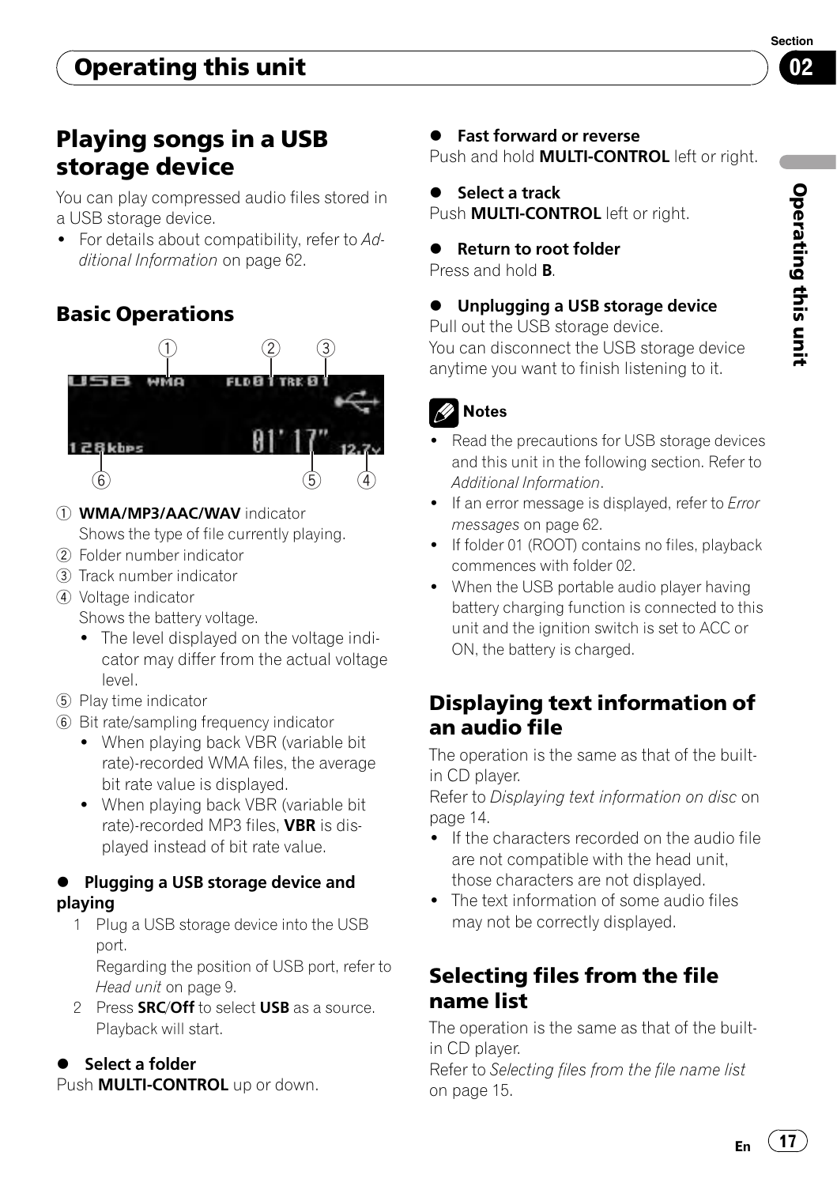# Playing songs in a USB storage device

You can play compressed audio files stored in a USB storage device.

- For details about compatibility, refer to *Additional Information* on page 62.

## Basic Operations

1. **WMA/MP3/AAC/WAV** indicator
   Shows the type of file currently playing.
2. Folder number indicator
3. Track number indicator
4. Voltage indicator
   Shows the battery voltage.
   - The level displayed on the voltage indicator may differ from the actual voltage level.
5. Play time indicator
6. Bit rate/sampling frequency indicator
   - When playing back VBR (variable bit rate)-recorded WMA files, the average bit rate value is displayed.
   - When playing back VBR (variable bit rate)-recorded MP3 files, **VBR** is displayed instead of bit rate value.

### Plugging a USB storage device and playing

1. Plug a USB storage device into the USB port.
   Regarding the position of USB port, refer to *Head unit* on page 9.
2. Press **SRC**/**Off** to select **USB** as a source.
   Playback will start.

### Select a folder

Push **MULTI-CONTROL** up or down.

### Fast forward or reverse

Push and hold **MULTI-CONTROL** left or right.

### Select a track

Push **MULTI-CONTROL** left or right.

### Return to root folder

Press and hold **B**.

### Unplugging a USB storage device

Pull out the USB storage device.
You can disconnect the USB storage device anytime you want to finish listening to it.

**Notes**

- Read the precautions for USB storage devices and this unit in the following section. Refer to *Additional Information*.
- If an error message is displayed, refer to *Error messages* on page 62.
- If folder 01 (ROOT) contains no files, playback commences with folder 02.
- When the USB portable audio player having battery charging function is connected to this unit and the ignition switch is set to ACC or ON, the battery is charged.

## Displaying text information of an audio file

The operation is the same as that of the built-in CD player.
Refer to *Displaying text information on disc* on page 14.

- If the characters recorded on the audio file are not compatible with the head unit, those characters are not displayed.
- The text information of some audio files may not be correctly displayed.

## Selecting files from the file name list

The operation is the same as that of the built-in CD player.
Refer to *Selecting files from the file name list* on page 15.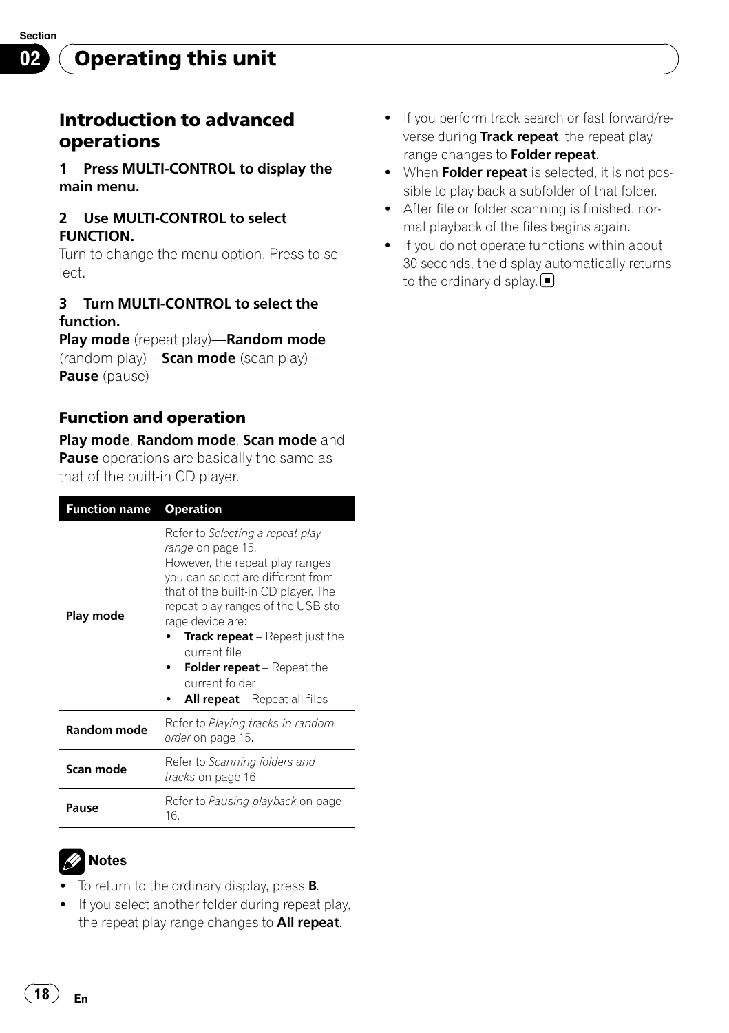## Operating this unit

### Introduction to advanced operations

**1 Press MULTI-CONTROL to display the main menu.**

**2 Use MULTI-CONTROL to select FUNCTION.**

Turn to change the menu option. Press to select.

**3 Turn MULTI-CONTROL to select the function.**

**Play mode** (repeat play)—**Random mode** (random play)—**Scan mode** (scan play)—**Pause** (pause)

#### Function and operation

**Play mode**, **Random mode**, **Scan mode** and **Pause** operations are basically the same as that of the built-in CD player.

| Function name | Operation |
|---|---|
| **Play mode** | Refer to *Selecting a repeat play range* on page 15.<br>However, the repeat play ranges you can select are different from that of the built-in CD player. The repeat play ranges of the USB storage device are:<br>• **Track repeat** – Repeat just the current file<br>• **Folder repeat** – Repeat the current folder<br>• **All repeat** – Repeat all files |
| **Random mode** | Refer to *Playing tracks in random order* on page 15. |
| **Scan mode** | Refer to *Scanning folders and tracks* on page 16. |
| **Pause** | Refer to *Pausing playback* on page 16. |

**Notes**

- To return to the ordinary display, press **B**.
- If you select another folder during repeat play, the repeat play range changes to **All repeat**.
- If you perform track search or fast forward/reverse during **Track repeat**, the repeat play range changes to **Folder repeat**.
- When **Folder repeat** is selected, it is not possible to play back a subfolder of that folder.
- After file or folder scanning is finished, normal playback of the files begins again.
- If you do not operate functions within about 30 seconds, the display automatically returns to the ordinary display.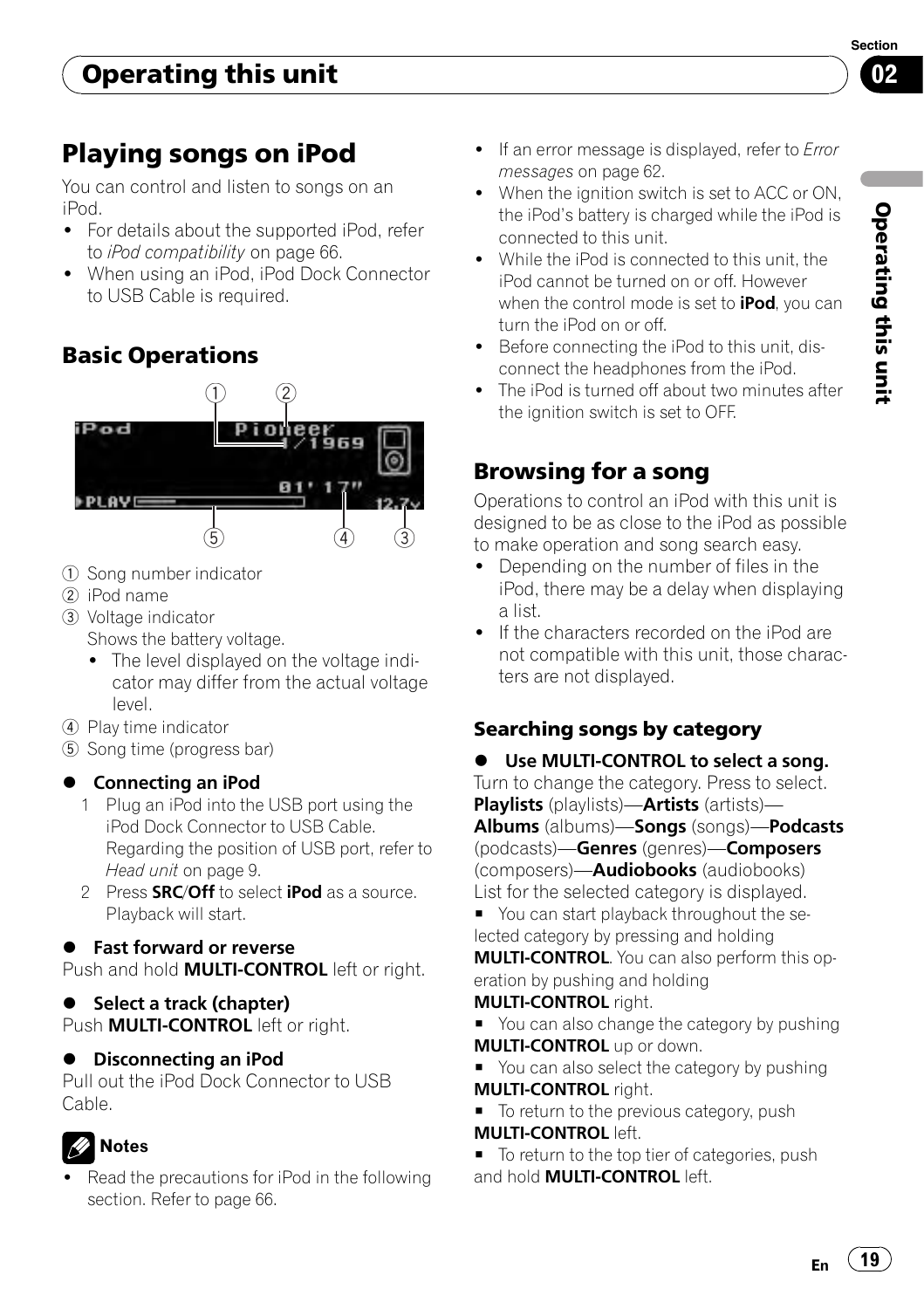# Playing songs on iPod

You can control and listen to songs on an iPod.

- For details about the supported iPod, refer to *iPod compatibility* on page 66.
- When using an iPod, iPod Dock Connector to USB Cable is required.

## Basic Operations

1. Song number indicator
2. iPod name
3. Voltage indicator
   Shows the battery voltage.
   - The level displayed on the voltage indicator may differ from the actual voltage level.
4. Play time indicator
5. Song time (progress bar)

### ● Connecting an iPod

1. Plug an iPod into the USB port using the iPod Dock Connector to USB Cable.
   Regarding the position of USB port, refer to *Head unit* on page 9.
2. Press **SRC**/**Off** to select **iPod** as a source.
   Playback will start.

### ● Fast forward or reverse

Push and hold **MULTI-CONTROL** left or right.

### ● Select a track (chapter)

Push **MULTI-CONTROL** left or right.

### ● Disconnecting an iPod

Pull out the iPod Dock Connector to USB Cable.

**Notes**

- Read the precautions for iPod in the following section. Refer to page 66.
- If an error message is displayed, refer to *Error messages* on page 62.
- When the ignition switch is set to ACC or ON, the iPod's battery is charged while the iPod is connected to this unit.
- While the iPod is connected to this unit, the iPod cannot be turned on or off. However when the control mode is set to **iPod**, you can turn the iPod on or off.
- Before connecting the iPod to this unit, disconnect the headphones from the iPod.
- The iPod is turned off about two minutes after the ignition switch is set to OFF.

## Browsing for a song

Operations to control an iPod with this unit is designed to be as close to the iPod as possible to make operation and song search easy.

- Depending on the number of files in the iPod, there may be a delay when displaying a list.
- If the characters recorded on the iPod are not compatible with this unit, those characters are not displayed.

### Searching songs by category

● **Use MULTI-CONTROL to select a song.**

Turn to change the category. Press to select.
**Playlists** (playlists)—**Artists** (artists)—**Albums** (albums)—**Songs** (songs)—**Podcasts** (podcasts)—**Genres** (genres)—**Composers** (composers)—**Audiobooks** (audiobooks)
List for the selected category is displayed.

- You can start playback throughout the selected category by pressing and holding **MULTI-CONTROL**. You can also perform this operation by pushing and holding **MULTI-CONTROL** right.
- You can also change the category by pushing **MULTI-CONTROL** up or down.
- You can also select the category by pushing **MULTI-CONTROL** right.
- To return to the previous category, push **MULTI-CONTROL** left.
- To return to the top tier of categories, push and hold **MULTI-CONTROL** left.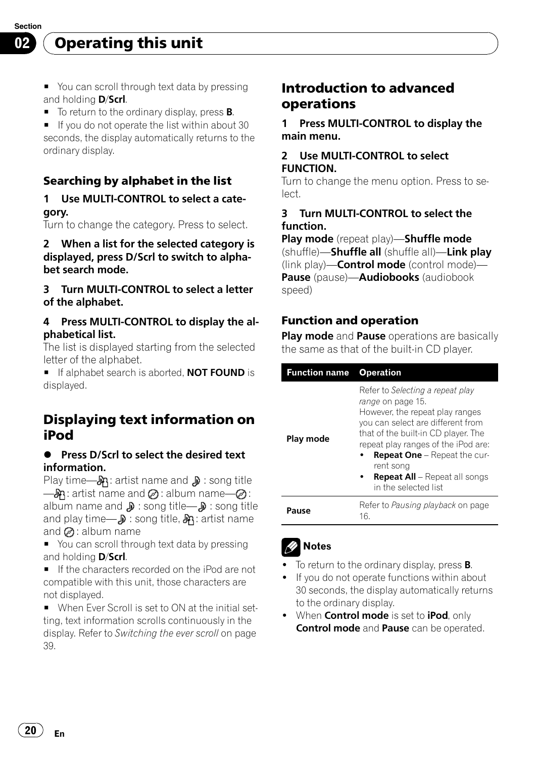## Operating this unit

- You can scroll through text data by pressing and holding **D**/**Scrl**.
- To return to the ordinary display, press **B**.
- If you do not operate the list within about 30 seconds, the display automatically returns to the ordinary display.

### Searching by alphabet in the list

**1 Use MULTI-CONTROL to select a category.**

Turn to change the category. Press to select.

**2 When a list for the selected category is displayed, press D/Scrl to switch to alphabet search mode.**

**3 Turn MULTI-CONTROL to select a letter of the alphabet.**

**4 Press MULTI-CONTROL to display the alphabetical list.**

The list is displayed starting from the selected letter of the alphabet.

- If alphabet search is aborted, **NOT FOUND** is displayed.

## Displaying text information on iPod

- **Press D/Scrl to select the desired text information.**

Play time—: artist name and : song title—: artist name and : album name—: album name and : song title—: song title and play time—: song title, : artist name and : album name

- You can scroll through text data by pressing and holding **D**/**Scrl**.
- If the characters recorded on the iPod are not compatible with this unit, those characters are not displayed.
- When Ever Scroll is set to ON at the initial setting, text information scrolls continuously in the display. Refer to *Switching the ever scroll* on page 39.

## Introduction to advanced operations

**1 Press MULTI-CONTROL to display the main menu.**

**2 Use MULTI-CONTROL to select FUNCTION.**

Turn to change the menu option. Press to select.

**3 Turn MULTI-CONTROL to select the function.**

**Play mode** (repeat play)—**Shuffle mode** (shuffle)—**Shuffle all** (shuffle all)—**Link play** (link play)—**Control mode** (control mode)—**Pause** (pause)—**Audiobooks** (audiobook speed)

### Function and operation

**Play mode** and **Pause** operations are basically the same as that of the built-in CD player.

| Function name | Operation |
|---|---|
| Play mode | Refer to *Selecting a repeat play range* on page 15.<br>However, the repeat play ranges you can select are different from that of the built-in CD player. The repeat play ranges of the iPod are:<br>• **Repeat One** – Repeat the current song<br>• **Repeat All** – Repeat all songs in the selected list |
| Pause | Refer to *Pausing playback* on page 16. |

**Notes**

- To return to the ordinary display, press **B**.
- If you do not operate functions within about 30 seconds, the display automatically returns to the ordinary display.
- When **Control mode** is set to **iPod**, only **Control mode** and **Pause** can be operated.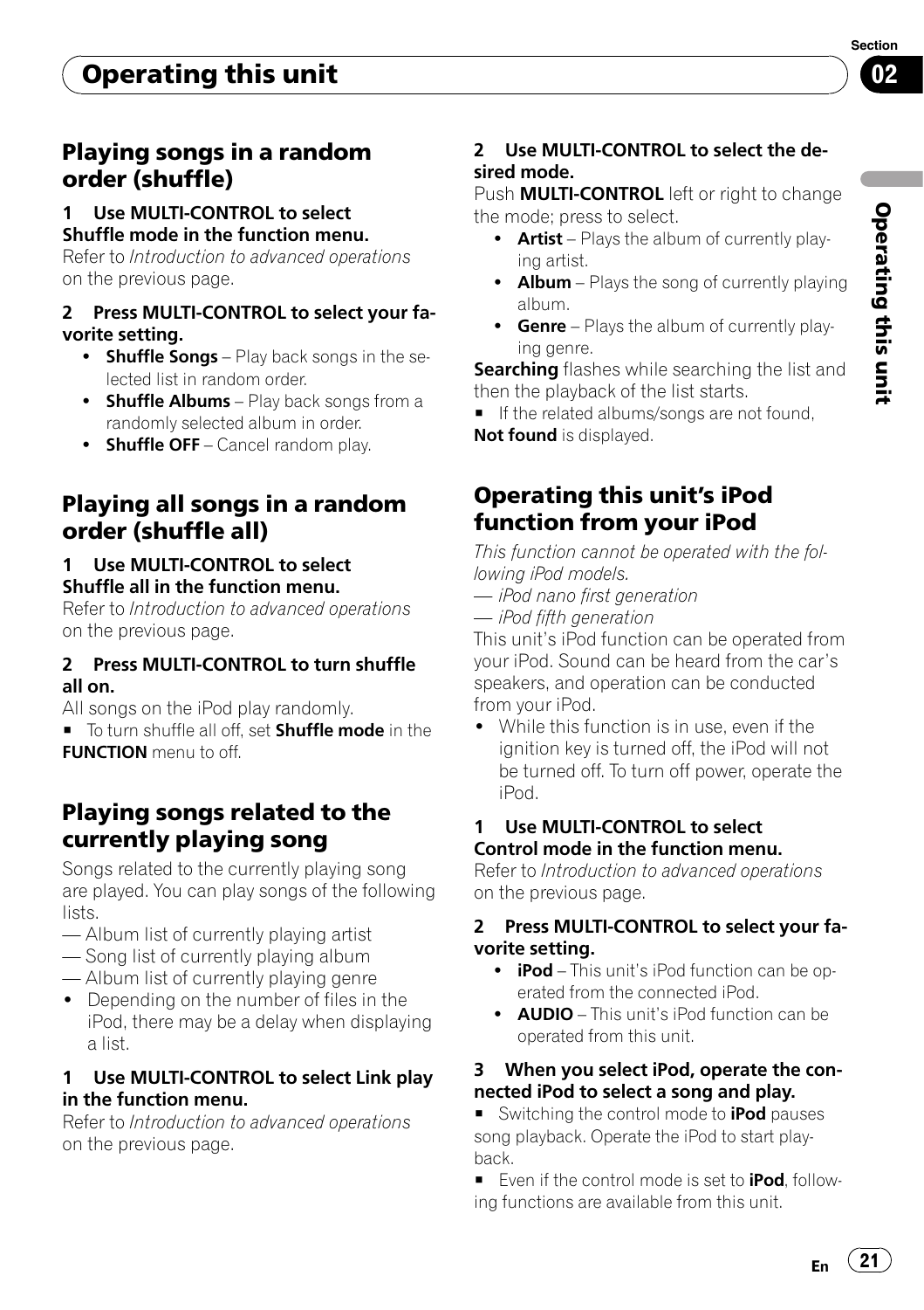## Playing songs in a random order (shuffle)

**1 Use MULTI-CONTROL to select Shuffle mode in the function menu.**

Refer to *Introduction to advanced operations* on the previous page.

**2 Press MULTI-CONTROL to select your favorite setting.**

- **Shuffle Songs** – Play back songs in the selected list in random order.
- **Shuffle Albums** – Play back songs from a randomly selected album in order.
- **Shuffle OFF** – Cancel random play.

## Playing all songs in a random order (shuffle all)

**1 Use MULTI-CONTROL to select Shuffle all in the function menu.**

Refer to *Introduction to advanced operations* on the previous page.

**2 Press MULTI-CONTROL to turn shuffle all on.**

All songs on the iPod play randomly.

■ To turn shuffle all off, set **Shuffle mode** in the **FUNCTION** menu to off.

## Playing songs related to the currently playing song

Songs related to the currently playing song are played. You can play songs of the following lists.

— Album list of currently playing artist
— Song list of currently playing album
— Album list of currently playing genre

- Depending on the number of files in the iPod, there may be a delay when displaying a list.

**1 Use MULTI-CONTROL to select Link play in the function menu.**

Refer to *Introduction to advanced operations* on the previous page.

**2 Use MULTI-CONTROL to select the desired mode.**

Push **MULTI-CONTROL** left or right to change the mode; press to select.

- **Artist** – Plays the album of currently playing artist.
- **Album** – Plays the song of currently playing album.
- **Genre** – Plays the album of currently playing genre.

**Searching** flashes while searching the list and then the playback of the list starts.

■ If the related albums/songs are not found, **Not found** is displayed.

## Operating this unit's iPod function from your iPod

*This function cannot be operated with the following iPod models.*

— *iPod nano first generation*
— *iPod fifth generation*

This unit's iPod function can be operated from your iPod. Sound can be heard from the car's speakers, and operation can be conducted from your iPod.

- While this function is in use, even if the ignition key is turned off, the iPod will not be turned off. To turn off power, operate the iPod.

**1 Use MULTI-CONTROL to select Control mode in the function menu.**

Refer to *Introduction to advanced operations* on the previous page.

**2 Press MULTI-CONTROL to select your favorite setting.**

- **iPod** – This unit's iPod function can be operated from the connected iPod.
- **AUDIO** – This unit's iPod function can be operated from this unit.

**3 When you select iPod, operate the connected iPod to select a song and play.**

■ Switching the control mode to **iPod** pauses song playback. Operate the iPod to start playback.

■ Even if the control mode is set to **iPod**, following functions are available from this unit.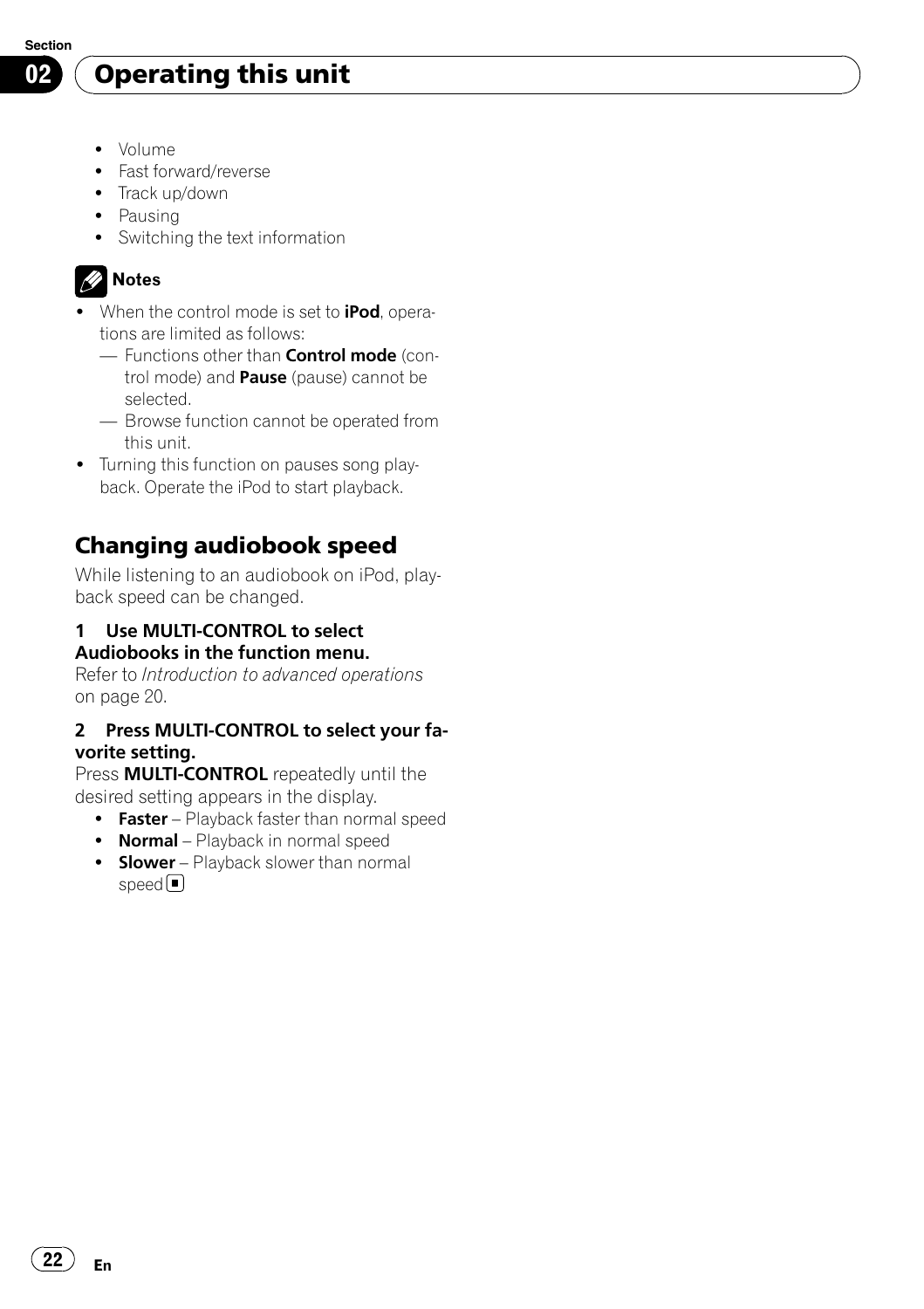- Volume
- Fast forward/reverse
- Track up/down
- Pausing
- Switching the text information

**Notes**

- When the control mode is set to **iPod**, operations are limited as follows:
  - Functions other than **Control mode** (control mode) and **Pause** (pause) cannot be selected.
  - Browse function cannot be operated from this unit.
- Turning this function on pauses song playback. Operate the iPod to start playback.

## Changing audiobook speed

While listening to an audiobook on iPod, playback speed can be changed.

**1 Use MULTI-CONTROL to select Audiobooks in the function menu.**

Refer to *Introduction to advanced operations* on page 20.

**2 Press MULTI-CONTROL to select your favorite setting.**

Press **MULTI-CONTROL** repeatedly until the desired setting appears in the display.

- **Faster** – Playback faster than normal speed
- **Normal** – Playback in normal speed
- **Slower** – Playback slower than normal speed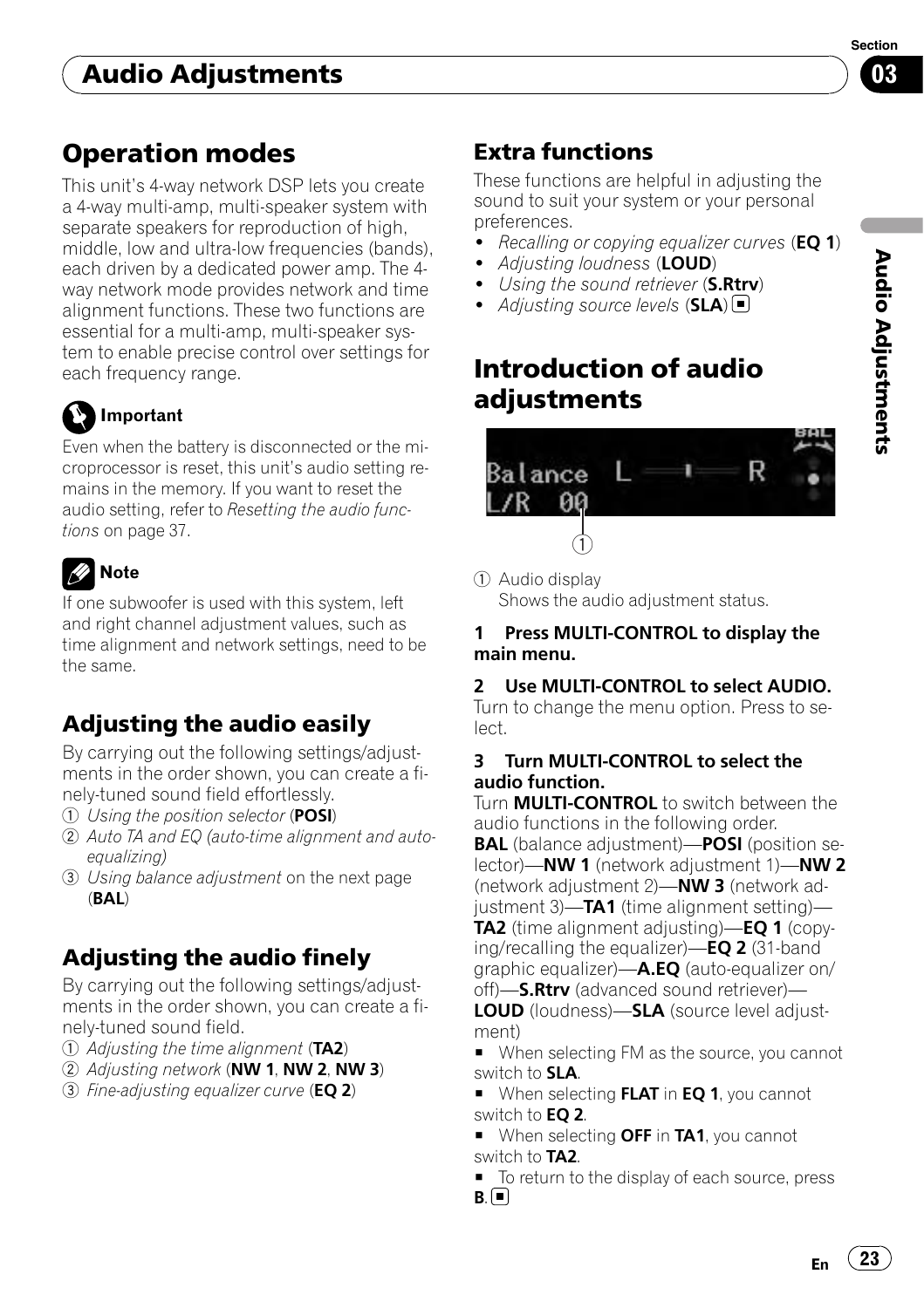## Operation modes

This unit's 4-way network DSP lets you create a 4-way multi-amp, multi-speaker system with separate speakers for reproduction of high, middle, low and ultra-low frequencies (bands), each driven by a dedicated power amp. The 4-way network mode provides network and time alignment functions. These two functions are essential for a multi-amp, multi-speaker system to enable precise control over settings for each frequency range.

**Important**

Even when the battery is disconnected or the microprocessor is reset, this unit's audio setting remains in the memory. If you want to reset the audio setting, refer to *Resetting the audio functions* on page 37.

**Note**

If one subwoofer is used with this system, left and right channel adjustment values, such as time alignment and network settings, need to be the same.

### Adjusting the audio easily

By carrying out the following settings/adjustments in the order shown, you can create a finely-tuned sound field effortlessly.

1. *Using the position selector* (**POSI**)
2. *Auto TA and EQ (auto-time alignment and auto-equalizing)*
3. *Using balance adjustment* on the next page (**BAL**)

### Adjusting the audio finely

By carrying out the following settings/adjustments in the order shown, you can create a finely-tuned sound field.

1. *Adjusting the time alignment* (**TA2**)
2. *Adjusting network* (**NW 1**, **NW 2**, **NW 3**)
3. *Fine-adjusting equalizer curve* (**EQ 2**)

### Extra functions

These functions are helpful in adjusting the sound to suit your system or your personal preferences.

- *Recalling or copying equalizer curves* (**EQ 1**)
- *Adjusting loudness* (**LOUD**)
- *Using the sound retriever* (**S.Rtrv**)
- *Adjusting source levels* (**SLA**)

## Introduction of audio adjustments

1. Audio display
   Shows the audio adjustment status.

**1 Press MULTI-CONTROL to display the main menu.**

**2 Use MULTI-CONTROL to select AUDIO.**
Turn to change the menu option. Press to select.

**3 Turn MULTI-CONTROL to select the audio function.**
Turn **MULTI-CONTROL** to switch between the audio functions in the following order.
**BAL** (balance adjustment)—**POSI** (position selector)—**NW 1** (network adjustment 1)—**NW 2** (network adjustment 2)—**NW 3** (network adjustment 3)—**TA1** (time alignment setting)—**TA2** (time alignment adjusting)—**EQ 1** (copying/recalling the equalizer)—**EQ 2** (31-band graphic equalizer)—**A.EQ** (auto-equalizer on/off)—**S.Rtrv** (advanced sound retriever)—**LOUD** (loudness)—**SLA** (source level adjustment)

- When selecting FM as the source, you cannot switch to **SLA**.
- When selecting **FLAT** in **EQ 1**, you cannot switch to **EQ 2**.
- When selecting **OFF** in **TA1**, you cannot switch to **TA2**.
- To return to the display of each source, press **B**.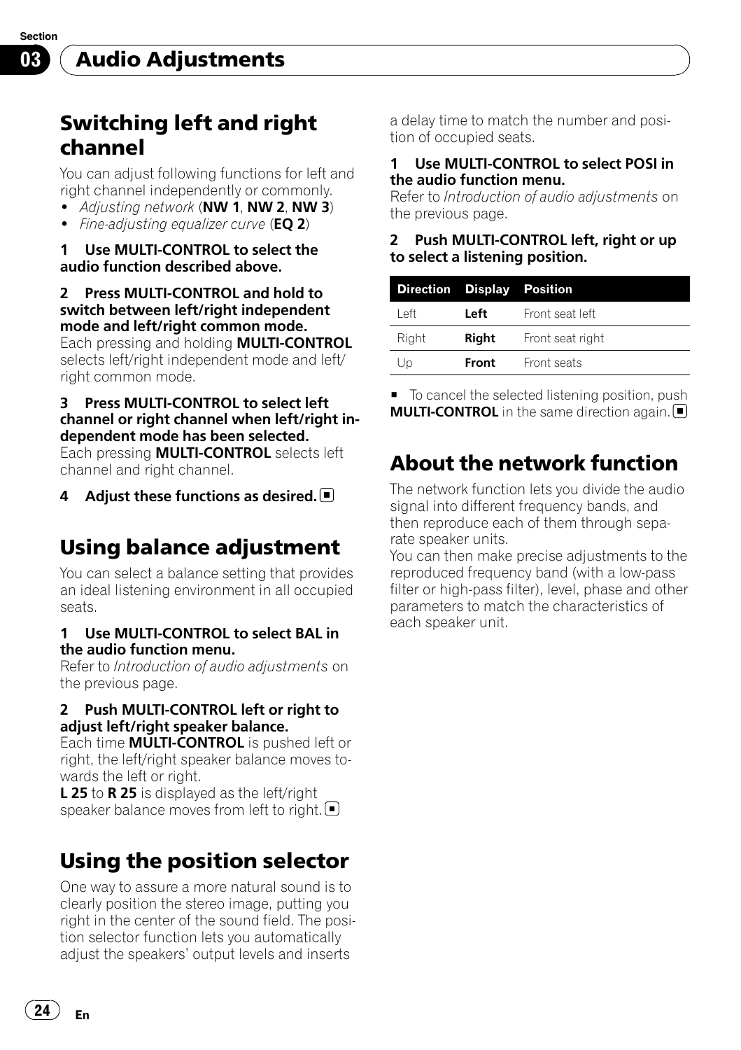## Switching left and right channel

You can adjust following functions for left and right channel independently or commonly.

- *Adjusting network* (**NW 1**, **NW 2**, **NW 3**)
- *Fine-adjusting equalizer curve* (**EQ 2**)

**1 Use MULTI-CONTROL to select the audio function described above.**

**2 Press MULTI-CONTROL and hold to switch between left/right independent mode and left/right common mode.**

Each pressing and holding **MULTI-CONTROL** selects left/right independent mode and left/right common mode.

**3 Press MULTI-CONTROL to select left channel or right channel when left/right independent mode has been selected.**

Each pressing **MULTI-CONTROL** selects left channel and right channel.

**4 Adjust these functions as desired.**

## Using balance adjustment

You can select a balance setting that provides an ideal listening environment in all occupied seats.

**1 Use MULTI-CONTROL to select BAL in the audio function menu.**

Refer to *Introduction of audio adjustments* on the previous page.

**2 Push MULTI-CONTROL left or right to adjust left/right speaker balance.**

Each time **MULTI-CONTROL** is pushed left or right, the left/right speaker balance moves towards the left or right.

**L 25** to **R 25** is displayed as the left/right speaker balance moves from left to right.

## Using the position selector

One way to assure a more natural sound is to clearly position the stereo image, putting you right in the center of the sound field. The position selector function lets you automatically adjust the speakers' output levels and inserts a delay time to match the number and position of occupied seats.

**1 Use MULTI-CONTROL to select POSI in the audio function menu.**

Refer to *Introduction of audio adjustments* on the previous page.

**2 Push MULTI-CONTROL left, right or up to select a listening position.**

| Direction | Display | Position |
|---|---|---|
| Left | **Left** | Front seat left |
| Right | **Right** | Front seat right |
| Up | **Front** | Front seats |

- To cancel the selected listening position, push **MULTI-CONTROL** in the same direction again.

## About the network function

The network function lets you divide the audio signal into different frequency bands, and then reproduce each of them through separate speaker units.

You can then make precise adjustments to the reproduced frequency band (with a low-pass filter or high-pass filter), level, phase and other parameters to match the characteristics of each speaker unit.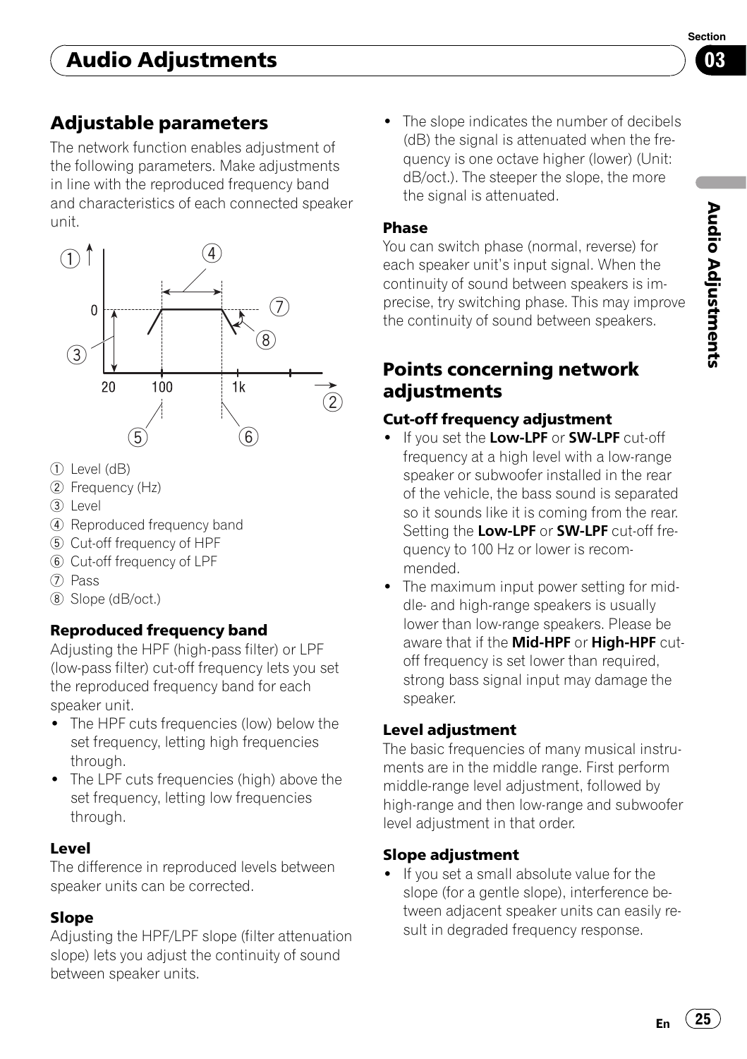## Adjustable parameters

The network function enables adjustment of the following parameters. Make adjustments in line with the reproduced frequency band and characteristics of each connected speaker unit.

① Level (dB)
② Frequency (Hz)
③ Level
④ Reproduced frequency band
⑤ Cut-off frequency of HPF
⑥ Cut-off frequency of LPF
⑦ Pass
⑧ Slope (dB/oct.)

### Reproduced frequency band

Adjusting the HPF (high-pass filter) or LPF (low-pass filter) cut-off frequency lets you set the reproduced frequency band for each speaker unit.

- The HPF cuts frequencies (low) below the set frequency, letting high frequencies through.
- The LPF cuts frequencies (high) above the set frequency, letting low frequencies through.

### Level

The difference in reproduced levels between speaker units can be corrected.

### Slope

Adjusting the HPF/LPF slope (filter attenuation slope) lets you adjust the continuity of sound between speaker units.

- The slope indicates the number of decibels (dB) the signal is attenuated when the frequency is one octave higher (lower) (Unit: dB/oct.). The steeper the slope, the more the signal is attenuated.

### Phase

You can switch phase (normal, reverse) for each speaker unit's input signal. When the continuity of sound between speakers is imprecise, try switching phase. This may improve the continuity of sound between speakers.

## Points concerning network adjustments

### Cut-off frequency adjustment

- If you set the **Low-LPF** or **SW-LPF** cut-off frequency at a high level with a low-range speaker or subwoofer installed in the rear of the vehicle, the bass sound is separated so it sounds like it is coming from the rear. Setting the **Low-LPF** or **SW-LPF** cut-off frequency to 100 Hz or lower is recommended.
- The maximum input power setting for middle- and high-range speakers is usually lower than low-range speakers. Please be aware that if the **Mid-HPF** or **High-HPF** cut-off frequency is set lower than required, strong bass signal input may damage the speaker.

### Level adjustment

The basic frequencies of many musical instruments are in the middle range. First perform middle-range level adjustment, followed by high-range and then low-range and subwoofer level adjustment in that order.

### Slope adjustment

- If you set a small absolute value for the slope (for a gentle slope), interference between adjacent speaker units can easily result in degraded frequency response.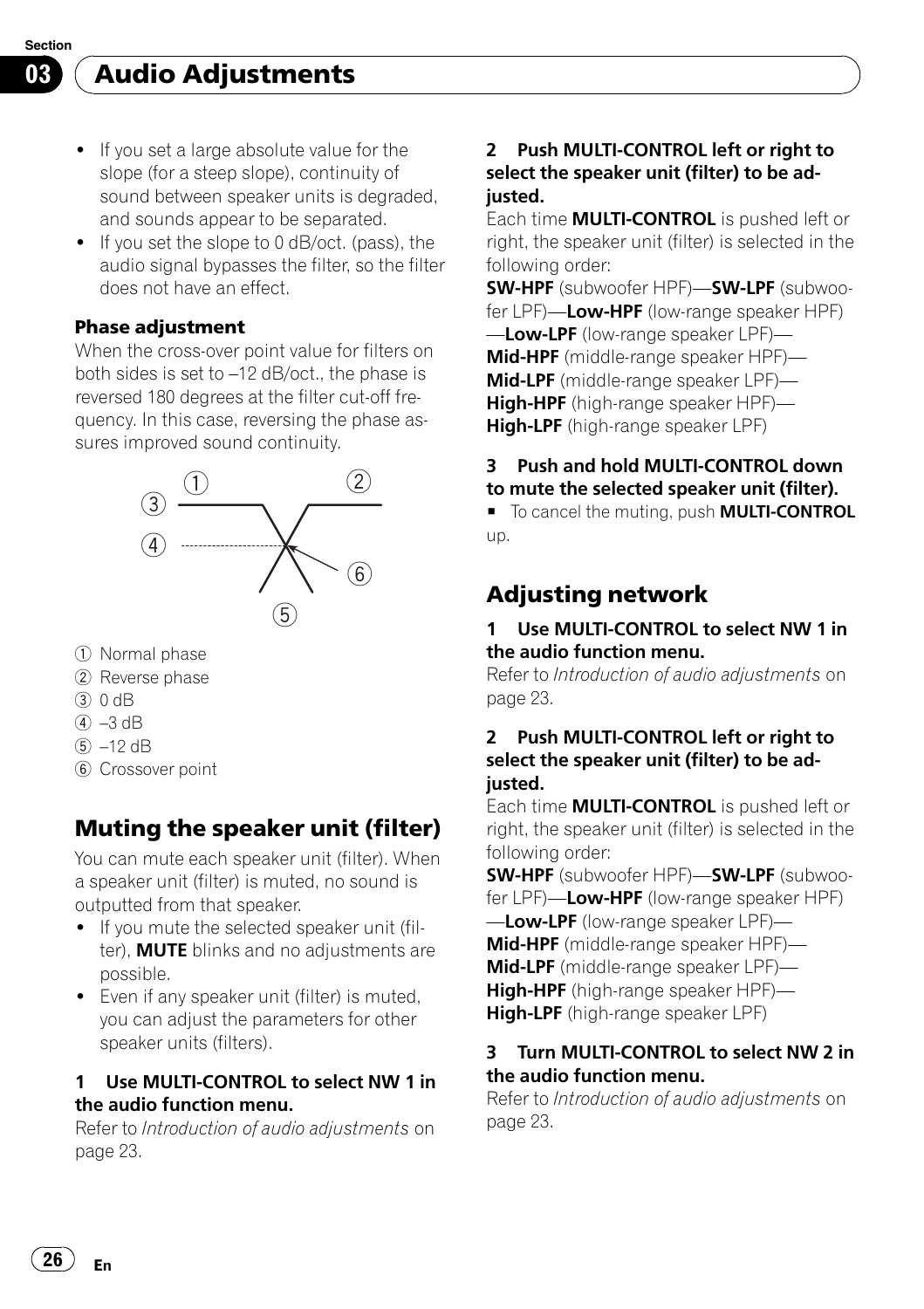## Audio Adjustments

- If you set a large absolute value for the slope (for a steep slope), continuity of sound between speaker units is degraded, and sounds appear to be separated.
- If you set the slope to 0 dB/oct. (pass), the audio signal bypasses the filter, so the filter does not have an effect.

**Phase adjustment**

When the cross-over point value for filters on both sides is set to –12 dB/oct., the phase is reversed 180 degrees at the filter cut-off frequency. In this case, reversing the phase assures improved sound continuity.

① Normal phase
② Reverse phase
③ 0 dB
④ –3 dB
⑤ –12 dB
⑥ Crossover point

### Muting the speaker unit (filter)

You can mute each speaker unit (filter). When a speaker unit (filter) is muted, no sound is outputted from that speaker.

- If you mute the selected speaker unit (filter), **MUTE** blinks and no adjustments are possible.
- Even if any speaker unit (filter) is muted, you can adjust the parameters for other speaker units (filters).

**1 Use MULTI-CONTROL to select NW 1 in the audio function menu.**

Refer to *Introduction of audio adjustments* on page 23.

**2 Push MULTI-CONTROL left or right to select the speaker unit (filter) to be adjusted.**

Each time **MULTI-CONTROL** is pushed left or right, the speaker unit (filter) is selected in the following order:

**SW-HPF** (subwoofer HPF)—**SW-LPF** (subwoofer LPF)—**Low-HPF** (low-range speaker HPF)—**Low-LPF** (low-range speaker LPF)—**Mid-HPF** (middle-range speaker HPF)—**Mid-LPF** (middle-range speaker LPF)—**High-HPF** (high-range speaker HPF)—**High-LPF** (high-range speaker LPF)

**3 Push and hold MULTI-CONTROL down to mute the selected speaker unit (filter).**

- To cancel the muting, push **MULTI-CONTROL** up.

### Adjusting network

**1 Use MULTI-CONTROL to select NW 1 in the audio function menu.**

Refer to *Introduction of audio adjustments* on page 23.

**2 Push MULTI-CONTROL left or right to select the speaker unit (filter) to be adjusted.**

Each time **MULTI-CONTROL** is pushed left or right, the speaker unit (filter) is selected in the following order:

**SW-HPF** (subwoofer HPF)—**SW-LPF** (subwoofer LPF)—**Low-HPF** (low-range speaker HPF)—**Low-LPF** (low-range speaker LPF)—**Mid-HPF** (middle-range speaker HPF)—**Mid-LPF** (middle-range speaker LPF)—**High-HPF** (high-range speaker HPF)—**High-LPF** (high-range speaker LPF)

**3 Turn MULTI-CONTROL to select NW 2 in the audio function menu.**

Refer to *Introduction of audio adjustments* on page 23.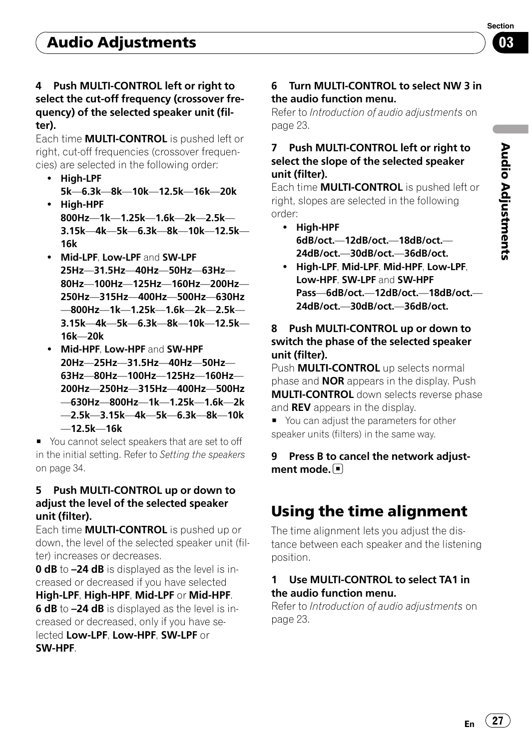**4 Push MULTI-CONTROL left or right to select the cut-off frequency (crossover frequency) of the selected speaker unit (filter).**

Each time **MULTI-CONTROL** is pushed left or right, cut-off frequencies (crossover frequencies) are selected in the following order:

- **High-LPF**
  **5k—6.3k—8k—10k—12.5k—16k—20k**
- **High-HPF**
  **800Hz—1k—1.25k—1.6k—2k—2.5k—3.15k—4k—5k—6.3k—8k—10k—12.5k—16k**
- **Mid-LPF**, **Low-LPF** and **SW-LPF**
  **25Hz—31.5Hz—40Hz—50Hz—63Hz—80Hz—100Hz—125Hz—160Hz—200Hz—250Hz—315Hz—400Hz—500Hz—630Hz—800Hz—1k—1.25k—1.6k—2k—2.5k—3.15k—4k—5k—6.3k—8k—10k—12.5k—16k—20k**
- **Mid-HPF**, **Low-HPF** and **SW-HPF**
  **20Hz—25Hz—31.5Hz—40Hz—50Hz—63Hz—80Hz—100Hz—125Hz—160Hz—200Hz—250Hz—315Hz—400Hz—500Hz—630Hz—800Hz—1k—1.25k—1.6k—2k—2.5k—3.15k—4k—5k—6.3k—8k—10k—12.5k—16k**

■ You cannot select speakers that are set to off in the initial setting. Refer to *Setting the speakers* on page 34.

**5 Push MULTI-CONTROL up or down to adjust the level of the selected speaker unit (filter).**

Each time **MULTI-CONTROL** is pushed up or down, the level of the selected speaker unit (filter) increases or decreases.

**0 dB** to **–24 dB** is displayed as the level is increased or decreased if you have selected **High-LPF**, **High-HPF**, **Mid-LPF** or **Mid-HPF**.

**6 dB** to **–24 dB** is displayed as the level is increased or decreased, only if you have selected **Low-LPF**, **Low-HPF**, **SW-LPF** or **SW-HPF**.

**6 Turn MULTI-CONTROL to select NW 3 in the audio function menu.**

Refer to *Introduction of audio adjustments* on page 23.

**7 Push MULTI-CONTROL left or right to select the slope of the selected speaker unit (filter).**

Each time **MULTI-CONTROL** is pushed left or right, slopes are selected in the following order:

- **High-HPF**
  **6dB/oct.—12dB/oct.—18dB/oct.—24dB/oct.—30dB/oct.—36dB/oct.**
- **High-LPF**, **Mid-LPF**, **Mid-HPF**, **Low-LPF**, **Low-HPF**, **SW-LPF** and **SW-HPF**
  **Pass—6dB/oct.—12dB/oct.—18dB/oct.—24dB/oct.—30dB/oct.—36dB/oct.**

**8 Push MULTI-CONTROL up or down to switch the phase of the selected speaker unit (filter).**

Push **MULTI-CONTROL** up selects normal phase and **NOR** appears in the display. Push **MULTI-CONTROL** down selects reverse phase and **REV** appears in the display.

■ You can adjust the parameters for other speaker units (filters) in the same way.

**9 Press B to cancel the network adjustment mode.** ■

## Using the time alignment

The time alignment lets you adjust the distance between each speaker and the listening position.

**1 Use MULTI-CONTROL to select TA1 in the audio function menu.**

Refer to *Introduction of audio adjustments* on page 23.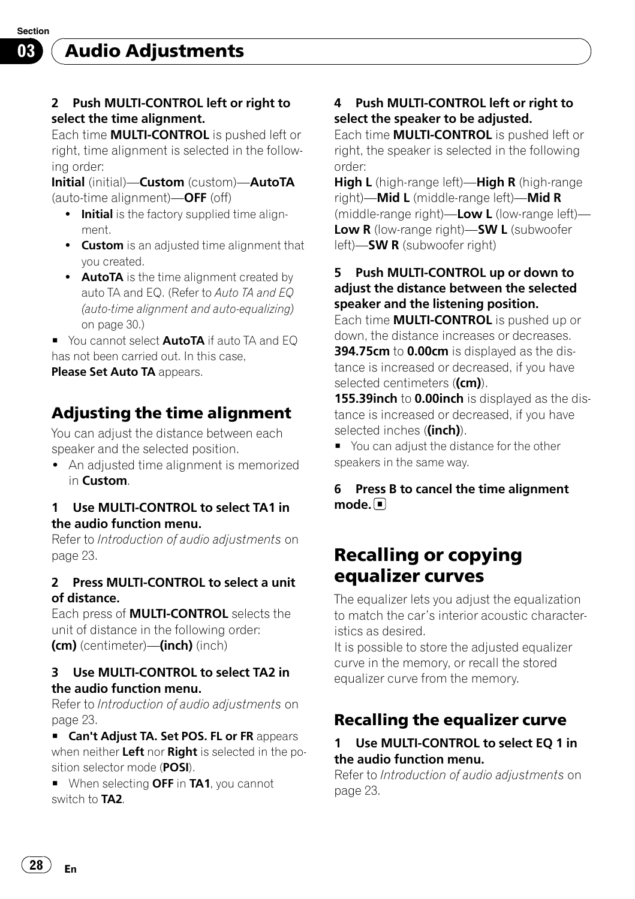**2 Push MULTI-CONTROL left or right to select the time alignment.**

Each time **MULTI-CONTROL** is pushed left or right, time alignment is selected in the following order:

**Initial** (initial)—**Custom** (custom)—**AutoTA** (auto-time alignment)—**OFF** (off)

- **Initial** is the factory supplied time alignment.
- **Custom** is an adjusted time alignment that you created.
- **AutoTA** is the time alignment created by auto TA and EQ. (Refer to *Auto TA and EQ (auto-time alignment and auto-equalizing)* on page 30.)

■ You cannot select **AutoTA** if auto TA and EQ has not been carried out. In this case, **Please Set Auto TA** appears.

## Adjusting the time alignment

You can adjust the distance between each speaker and the selected position.

- An adjusted time alignment is memorized in **Custom**.

**1 Use MULTI-CONTROL to select TA1 in the audio function menu.**

Refer to *Introduction of audio adjustments* on page 23.

**2 Press MULTI-CONTROL to select a unit of distance.**

Each press of **MULTI-CONTROL** selects the unit of distance in the following order:

**(cm)** (centimeter)—**(inch)** (inch)

**3 Use MULTI-CONTROL to select TA2 in the audio function menu.**

Refer to *Introduction of audio adjustments* on page 23.

■ **Can't Adjust TA. Set POS. FL or FR** appears when neither **Left** nor **Right** is selected in the position selector mode (**POSI**).

■ When selecting **OFF** in **TA1**, you cannot switch to **TA2**.

**4 Push MULTI-CONTROL left or right to select the speaker to be adjusted.**

Each time **MULTI-CONTROL** is pushed left or right, the speaker is selected in the following order:

**High L** (high-range left)—**High R** (high-range right)—**Mid L** (middle-range left)—**Mid R** (middle-range right)—**Low L** (low-range left)—**Low R** (low-range right)—**SW L** (subwoofer left)—**SW R** (subwoofer right)

**5 Push MULTI-CONTROL up or down to adjust the distance between the selected speaker and the listening position.**

Each time **MULTI-CONTROL** is pushed up or down, the distance increases or decreases.

**394.75cm** to **0.00cm** is displayed as the distance is increased or decreased, if you have selected centimeters (**(cm)**).

**155.39inch** to **0.00inch** is displayed as the distance is increased or decreased, if you have selected inches (**(inch)**).

■ You can adjust the distance for the other speakers in the same way.

**6 Press B to cancel the time alignment mode.**

# Recalling or copying equalizer curves

The equalizer lets you adjust the equalization to match the car's interior acoustic characteristics as desired.

It is possible to store the adjusted equalizer curve in the memory, or recall the stored equalizer curve from the memory.

## Recalling the equalizer curve

**1 Use MULTI-CONTROL to select EQ 1 in the audio function menu.**

Refer to *Introduction of audio adjustments* on page 23.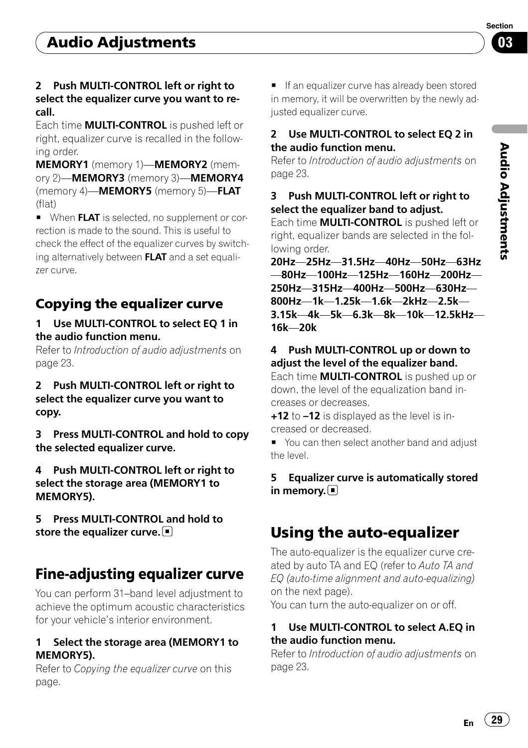**2 Push MULTI-CONTROL left or right to select the equalizer curve you want to recall.**

Each time **MULTI-CONTROL** is pushed left or right, equalizer curve is recalled in the following order.

**MEMORY1** (memory 1)—**MEMORY2** (memory 2)—**MEMORY3** (memory 3)—**MEMORY4** (memory 4)—**MEMORY5** (memory 5)—**FLAT** (flat)

- When **FLAT** is selected, no supplement or correction is made to the sound. This is useful to check the effect of the equalizer curves by switching alternatively between **FLAT** and a set equalizer curve.

### Copying the equalizer curve

**1 Use MULTI-CONTROL to select EQ 1 in the audio function menu.**

Refer to *Introduction of audio adjustments* on page 23.

**2 Push MULTI-CONTROL left or right to select the equalizer curve you want to copy.**

**3 Press MULTI-CONTROL and hold to copy the selected equalizer curve.**

**4 Push MULTI-CONTROL left or right to select the storage area (MEMORY1 to MEMORY5).**

**5 Press MULTI-CONTROL and hold to store the equalizer curve.**

## Fine-adjusting equalizer curve

You can perform 31–band level adjustment to achieve the optimum acoustic characteristics for your vehicle's interior environment.

**1 Select the storage area (MEMORY1 to MEMORY5).**

Refer to *Copying the equalizer curve* on this page.

- If an equalizer curve has already been stored in memory, it will be overwritten by the newly adjusted equalizer curve.

**2 Use MULTI-CONTROL to select EQ 2 in the audio function menu.**

Refer to *Introduction of audio adjustments* on page 23.

**3 Push MULTI-CONTROL left or right to select the equalizer band to adjust.**

Each time **MULTI-CONTROL** is pushed left or right, equalizer bands are selected in the following order.

**20Hz**—**25Hz**—**31.5Hz**—**40Hz**—**50Hz**—**63Hz**—**80Hz**—**100Hz**—**125Hz**—**160Hz**—**200Hz**—**250Hz**—**315Hz**—**400Hz**—**500Hz**—**630Hz**—**800Hz**—**1k**—**1.25k**—**1.6k**—**2kHz**—**2.5k**—**3.15k**—**4k**—**5k**—**6.3k**—**8k**—**10k**—**12.5kHz**—**16k**—**20k**

**4 Push MULTI-CONTROL up or down to adjust the level of the equalizer band.**

Each time **MULTI-CONTROL** is pushed up or down, the level of the equalization band increases or decreases.

**+12** to **–12** is displayed as the level is increased or decreased.

- You can then select another band and adjust the level.

**5 Equalizer curve is automatically stored in memory.**

## Using the auto-equalizer

The auto-equalizer is the equalizer curve created by auto TA and EQ (refer to *Auto TA and EQ (auto-time alignment and auto-equalizing)* on the next page).

You can turn the auto-equalizer on or off.

**1 Use MULTI-CONTROL to select A.EQ in the audio function menu.**

Refer to *Introduction of audio adjustments* on page 23.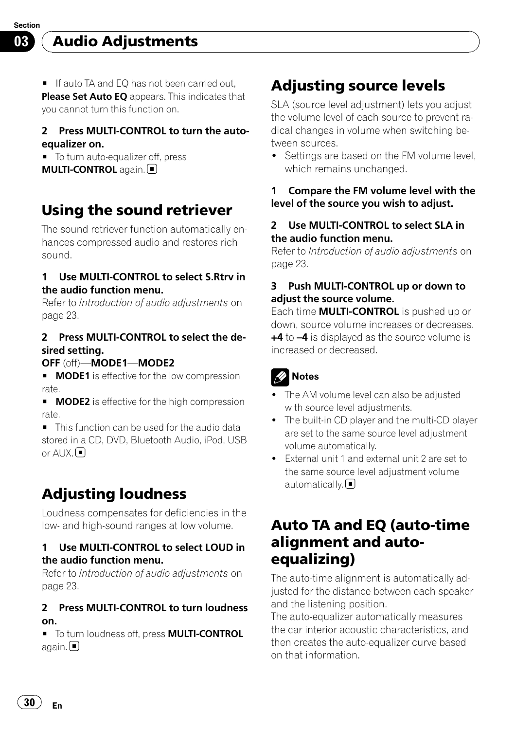■ If auto TA and EQ has not been carried out, **Please Set Auto EQ** appears. This indicates that you cannot turn this function on.

**2 Press MULTI-CONTROL to turn the auto-equalizer on.**

■ To turn auto-equalizer off, press **MULTI-CONTROL** again.

## Using the sound retriever

The sound retriever function automatically enhances compressed audio and restores rich sound.

**1 Use MULTI-CONTROL to select S.Rtrv in the audio function menu.**

Refer to *Introduction of audio adjustments* on page 23.

**2 Press MULTI-CONTROL to select the desired setting.**

**OFF** (off)—**MODE1**—**MODE2**

■ **MODE1** is effective for the low compression rate.

■ **MODE2** is effective for the high compression rate.

■ This function can be used for the audio data stored in a CD, DVD, Bluetooth Audio, iPod, USB or AUX.

## Adjusting loudness

Loudness compensates for deficiencies in the low- and high-sound ranges at low volume.

**1 Use MULTI-CONTROL to select LOUD in the audio function menu.**

Refer to *Introduction of audio adjustments* on page 23.

**2 Press MULTI-CONTROL to turn loudness on.**

■ To turn loudness off, press **MULTI-CONTROL** again.

## Adjusting source levels

SLA (source level adjustment) lets you adjust the volume level of each source to prevent radical changes in volume when switching between sources.

- Settings are based on the FM volume level, which remains unchanged.

**1 Compare the FM volume level with the level of the source you wish to adjust.**

**2 Use MULTI-CONTROL to select SLA in the audio function menu.**

Refer to *Introduction of audio adjustments* on page 23.

**3 Push MULTI-CONTROL up or down to adjust the source volume.**

Each time **MULTI-CONTROL** is pushed up or down, source volume increases or decreases. **+4** to **–4** is displayed as the source volume is increased or decreased.

**Notes**

- The AM volume level can also be adjusted with source level adjustments.
- The built-in CD player and the multi-CD player are set to the same source level adjustment volume automatically.
- External unit 1 and external unit 2 are set to the same source level adjustment volume automatically.

## Auto TA and EQ (auto-time alignment and auto-equalizing)

The auto-time alignment is automatically adjusted for the distance between each speaker and the listening position.

The auto-equalizer automatically measures the car interior acoustic characteristics, and then creates the auto-equalizer curve based on that information.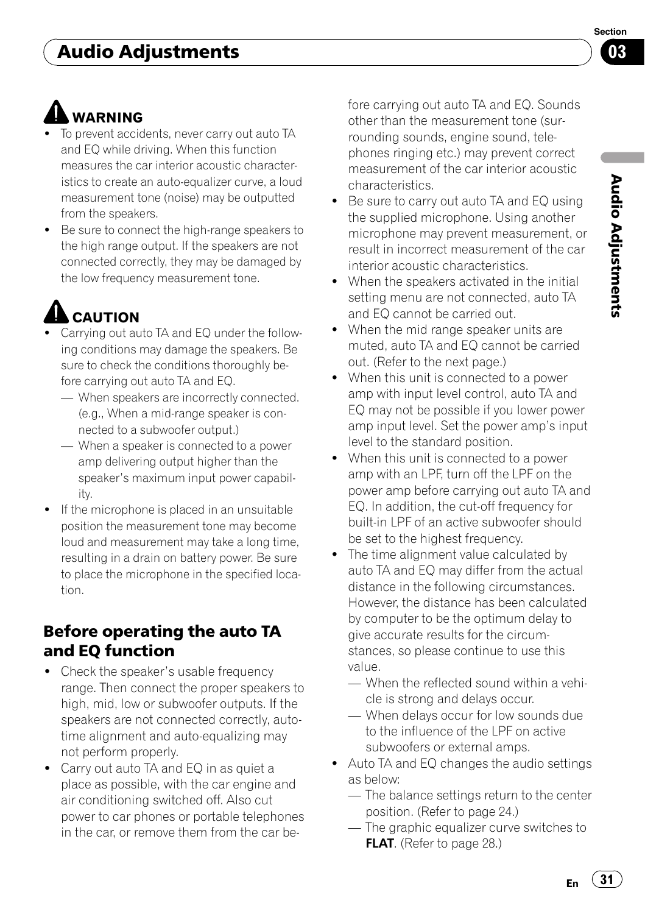**WARNING**

- To prevent accidents, never carry out auto TA and EQ while driving. When this function measures the car interior acoustic characteristics to create an auto-equalizer curve, a loud measurement tone (noise) may be outputted from the speakers.
- Be sure to connect the high-range speakers to the high range output. If the speakers are not connected correctly, they may be damaged by the low frequency measurement tone.

**CAUTION**

- Carrying out auto TA and EQ under the following conditions may damage the speakers. Be sure to check the conditions thoroughly before carrying out auto TA and EQ.
  - When speakers are incorrectly connected. (e.g., When a mid-range speaker is connected to a subwoofer output.)
  - When a speaker is connected to a power amp delivering output higher than the speaker's maximum input power capability.
- If the microphone is placed in an unsuitable position the measurement tone may become loud and measurement may take a long time, resulting in a drain on battery power. Be sure to place the microphone in the specified location.

## Before operating the auto TA and EQ function

- Check the speaker's usable frequency range. Then connect the proper speakers to high, mid, low or subwoofer outputs. If the speakers are not connected correctly, auto-time alignment and auto-equalizing may not perform properly.
- Carry out auto TA and EQ in as quiet a place as possible, with the car engine and air conditioning switched off. Also cut power to car phones or portable telephones in the car, or remove them from the car before carrying out auto TA and EQ. Sounds other than the measurement tone (surrounding sounds, engine sound, telephones ringing etc.) may prevent correct measurement of the car interior acoustic characteristics.
- Be sure to carry out auto TA and EQ using the supplied microphone. Using another microphone may prevent measurement, or result in incorrect measurement of the car interior acoustic characteristics.
- When the speakers activated in the initial setting menu are not connected, auto TA and EQ cannot be carried out.
- When the mid range speaker units are muted, auto TA and EQ cannot be carried out. (Refer to the next page.)
- When this unit is connected to a power amp with input level control, auto TA and EQ may not be possible if you lower power amp input level. Set the power amp's input level to the standard position.
- When this unit is connected to a power amp with an LPF, turn off the LPF on the power amp before carrying out auto TA and EQ. In addition, the cut-off frequency for built-in LPF of an active subwoofer should be set to the highest frequency.
- The time alignment value calculated by auto TA and EQ may differ from the actual distance in the following circumstances. However, the distance has been calculated by computer to be the optimum delay to give accurate results for the circumstances, so please continue to use this value.
  - When the reflected sound within a vehicle is strong and delays occur.
  - When delays occur for low sounds due to the influence of the LPF on active subwoofers or external amps.
- Auto TA and EQ changes the audio settings as below:
  - The balance settings return to the center position. (Refer to page 24.)
  - The graphic equalizer curve switches to **FLAT**. (Refer to page 28.)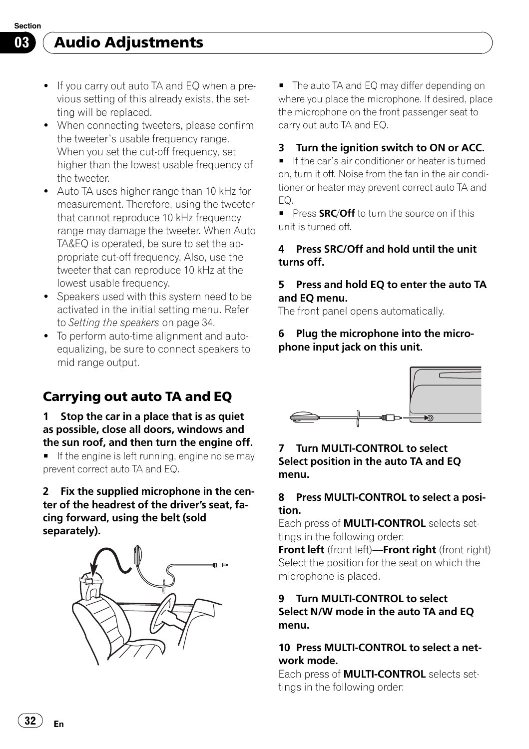- If you carry out auto TA and EQ when a previous setting of this already exists, the setting will be replaced.
- When connecting tweeters, please confirm the tweeter's usable frequency range. When you set the cut-off frequency, set higher than the lowest usable frequency of the tweeter.
- Auto TA uses higher range than 10 kHz for measurement. Therefore, using the tweeter that cannot reproduce 10 kHz frequency range may damage the tweeter. When Auto TA&EQ is operated, be sure to set the appropriate cut-off frequency. Also, use the tweeter that can reproduce 10 kHz at the lowest usable frequency.
- Speakers used with this system need to be activated in the initial setting menu. Refer to *Setting the speakers* on page 34.
- To perform auto-time alignment and auto-equalizing, be sure to connect speakers to mid range output.

## Carrying out auto TA and EQ

**1 Stop the car in a place that is as quiet as possible, close all doors, windows and the sun roof, and then turn the engine off.**

■ If the engine is left running, engine noise may prevent correct auto TA and EQ.

**2 Fix the supplied microphone in the center of the headrest of the driver's seat, facing forward, using the belt (sold separately).**

■ The auto TA and EQ may differ depending on where you place the microphone. If desired, place the microphone on the front passenger seat to carry out auto TA and EQ.

**3 Turn the ignition switch to ON or ACC.**

■ If the car's air conditioner or heater is turned on, turn it off. Noise from the fan in the air conditioner or heater may prevent correct auto TA and EQ.

■ Press **SRC**/**Off** to turn the source on if this unit is turned off.

**4 Press SRC/Off and hold until the unit turns off.**

**5 Press and hold EQ to enter the auto TA and EQ menu.**

The front panel opens automatically.

**6 Plug the microphone into the microphone input jack on this unit.**

**7 Turn MULTI-CONTROL to select Select position in the auto TA and EQ menu.**

**8 Press MULTI-CONTROL to select a position.**

Each press of **MULTI-CONTROL** selects settings in the following order:

**Front left** (front left)—**Front right** (front right)

Select the position for the seat on which the microphone is placed.

**9 Turn MULTI-CONTROL to select Select N/W mode in the auto TA and EQ menu.**

**10 Press MULTI-CONTROL to select a network mode.**

Each press of **MULTI-CONTROL** selects settings in the following order: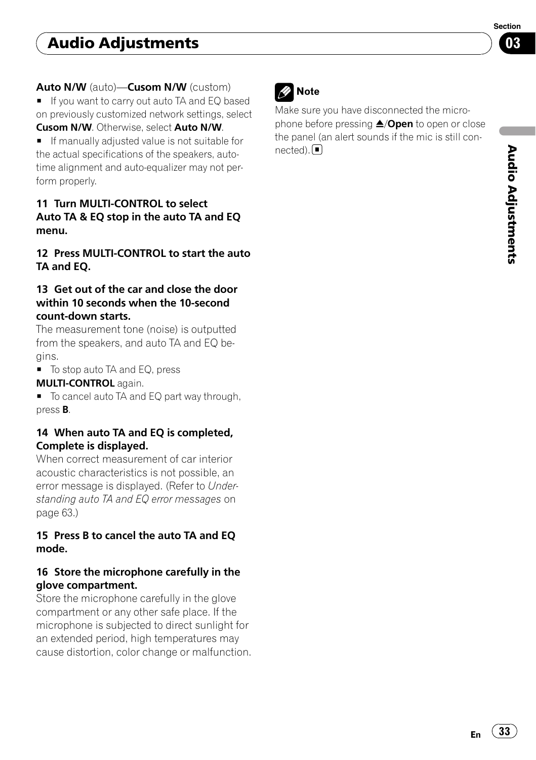**Auto N/W** (auto)—**Cusom N/W** (custom)

- If you want to carry out auto TA and EQ based on previously customized network settings, select **Cusom N/W**. Otherwise, select **Auto N/W**.
- If manually adjusted value is not suitable for the actual specifications of the speakers, auto-time alignment and auto-equalizer may not perform properly.

### 11 Turn MULTI-CONTROL to select Auto TA & EQ stop in the auto TA and EQ menu.

### 12 Press MULTI-CONTROL to start the auto TA and EQ.

### 13 Get out of the car and close the door within 10 seconds when the 10-second count-down starts.

The measurement tone (noise) is outputted from the speakers, and auto TA and EQ begins.

- To stop auto TA and EQ, press **MULTI-CONTROL** again.
- To cancel auto TA and EQ part way through, press **B**.

### 14 When auto TA and EQ is completed, Complete is displayed.

When correct measurement of car interior acoustic characteristics is not possible, an error message is displayed. (Refer to *Understanding auto TA and EQ error messages* on page 63.)

### 15 Press B to cancel the auto TA and EQ mode.

### 16 Store the microphone carefully in the glove compartment.

Store the microphone carefully in the glove compartment or any other safe place. If the microphone is subjected to direct sunlight for an extended period, high temperatures may cause distortion, color change or malfunction.

**Note**

Make sure you have disconnected the microphone before pressing ≜/**Open** to open or close the panel (an alert sounds if the mic is still connected). ■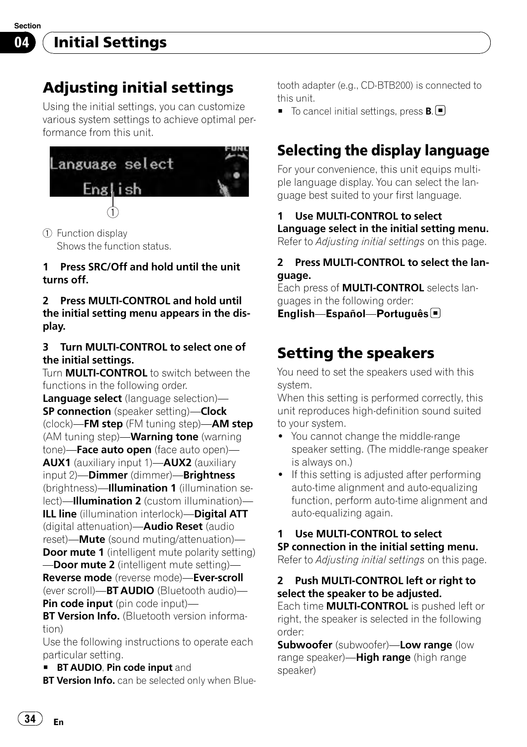# Initial Settings

## Adjusting initial settings

Using the initial settings, you can customize various system settings to achieve optimal performance from this unit.

① Function display
Shows the function status.

**1 Press SRC/Off and hold until the unit turns off.**

**2 Press MULTI-CONTROL and hold until the initial setting menu appears in the display.**

**3 Turn MULTI-CONTROL to select one of the initial settings.**

Turn **MULTI-CONTROL** to switch between the functions in the following order.

**Language select** (language selection)—**SP connection** (speaker setting)—**Clock** (clock)—**FM step** (FM tuning step)—**AM step** (AM tuning step)—**Warning tone** (warning tone)—**Face auto open** (face auto open)—**AUX1** (auxiliary input 1)—**AUX2** (auxiliary input 2)—**Dimmer** (dimmer)—**Brightness** (brightness)—**Illumination 1** (illumination select)—**Illumination 2** (custom illumination)—**ILL line** (illumination interlock)—**Digital ATT** (digital attenuation)—**Audio Reset** (audio reset)—**Mute** (sound muting/attenuation)—**Door mute 1** (intelligent mute polarity setting)—**Door mute 2** (intelligent mute setting)—**Reverse mode** (reverse mode)—**Ever-scroll** (ever scroll)—**BT AUDIO** (Bluetooth audio)—**Pin code input** (pin code input)—**BT Version Info.** (Bluetooth version information)

Use the following instructions to operate each particular setting.

- **BT AUDIO**, **Pin code input** and **BT Version Info.** can be selected only when Bluetooth adapter (e.g., CD-BTB200) is connected to this unit.
- To cancel initial settings, press **B**.

## Selecting the display language

For your convenience, this unit equips multiple language display. You can select the language best suited to your first language.

**1 Use MULTI-CONTROL to select Language select in the initial setting menu.**

Refer to *Adjusting initial settings* on this page.

**2 Press MULTI-CONTROL to select the language.**

Each press of **MULTI-CONTROL** selects languages in the following order:

**English**—**Español**—**Português**

## Setting the speakers

You need to set the speakers used with this system.

When this setting is performed correctly, this unit reproduces high-definition sound suited to your system.

- You cannot change the middle-range speaker setting. (The middle-range speaker is always on.)
- If this setting is adjusted after performing auto-time alignment and auto-equalizing function, perform auto-time alignment and auto-equalizing again.

**1 Use MULTI-CONTROL to select SP connection in the initial setting menu.**

Refer to *Adjusting initial settings* on this page.

**2 Push MULTI-CONTROL left or right to select the speaker to be adjusted.**

Each time **MULTI-CONTROL** is pushed left or right, the speaker is selected in the following order:

**Subwoofer** (subwoofer)—**Low range** (low range speaker)—**High range** (high range speaker)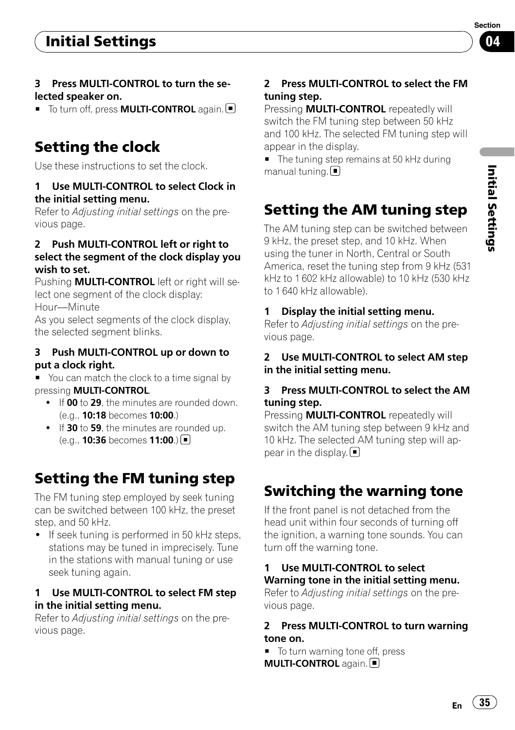**3 Press MULTI-CONTROL to turn the selected speaker on.**

■ To turn off, press **MULTI-CONTROL** again.

## Setting the clock

Use these instructions to set the clock.

**1 Use MULTI-CONTROL to select Clock in the initial setting menu.**

Refer to *Adjusting initial settings* on the previous page.

**2 Push MULTI-CONTROL left or right to select the segment of the clock display you wish to set.**

Pushing **MULTI-CONTROL** left or right will select one segment of the clock display:
Hour—Minute
As you select segments of the clock display, the selected segment blinks.

**3 Push MULTI-CONTROL up or down to put a clock right.**

■ You can match the clock to a time signal by pressing **MULTI-CONTROL**.

- If **00** to **29**, the minutes are rounded down. (e.g., **10:18** becomes **10:00**.)
- If **30** to **59**, the minutes are rounded up. (e.g., **10:36** becomes **11:00**.)

## Setting the FM tuning step

The FM tuning step employed by seek tuning can be switched between 100 kHz, the preset step, and 50 kHz.

- If seek tuning is performed in 50 kHz steps, stations may be tuned in imprecisely. Tune in the stations with manual tuning or use seek tuning again.

**1 Use MULTI-CONTROL to select FM step in the initial setting menu.**

Refer to *Adjusting initial settings* on the previous page.

**2 Press MULTI-CONTROL to select the FM tuning step.**

Pressing **MULTI-CONTROL** repeatedly will switch the FM tuning step between 50 kHz and 100 kHz. The selected FM tuning step will appear in the display.

■ The tuning step remains at 50 kHz during manual tuning.

## Setting the AM tuning step

The AM tuning step can be switched between 9 kHz, the preset step, and 10 kHz. When using the tuner in North, Central or South America, reset the tuning step from 9 kHz (531 kHz to 1 602 kHz allowable) to 10 kHz (530 kHz to 1 640 kHz allowable).

**1 Display the initial setting menu.**

Refer to *Adjusting initial settings* on the previous page.

**2 Use MULTI-CONTROL to select AM step in the initial setting menu.**

**3 Press MULTI-CONTROL to select the AM tuning step.**

Pressing **MULTI-CONTROL** repeatedly will switch the AM tuning step between 9 kHz and 10 kHz. The selected AM tuning step will appear in the display.

## Switching the warning tone

If the front panel is not detached from the head unit within four seconds of turning off the ignition, a warning tone sounds. You can turn off the warning tone.

**1 Use MULTI-CONTROL to select Warning tone in the initial setting menu.**

Refer to *Adjusting initial settings* on the previous page.

**2 Press MULTI-CONTROL to turn warning tone on.**

■ To turn warning tone off, press **MULTI-CONTROL** again.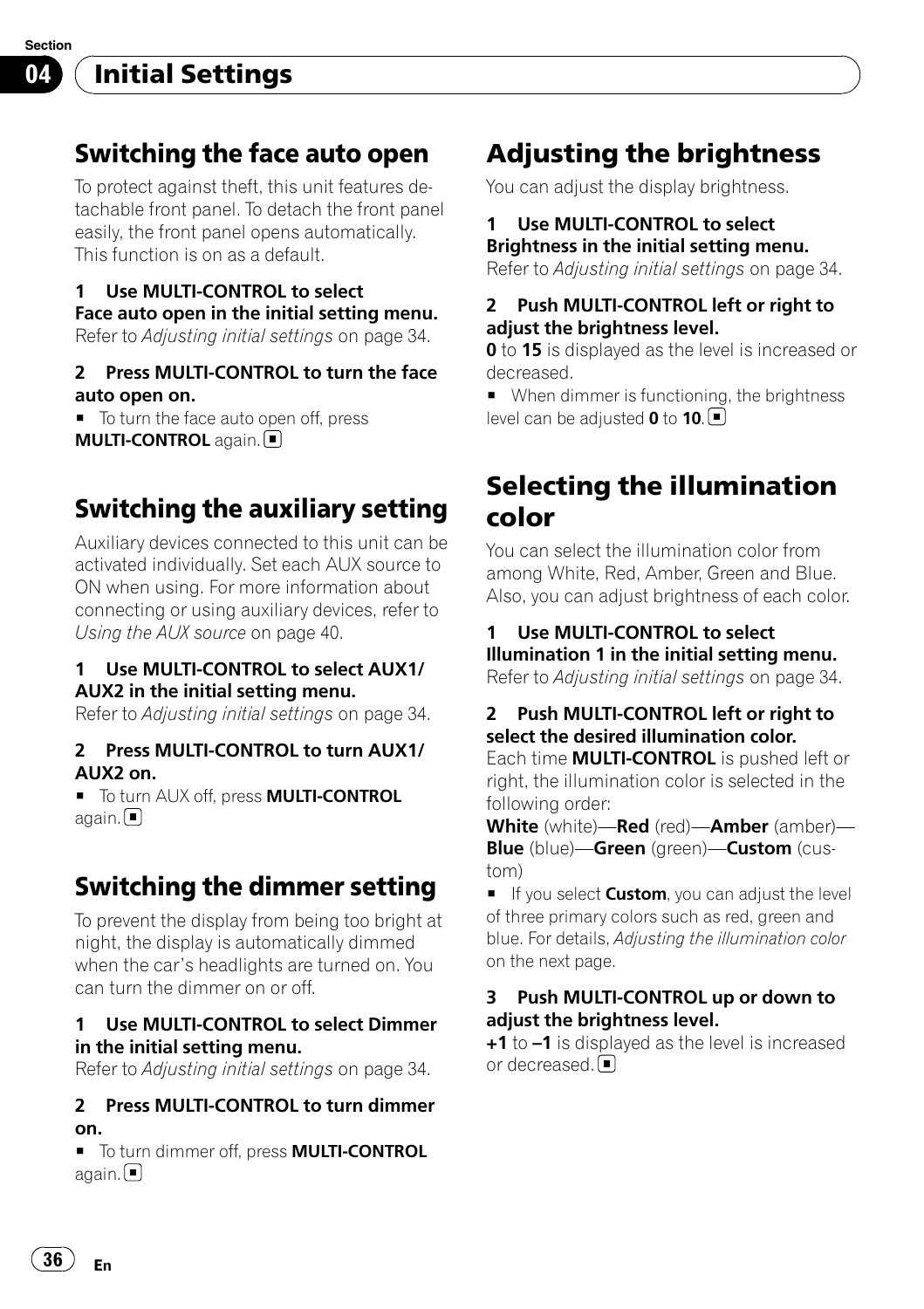## Initial Settings

### Switching the face auto open

To protect against theft, this unit features detachable front panel. To detach the front panel easily, the front panel opens automatically. This function is on as a default.

**1 Use MULTI-CONTROL to select Face auto open in the initial setting menu.**
Refer to *Adjusting initial settings* on page 34.

**2 Press MULTI-CONTROL to turn the face auto open on.**

- To turn the face auto open off, press **MULTI-CONTROL** again.

### Switching the auxiliary setting

Auxiliary devices connected to this unit can be activated individually. Set each AUX source to ON when using. For more information about connecting or using auxiliary devices, refer to *Using the AUX source* on page 40.

**1 Use MULTI-CONTROL to select AUX1/AUX2 in the initial setting menu.**
Refer to *Adjusting initial settings* on page 34.

**2 Press MULTI-CONTROL to turn AUX1/AUX2 on.**

- To turn AUX off, press **MULTI-CONTROL** again.

### Switching the dimmer setting

To prevent the display from being too bright at night, the display is automatically dimmed when the car's headlights are turned on. You can turn the dimmer on or off.

**1 Use MULTI-CONTROL to select Dimmer in the initial setting menu.**
Refer to *Adjusting initial settings* on page 34.

**2 Press MULTI-CONTROL to turn dimmer on.**

- To turn dimmer off, press **MULTI-CONTROL** again.

### Adjusting the brightness

You can adjust the display brightness.

**1 Use MULTI-CONTROL to select Brightness in the initial setting menu.**
Refer to *Adjusting initial settings* on page 34.

**2 Push MULTI-CONTROL left or right to adjust the brightness level.**
**0** to **15** is displayed as the level is increased or decreased.

- When dimmer is functioning, the brightness level can be adjusted **0** to **10**.

### Selecting the illumination color

You can select the illumination color from among White, Red, Amber, Green and Blue. Also, you can adjust brightness of each color.

**1 Use MULTI-CONTROL to select Illumination 1 in the initial setting menu.**
Refer to *Adjusting initial settings* on page 34.

**2 Push MULTI-CONTROL left or right to select the desired illumination color.**
Each time **MULTI-CONTROL** is pushed left or right, the illumination color is selected in the following order:

**White** (white)—**Red** (red)—**Amber** (amber)—**Blue** (blue)—**Green** (green)—**Custom** (custom)

- If you select **Custom**, you can adjust the level of three primary colors such as red, green and blue. For details, *Adjusting the illumination color* on the next page.

**3 Push MULTI-CONTROL up or down to adjust the brightness level.**
**+1** to **–1** is displayed as the level is increased or decreased.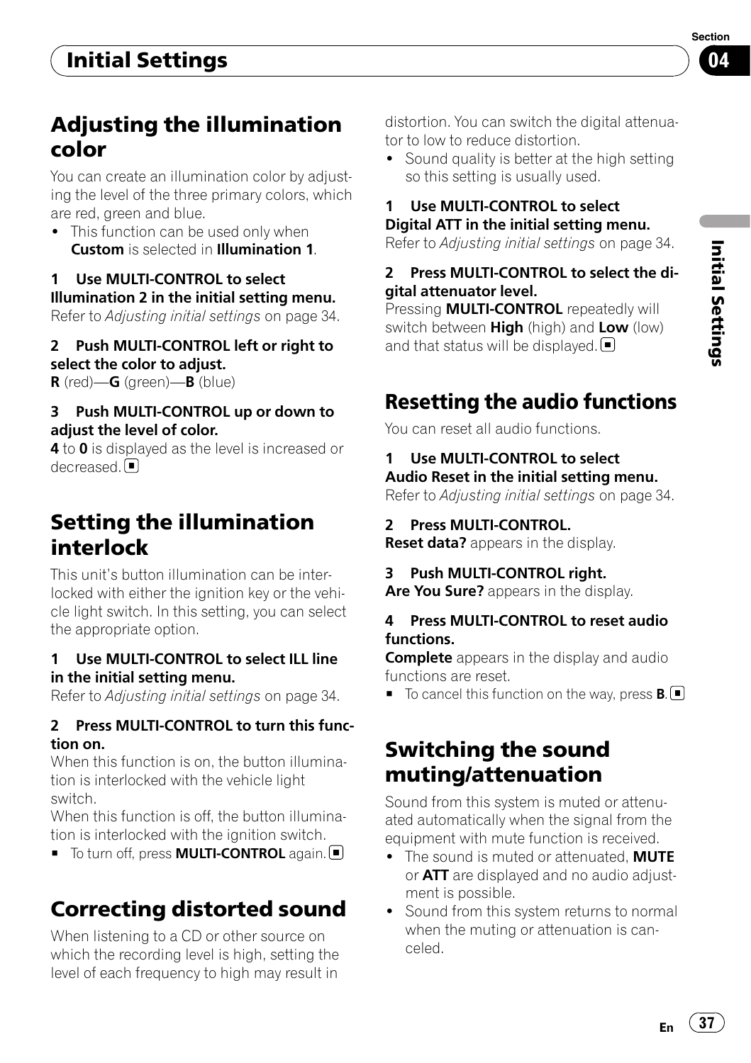## Adjusting the illumination color

You can create an illumination color by adjusting the level of the three primary colors, which are red, green and blue.

- This function can be used only when **Custom** is selected in **Illumination 1**.

**1 Use MULTI-CONTROL to select Illumination 2 in the initial setting menu.**
Refer to *Adjusting initial settings* on page 34.

**2 Push MULTI-CONTROL left or right to select the color to adjust.**
**R** (red)—**G** (green)—**B** (blue)

**3 Push MULTI-CONTROL up or down to adjust the level of color.**
**4** to **0** is displayed as the level is increased or decreased.

## Setting the illumination interlock

This unit's button illumination can be interlocked with either the ignition key or the vehicle light switch. In this setting, you can select the appropriate option.

**1 Use MULTI-CONTROL to select ILL line in the initial setting menu.**
Refer to *Adjusting initial settings* on page 34.

**2 Press MULTI-CONTROL to turn this function on.**
When this function is on, the button illumination is interlocked with the vehicle light switch.
When this function is off, the button illumination is interlocked with the ignition switch.

- To turn off, press **MULTI-CONTROL** again.

## Correcting distorted sound

When listening to a CD or other source on which the recording level is high, setting the level of each frequency to high may result in distortion. You can switch the digital attenuator to low to reduce distortion.

- Sound quality is better at the high setting so this setting is usually used.

**1 Use MULTI-CONTROL to select Digital ATT in the initial setting menu.**
Refer to *Adjusting initial settings* on page 34.

**2 Press MULTI-CONTROL to select the digital attenuator level.**
Pressing **MULTI-CONTROL** repeatedly will switch between **High** (high) and **Low** (low) and that status will be displayed.

## Resetting the audio functions

You can reset all audio functions.

**1 Use MULTI-CONTROL to select Audio Reset in the initial setting menu.**
Refer to *Adjusting initial settings* on page 34.

**2 Press MULTI-CONTROL.**
**Reset data?** appears in the display.

**3 Push MULTI-CONTROL right.**
**Are You Sure?** appears in the display.

**4 Press MULTI-CONTROL to reset audio functions.**
**Complete** appears in the display and audio functions are reset.

- To cancel this function on the way, press **B**.

## Switching the sound muting/attenuation

Sound from this system is muted or attenuated automatically when the signal from the equipment with mute function is received.

- The sound is muted or attenuated, **MUTE** or **ATT** are displayed and no audio adjustment is possible.
- Sound from this system returns to normal when the muting or attenuation is canceled.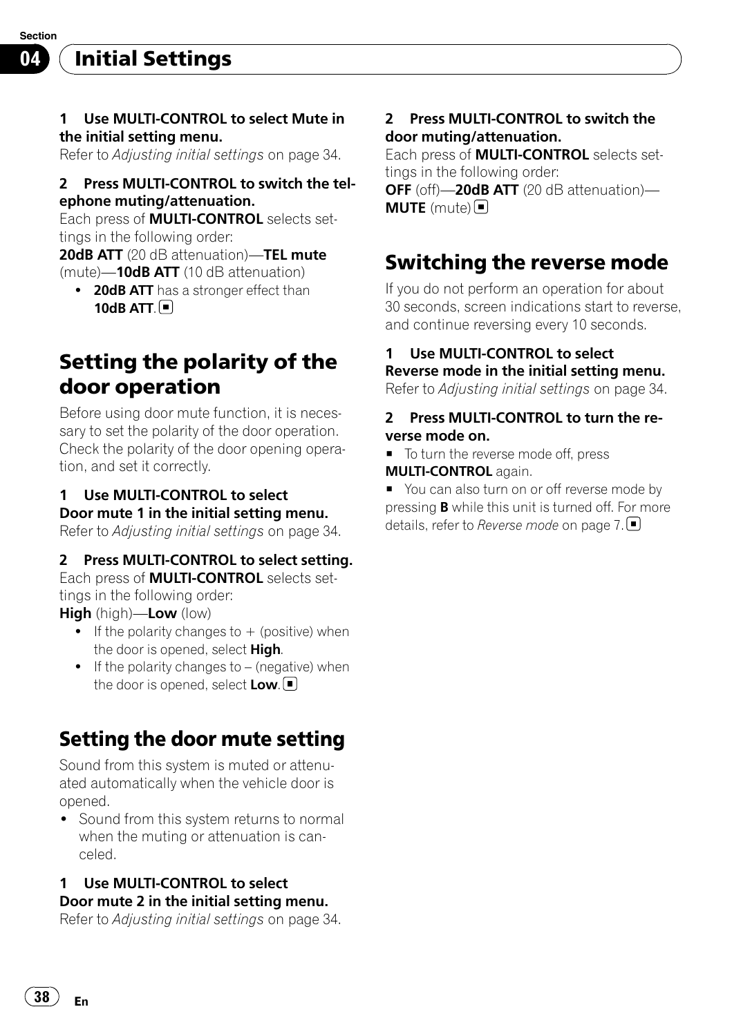## Initial Settings

**1 Use MULTI-CONTROL to select Mute in the initial setting menu.**

Refer to *Adjusting initial settings* on page 34.

**2 Press MULTI-CONTROL to switch the telephone muting/attenuation.**

Each press of **MULTI-CONTROL** selects settings in the following order:

**20dB ATT** (20 dB attenuation)—**TEL mute** (mute)—**10dB ATT** (10 dB attenuation)

- **20dB ATT** has a stronger effect than **10dB ATT**.

## Setting the polarity of the door operation

Before using door mute function, it is necessary to set the polarity of the door operation. Check the polarity of the door opening operation, and set it correctly.

**1 Use MULTI-CONTROL to select Door mute 1 in the initial setting menu.**

Refer to *Adjusting initial settings* on page 34.

**2 Press MULTI-CONTROL to select setting.**

Each press of **MULTI-CONTROL** selects settings in the following order:

**High** (high)—**Low** (low)

- If the polarity changes to + (positive) when the door is opened, select **High**.
- If the polarity changes to – (negative) when the door is opened, select **Low**.

## Setting the door mute setting

Sound from this system is muted or attenuated automatically when the vehicle door is opened.

- Sound from this system returns to normal when the muting or attenuation is canceled.

**1 Use MULTI-CONTROL to select Door mute 2 in the initial setting menu.**

Refer to *Adjusting initial settings* on page 34.

**2 Press MULTI-CONTROL to switch the door muting/attenuation.**

Each press of **MULTI-CONTROL** selects settings in the following order:

**OFF** (off)—**20dB ATT** (20 dB attenuation)—**MUTE** (mute)

## Switching the reverse mode

If you do not perform an operation for about 30 seconds, screen indications start to reverse, and continue reversing every 10 seconds.

**1 Use MULTI-CONTROL to select Reverse mode in the initial setting menu.**

Refer to *Adjusting initial settings* on page 34.

**2 Press MULTI-CONTROL to turn the reverse mode on.**

- To turn the reverse mode off, press **MULTI-CONTROL** again.
- You can also turn on or off reverse mode by pressing **B** while this unit is turned off. For more details, refer to *Reverse mode* on page 7.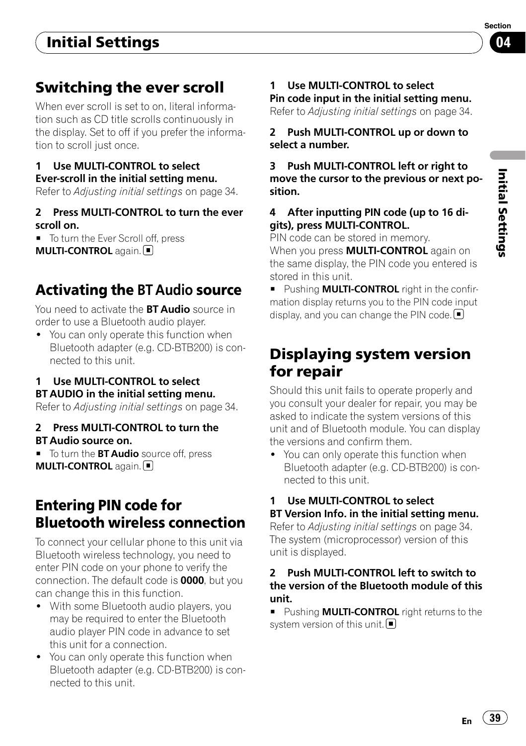## Switching the ever scroll

When ever scroll is set to on, literal information such as CD title scrolls continuously in the display. Set to off if you prefer the information to scroll just once.

**1 Use MULTI-CONTROL to select Ever-scroll in the initial setting menu.**

Refer to *Adjusting initial settings* on page 34.

**2 Press MULTI-CONTROL to turn the ever scroll on.**

■ To turn the Ever Scroll off, press **MULTI-CONTROL** again.

## Activating the BT Audio source

You need to activate the **BT Audio** source in order to use a Bluetooth audio player.

- You can only operate this function when Bluetooth adapter (e.g. CD-BTB200) is connected to this unit.

**1 Use MULTI-CONTROL to select BT AUDIO in the initial setting menu.**

Refer to *Adjusting initial settings* on page 34.

**2 Press MULTI-CONTROL to turn the BT Audio source on.**

■ To turn the **BT Audio** source off, press **MULTI-CONTROL** again.

## Entering PIN code for Bluetooth wireless connection

To connect your cellular phone to this unit via Bluetooth wireless technology, you need to enter PIN code on your phone to verify the connection. The default code is **0000**, but you can change this in this function.

- With some Bluetooth audio players, you may be required to enter the Bluetooth audio player PIN code in advance to set this unit for a connection.
- You can only operate this function when Bluetooth adapter (e.g. CD-BTB200) is connected to this unit.

**1 Use MULTI-CONTROL to select Pin code input in the initial setting menu.**

Refer to *Adjusting initial settings* on page 34.

**2 Push MULTI-CONTROL up or down to select a number.**

**3 Push MULTI-CONTROL left or right to move the cursor to the previous or next position.**

**4 After inputting PIN code (up to 16 digits), press MULTI-CONTROL.**

PIN code can be stored in memory.

When you press **MULTI-CONTROL** again on the same display, the PIN code you entered is stored in this unit.

■ Pushing **MULTI-CONTROL** right in the confirmation display returns you to the PIN code input display, and you can change the PIN code.

## Displaying system version for repair

Should this unit fails to operate properly and you consult your dealer for repair, you may be asked to indicate the system versions of this unit and of Bluetooth module. You can display the versions and confirm them.

- You can only operate this function when Bluetooth adapter (e.g. CD-BTB200) is connected to this unit.

**1 Use MULTI-CONTROL to select BT Version Info. in the initial setting menu.**

Refer to *Adjusting initial settings* on page 34.

The system (microprocessor) version of this unit is displayed.

**2 Push MULTI-CONTROL left to switch to the version of the Bluetooth module of this unit.**

■ Pushing **MULTI-CONTROL** right returns to the system version of this unit.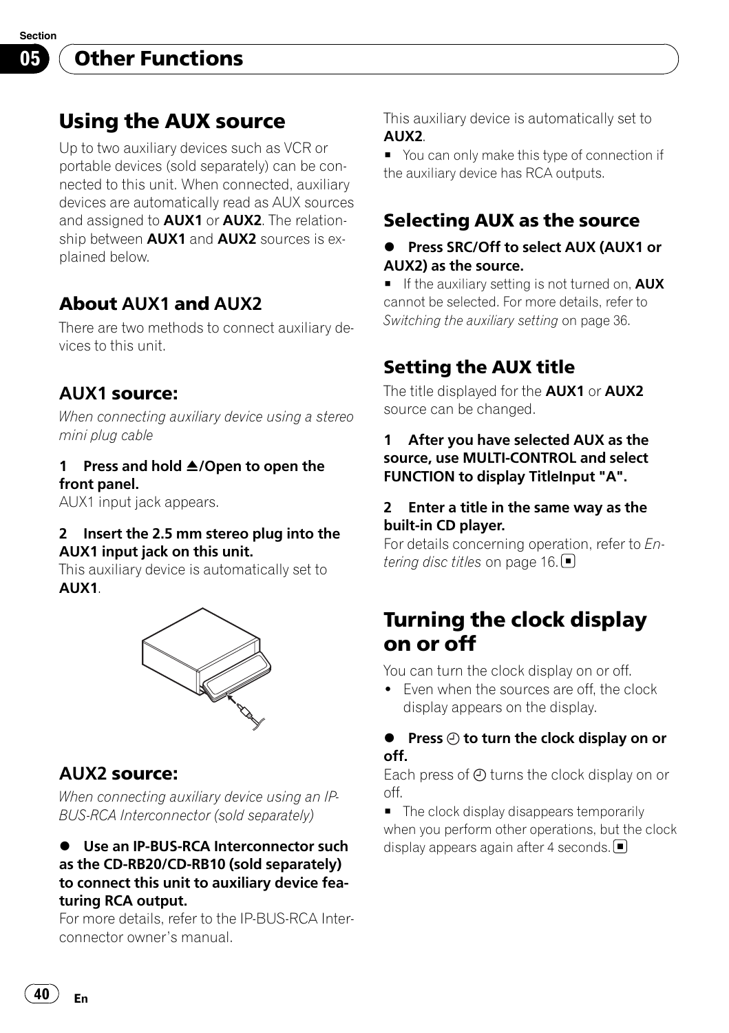## Other Functions

# Using the AUX source

Up to two auxiliary devices such as VCR or portable devices (sold separately) can be connected to this unit. When connected, auxiliary devices are automatically read as AUX sources and assigned to **AUX1** or **AUX2**. The relationship between **AUX1** and **AUX2** sources is explained below.

## About AUX1 and AUX2

There are two methods to connect auxiliary devices to this unit.

## AUX1 source:

*When connecting auxiliary device using a stereo mini plug cable*

**1 Press and hold ⏏/Open to open the front panel.**

AUX1 input jack appears.

**2 Insert the 2.5 mm stereo plug into the AUX1 input jack on this unit.**

This auxiliary device is automatically set to **AUX1**.

## AUX2 source:

*When connecting auxiliary device using an IP-BUS-RCA Interconnector (sold separately)*

● **Use an IP-BUS-RCA Interconnector such as the CD-RB20/CD-RB10 (sold separately) to connect this unit to auxiliary device featuring RCA output.**

For more details, refer to the IP-BUS-RCA Interconnector owner's manual.

This auxiliary device is automatically set to **AUX2**.

■ You can only make this type of connection if the auxiliary device has RCA outputs.

## Selecting AUX as the source

● **Press SRC/Off to select AUX (AUX1 or AUX2) as the source.**

■ If the auxiliary setting is not turned on, **AUX** cannot be selected. For more details, refer to *Switching the auxiliary setting* on page 36.

## Setting the AUX title

The title displayed for the **AUX1** or **AUX2** source can be changed.

**1 After you have selected AUX as the source, use MULTI-CONTROL and select FUNCTION to display TitleInput "A".**

**2 Enter a title in the same way as the built-in CD player.**

For details concerning operation, refer to *Entering disc titles* on page 16. ■

# Turning the clock display on or off

You can turn the clock display on or off.

- Even when the sources are off, the clock display appears on the display.

● **Press ◷ to turn the clock display on or off.**

Each press of ◷ turns the clock display on or off.

■ The clock display disappears temporarily when you perform other operations, but the clock display appears again after 4 seconds. ■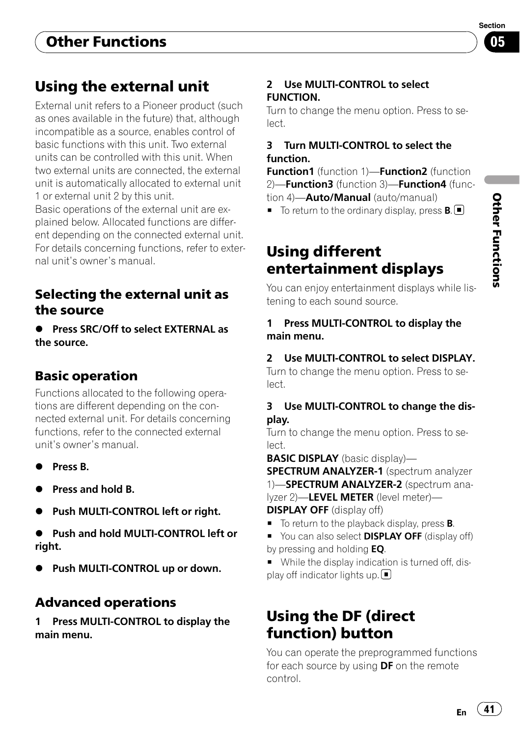# Using the external unit

External unit refers to a Pioneer product (such as ones available in the future) that, although incompatible as a source, enables control of basic functions with this unit. Two external units can be controlled with this unit. When two external units are connected, the external unit is automatically allocated to external unit 1 or external unit 2 by this unit.

Basic operations of the external unit are explained below. Allocated functions are different depending on the connected external unit. For details concerning functions, refer to external unit's owner's manual.

## Selecting the external unit as the source

- **Press SRC/Off to select EXTERNAL as the source.**

## Basic operation

Functions allocated to the following operations are different depending on the connected external unit. For details concerning functions, refer to the connected external unit's owner's manual.

- **Press B.**
- **Press and hold B.**
- **Push MULTI-CONTROL left or right.**
- **Push and hold MULTI-CONTROL left or right.**
- **Push MULTI-CONTROL up or down.**

## Advanced operations

**1 Press MULTI-CONTROL to display the main menu.**

**2 Use MULTI-CONTROL to select FUNCTION.**

Turn to change the menu option. Press to select.

**3 Turn MULTI-CONTROL to select the function.**

**Function1** (function 1)—**Function2** (function 2)—**Function3** (function 3)—**Function4** (function 4)—**Auto/Manual** (auto/manual)

- To return to the ordinary display, press **B**.

# Using different entertainment displays

You can enjoy entertainment displays while listening to each sound source.

**1 Press MULTI-CONTROL to display the main menu.**

**2 Use MULTI-CONTROL to select DISPLAY.**

Turn to change the menu option. Press to select.

**3 Use MULTI-CONTROL to change the display.**

Turn to change the menu option. Press to select.

**BASIC DISPLAY** (basic display)—**SPECTRUM ANALYZER-1** (spectrum analyzer 1)—**SPECTRUM ANALYZER-2** (spectrum analyzer 2)—**LEVEL METER** (level meter)—**DISPLAY OFF** (display off)

- To return to the playback display, press **B**.
- You can also select **DISPLAY OFF** (display off) by pressing and holding **EQ**.
- While the display indication is turned off, display off indicator lights up.

# Using the DF (direct function) button

You can operate the preprogrammed functions for each source by using **DF** on the remote control.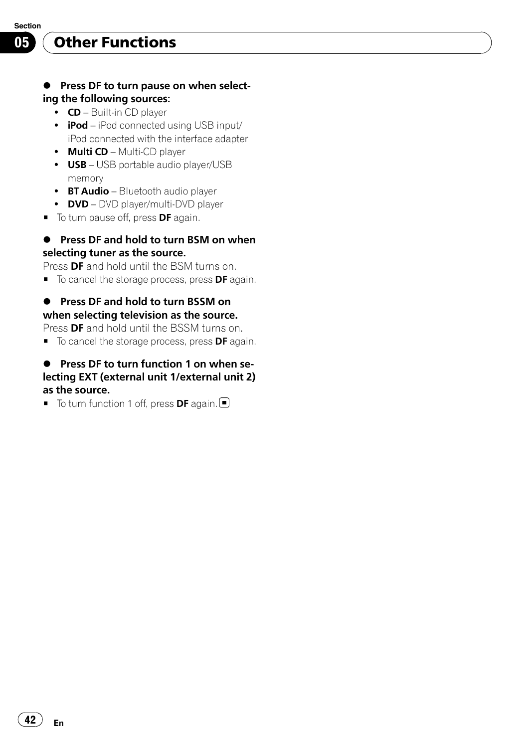## Other Functions

- **Press DF to turn pause on when selecting the following sources:**
  - **CD** – Built-in CD player
  - **iPod** – iPod connected using USB input/ iPod connected with the interface adapter
  - **Multi CD** – Multi-CD player
  - **USB** – USB portable audio player/USB memory
  - **BT Audio** – Bluetooth audio player
  - **DVD** – DVD player/multi-DVD player

■ To turn pause off, press **DF** again.

- **Press DF and hold to turn BSM on when selecting tuner as the source.**

Press **DF** and hold until the BSM turns on.

■ To cancel the storage process, press **DF** again.

- **Press DF and hold to turn BSSM on when selecting television as the source.**

Press **DF** and hold until the BSSM turns on.

■ To cancel the storage process, press **DF** again.

- **Press DF to turn function 1 on when selecting EXT (external unit 1/external unit 2) as the source.**

■ To turn function 1 off, press **DF** again.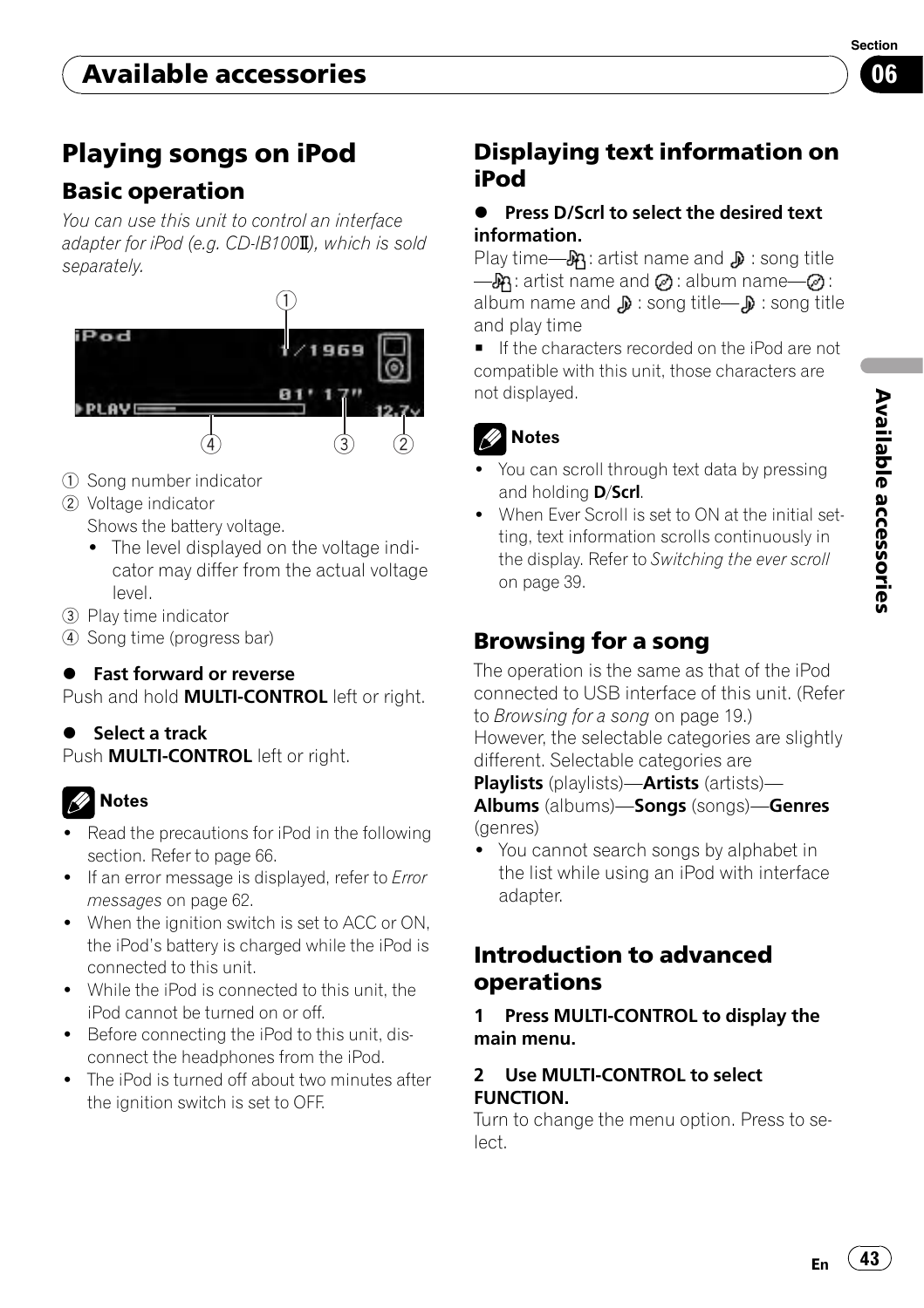## Available accessories

# Playing songs on iPod

## Basic operation

*You can use this unit to control an interface adapter for iPod (e.g. CD-IB100Ⅱ), which sold separately.*

① Song number indicator
② Voltage indicator
Shows the battery voltage.
- The level displayed on the voltage indicator may differ from the actual voltage level.

③ Play time indicator
④ Song time (progress bar)

- **Fast forward or reverse**

Push and hold **MULTI-CONTROL** left or right.

- **Select a track**

Push **MULTI-CONTROL** left or right.

**Notes**

- Read the precautions for iPod in the following section. Refer to page 66.
- If an error message is displayed, refer to *Error messages* on page 62.
- When the ignition switch is set to ACC or ON, the iPod's battery is charged while the iPod is connected to this unit.
- While the iPod is connected to this unit, the iPod cannot be turned on or off.
- Before connecting the iPod to this unit, disconnect the headphones from the iPod.
- The iPod is turned off about two minutes after the ignition switch is set to OFF.

## Displaying text information on iPod

- **Press D/Scrl to select the desired text information.**

Play time—(artist): artist name and (song): song title—(artist): artist name and (album): album name—(album): album name and (song): song title—(song): song title and play time

- If the characters recorded on the iPod are not compatible with this unit, those characters are not displayed.

**Notes**

- You can scroll through text data by pressing and holding **D**/**Scrl**.
- When Ever Scroll is set to ON at the initial setting, text information scrolls continuously in the display. Refer to *Switching the ever scroll* on page 39.

## Browsing for a song

The operation is the same as that of the iPod connected to USB interface of this unit. (Refer to *Browsing for a song* on page 19.)
However, the selectable categories are slightly different. Selectable categories are **Playlists** (playlists)—**Artists** (artists)—**Albums** (albums)—**Songs** (songs)—**Genres** (genres)

- You cannot search songs by alphabet in the list while using an iPod with interface adapter.

## Introduction to advanced operations

**1 Press MULTI-CONTROL to display the main menu.**

**2 Use MULTI-CONTROL to select FUNCTION.**

Turn to change the menu option. Press to select.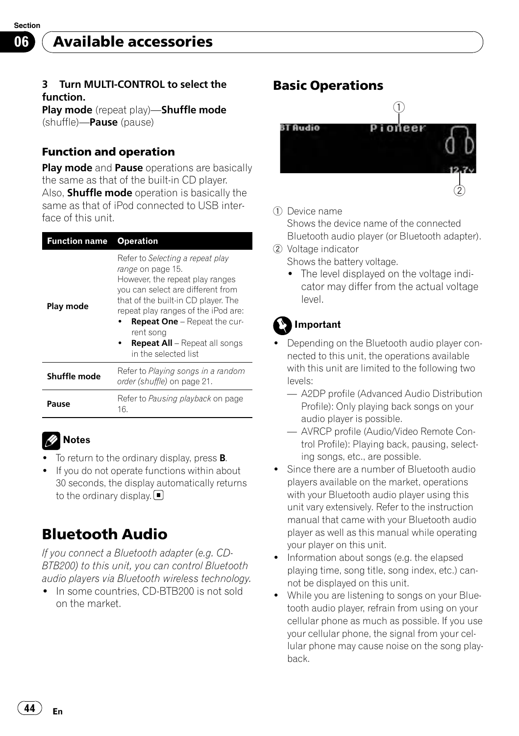## Available accessories

**3 Turn MULTI-CONTROL to select the function.**

**Play mode** (repeat play)—**Shuffle mode** (shuffle)—**Pause** (pause)

### Function and operation

**Play mode** and **Pause** operations are basically the same as that of the built-in CD player. Also, **Shuffle mode** operation is basically the same as that of iPod connected to USB interface of this unit.

| Function name | Operation |
|---|---|
| **Play mode** | Refer to *Selecting a repeat play range* on page 15.<br>However, the repeat play ranges you can select are different from that of the built-in CD player. The repeat play ranges of the iPod are:<br>• **Repeat One** – Repeat the current song<br>• **Repeat All** – Repeat all songs in the selected list |
| **Shuffle mode** | Refer to *Playing songs in a random order (shuffle)* on page 21. |
| **Pause** | Refer to *Pausing playback* on page 16. |

**Notes**

- To return to the ordinary display, press **B**.
- If you do not operate functions within about 30 seconds, the display automatically returns to the ordinary display.

# Bluetooth Audio

*If you connect a Bluetooth adapter (e.g. CD-BTB200) to this unit, you can control Bluetooth audio players via Bluetooth wireless technology.*

- In some countries, CD-BTB200 is not sold on the market.

### Basic Operations

① Device name
Shows the device name of the connected Bluetooth audio player (or Bluetooth adapter).

② Voltage indicator
Shows the battery voltage.

- The level displayed on the voltage indicator may differ from the actual voltage level.

**Important**

- Depending on the Bluetooth audio player connected to this unit, the operations available with this unit are limited to the following two levels:
  - A2DP profile (Advanced Audio Distribution Profile): Only playing back songs on your audio player is possible.
  - AVRCP profile (Audio/Video Remote Control Profile): Playing back, pausing, selecting songs, etc., are possible.
- Since there are a number of Bluetooth audio players available on the market, operations with your Bluetooth audio player using this unit vary extensively. Refer to the instruction manual that came with your Bluetooth audio player as well as this manual while operating your player on this unit.
- Information about songs (e.g. the elapsed playing time, song title, song index, etc.) cannot be displayed on this unit.
- While you are listening to songs on your Bluetooth audio player, refrain from using on your cellular phone as much as possible. If you use your cellular phone, the signal from your cellular phone may cause noise on the song playback.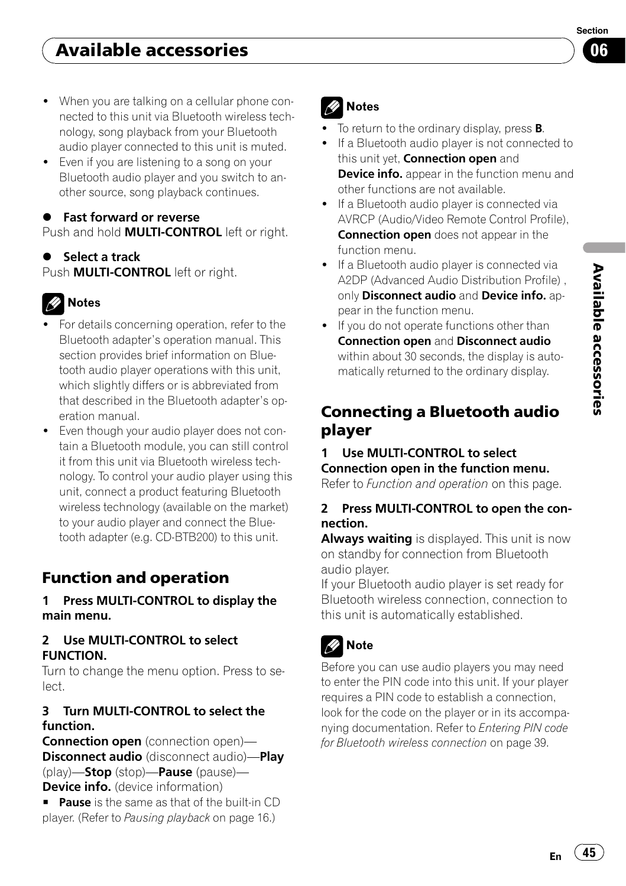- When you are talking on a cellular phone connected to this unit via Bluetooth wireless technology, song playback from your Bluetooth audio player connected to this unit is muted.
- Even if you are listening to a song on your Bluetooth audio player and you switch to another source, song playback continues.

● **Fast forward or reverse**

Push and hold **MULTI-CONTROL** left or right.

● **Select a track**

Push **MULTI-CONTROL** left or right.

**Notes**

- For details concerning operation, refer to the Bluetooth adapter's operation manual. This section provides brief information on Bluetooth audio player operations with this unit, which slightly differs or is abbreviated from that described in the Bluetooth adapter's operation manual.
- Even though your audio player does not contain a Bluetooth module, you can still control it from this unit via Bluetooth wireless technology. To control your audio player using this unit, connect a product featuring Bluetooth wireless technology (available on the market) to your audio player and connect the Bluetooth adapter (e.g. CD-BTB200) to this unit.

## Function and operation

**1 Press MULTI-CONTROL to display the main menu.**

**2 Use MULTI-CONTROL to select FUNCTION.**

Turn to change the menu option. Press to select.

**3 Turn MULTI-CONTROL to select the function.**

**Connection open** (connection open)—**Disconnect audio** (disconnect audio)—**Play** (play)—**Stop** (stop)—**Pause** (pause)—**Device info.** (device information)

■ **Pause** is the same as that of the built-in CD player. (Refer to *Pausing playback* on page 16.)

**Notes**

- To return to the ordinary display, press **B**.
- If a Bluetooth audio player is not connected to this unit yet, **Connection open** and **Device info.** appear in the function menu and other functions are not available.
- If a Bluetooth audio player is connected via AVRCP (Audio/Video Remote Control Profile), **Connection open** does not appear in the function menu.
- If a Bluetooth audio player is connected via A2DP (Advanced Audio Distribution Profile) , only **Disconnect audio** and **Device info.** appear in the function menu.
- If you do not operate functions other than **Connection open** and **Disconnect audio** within about 30 seconds, the display is automatically returned to the ordinary display.

## Connecting a Bluetooth audio player

**1 Use MULTI-CONTROL to select Connection open in the function menu.**

Refer to *Function and operation* on this page.

**2 Press MULTI-CONTROL to open the connection.**

**Always waiting** is displayed. This unit is now on standby for connection from Bluetooth audio player.

If your Bluetooth audio player is set ready for Bluetooth wireless connection, connection to this unit is automatically established.

**Note**

Before you can use audio players you may need to enter the PIN code into this unit. If your player requires a PIN code to establish a connection, look for the code on the player or in its accompanying documentation. Refer to *Entering PIN code for Bluetooth wireless connection* on page 39.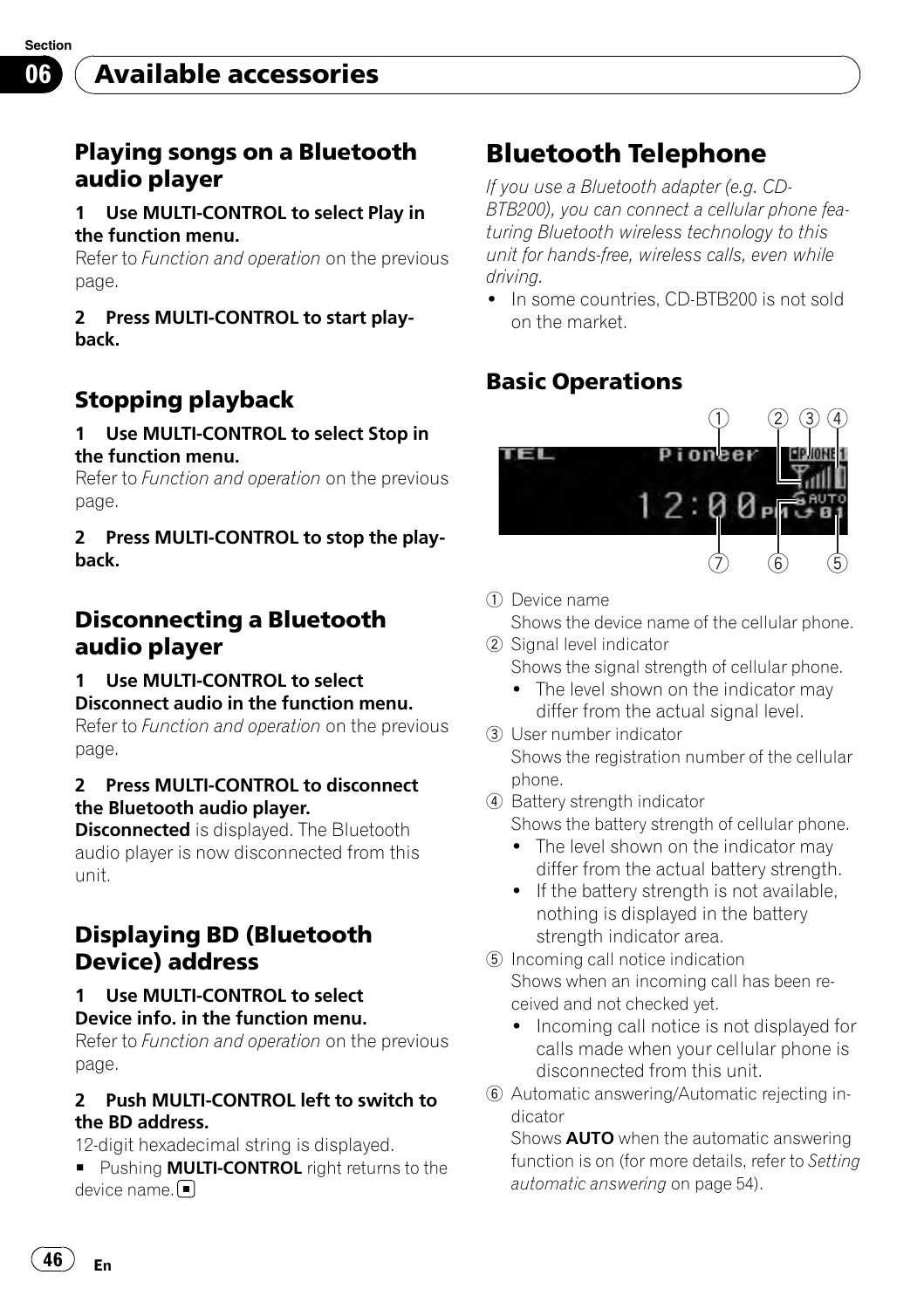## Available accessories

### Playing songs on a Bluetooth audio player

**1 Use MULTI-CONTROL to select Play in the function menu.**

Refer to *Function and operation* on the previous page.

**2 Press MULTI-CONTROL to start playback.**

### Stopping playback

**1 Use MULTI-CONTROL to select Stop in the function menu.**

Refer to *Function and operation* on the previous page.

**2 Press MULTI-CONTROL to stop the playback.**

### Disconnecting a Bluetooth audio player

**1 Use MULTI-CONTROL to select Disconnect audio in the function menu.**

Refer to *Function and operation* on the previous page.

**2 Press MULTI-CONTROL to disconnect the Bluetooth audio player.**

**Disconnected** is displayed. The Bluetooth audio player is now disconnected from this unit.

### Displaying BD (Bluetooth Device) address

**1 Use MULTI-CONTROL to select Device info. in the function menu.**

Refer to *Function and operation* on the previous page.

**2 Push MULTI-CONTROL left to switch to the BD address.**

12-digit hexadecimal string is displayed.

■ Pushing **MULTI-CONTROL** right returns to the device name.

# Bluetooth Telephone

*If you use a Bluetooth adapter (e.g. CD-BTB200), you can connect a cellular phone featuring Bluetooth wireless technology to this unit for hands-free, wireless calls, even while driving.*

- In some countries, CD-BTB200 is not sold on the market.

### Basic Operations

① Device name
Shows the device name of the cellular phone.

② Signal level indicator
Shows the signal strength of cellular phone.
- The level shown on the indicator may differ from the actual signal level.

③ User number indicator
Shows the registration number of the cellular phone.

④ Battery strength indicator
Shows the battery strength of cellular phone.
- The level shown on the indicator may differ from the actual battery strength.
- If the battery strength is not available, nothing is displayed in the battery strength indicator area.

⑤ Incoming call notice indication
Shows when an incoming call has been received and not checked yet.
- Incoming call notice is not displayed for calls made when your cellular phone is disconnected from this unit.

⑥ Automatic answering/Automatic rejecting indicator
Shows **AUTO** when the automatic answering function is on (for more details, refer to *Setting automatic answering* on page 54).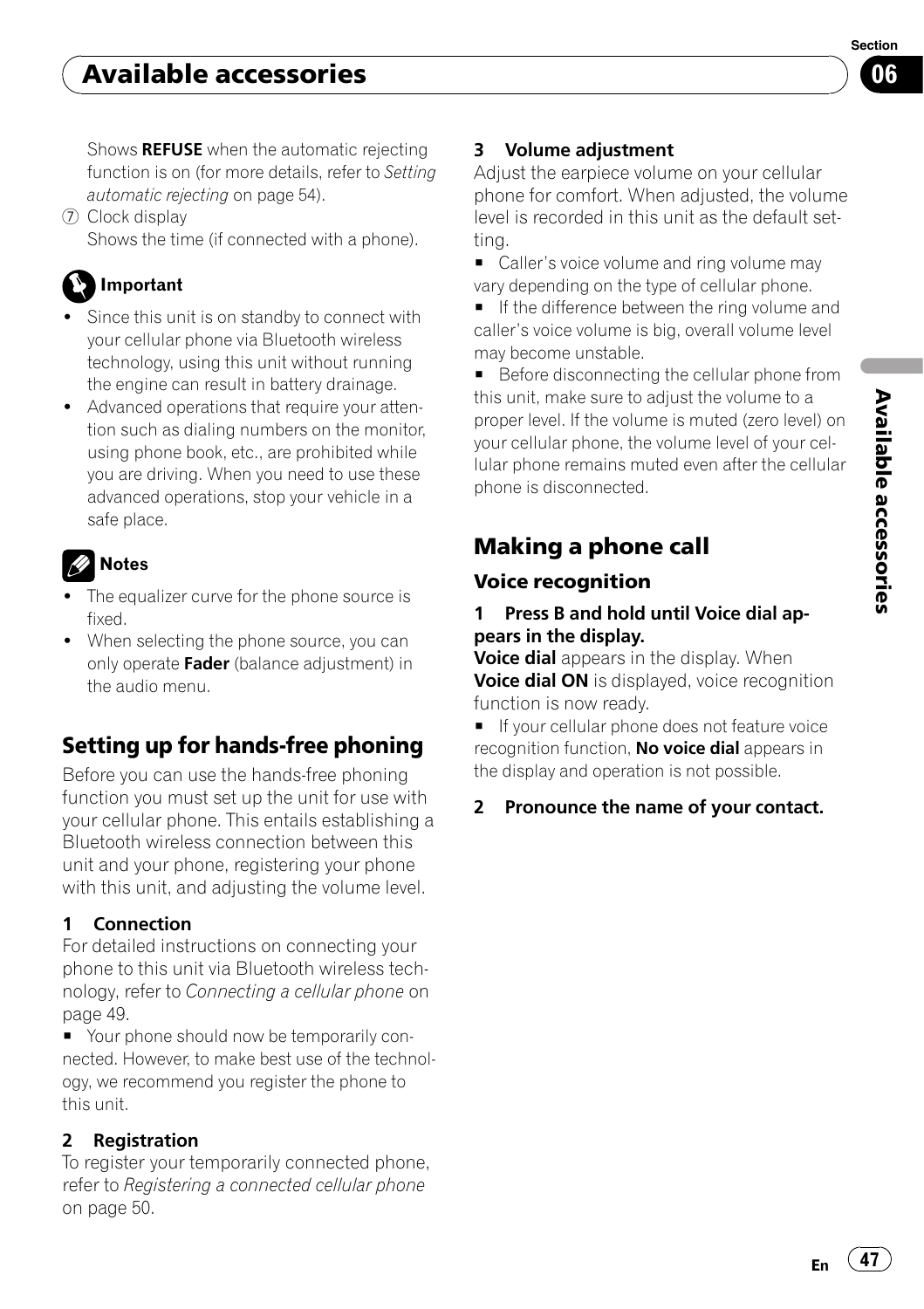Shows **REFUSE** when the automatic rejecting function is on (for more details, refer to *Setting automatic rejecting* on page 54).

⑦ Clock display
Shows the time (if connected with a phone).

**Important**

- Since this unit is on standby to connect with your cellular phone via Bluetooth wireless technology, using this unit without running the engine can result in battery drainage.
- Advanced operations that require your attention such as dialing numbers on the monitor, using phone book, etc., are prohibited while you are driving. When you need to use these advanced operations, stop your vehicle in a safe place.

**Notes**

- The equalizer curve for the phone source is fixed.
- When selecting the phone source, you can only operate **Fader** (balance adjustment) in the audio menu.

## Setting up for hands-free phoning

Before you can use the hands-free phoning function you must set up the unit for use with your cellular phone. This entails establishing a Bluetooth wireless connection between this unit and your phone, registering your phone with this unit, and adjusting the volume level.

**1 Connection**

For detailed instructions on connecting your phone to this unit via Bluetooth wireless technology, refer to *Connecting a cellular phone* on page 49.

■ Your phone should now be temporarily connected. However, to make best use of the technology, we recommend you register the phone to this unit.

**2 Registration**

To register your temporarily connected phone, refer to *Registering a connected cellular phone* on page 50.

**3 Volume adjustment**

Adjust the earpiece volume on your cellular phone for comfort. When adjusted, the volume level is recorded in this unit as the default setting.

■ Caller's voice volume and ring volume may vary depending on the type of cellular phone.

■ If the difference between the ring volume and caller's voice volume is big, overall volume level may become unstable.

■ Before disconnecting the cellular phone from this unit, make sure to adjust the volume to a proper level. If the volume is muted (zero level) on your cellular phone, the volume level of your cellular phone remains muted even after the cellular phone is disconnected.

## Making a phone call

### Voice recognition

**1 Press B and hold until Voice dial appears in the display.**

**Voice dial** appears in the display. When **Voice dial ON** is displayed, voice recognition function is now ready.

■ If your cellular phone does not feature voice recognition function, **No voice dial** appears in the display and operation is not possible.

**2 Pronounce the name of your contact.**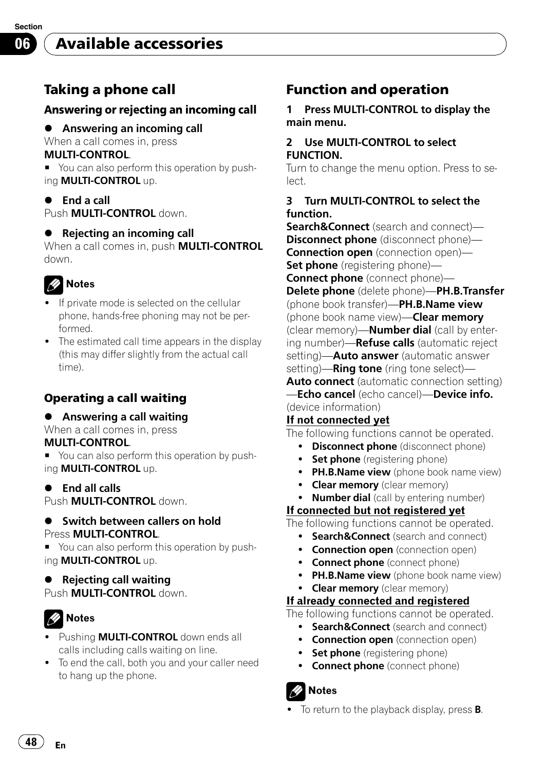# Available accessories

## Taking a phone call

### Answering or rejecting an incoming call

- **Answering an incoming call**

When a call comes in, press **MULTI-CONTROL**.

■ You can also perform this operation by pushing **MULTI-CONTROL** up.

- **End a call**

Push **MULTI-CONTROL** down.

- **Rejecting an incoming call**

When a call comes in, push **MULTI-CONTROL** down.

**Notes**

- If private mode is selected on the cellular phone, hands-free phoning may not be performed.
- The estimated call time appears in the display (this may differ slightly from the actual call time).

### Operating a call waiting

- **Answering a call waiting**

When a call comes in, press **MULTI-CONTROL**.

■ You can also perform this operation by pushing **MULTI-CONTROL** up.

- **End all calls**

Push **MULTI-CONTROL** down.

- **Switch between callers on hold**

Press **MULTI-CONTROL**.

■ You can also perform this operation by pushing **MULTI-CONTROL** up.

- **Rejecting call waiting**

Push **MULTI-CONTROL** down.

**Notes**

- Pushing **MULTI-CONTROL** down ends all calls including calls waiting on line.
- To end the call, both you and your caller need to hang up the phone.

## Function and operation

**1 Press MULTI-CONTROL to display the main menu.**

**2 Use MULTI-CONTROL to select FUNCTION.**

Turn to change the menu option. Press to select.

**3 Turn MULTI-CONTROL to select the function.**

**Search&Connect** (search and connect)—**Disconnect phone** (disconnect phone)—**Connection open** (connection open)—**Set phone** (registering phone)—**Connect phone** (connect phone)—**Delete phone** (delete phone)—**PH.B.Transfer** (phone book transfer)—**PH.B.Name view** (phone book name view)—**Clear memory** (clear memory)—**Number dial** (call by entering number)—**Refuse calls** (automatic reject setting)—**Auto answer** (automatic answer setting)—**Ring tone** (ring tone select)—**Auto connect** (automatic connection setting)—**Echo cancel** (echo cancel)—**Device info.** (device information)

**If not connected yet**

The following functions cannot be operated.

- **Disconnect phone** (disconnect phone)
- **Set phone** (registering phone)
- **PH.B.Name view** (phone book name view)
- **Clear memory** (clear memory)
- **Number dial** (call by entering number)

**If connected but not registered yet**

The following functions cannot be operated.

- **Search&Connect** (search and connect)
- **Connection open** (connection open)
- **Connect phone** (connect phone)
- **PH.B.Name view** (phone book name view)
- **Clear memory** (clear memory)

**If already connected and registered**

The following functions cannot be operated.

- **Search&Connect** (search and connect)
- **Connection open** (connection open)
- **Set phone** (registering phone)
- **Connect phone** (connect phone)

**Notes**

- To return to the playback display, press **B**.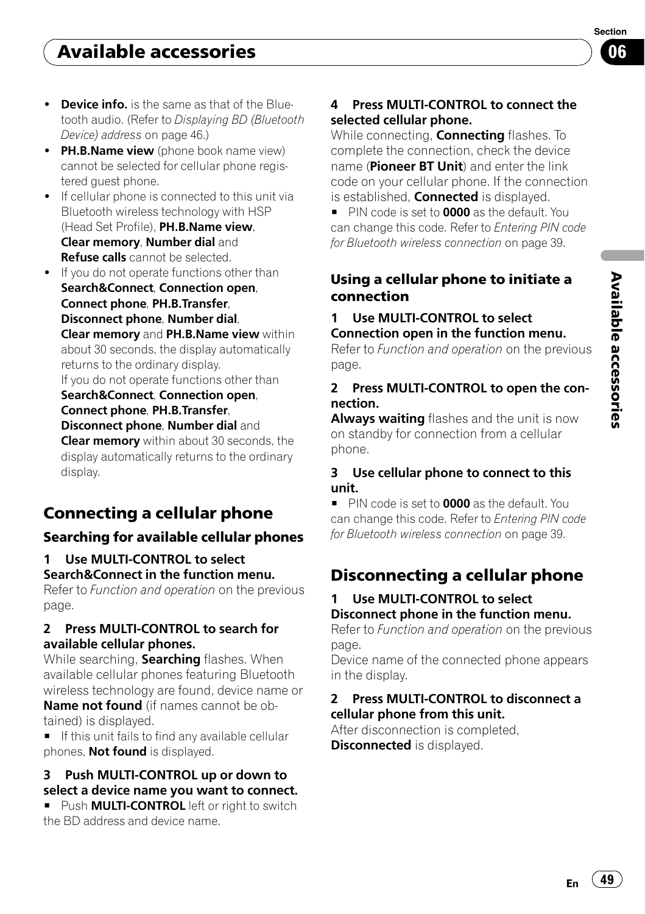- **Device info.** is the same as that of the Bluetooth audio. (Refer to *Displaying BD (Bluetooth Device) address* on page 46.)
- **PH.B.Name view** (phone book name view) cannot be selected for cellular phone registered guest phone.
- If cellular phone is connected to this unit via Bluetooth wireless technology with HSP (Head Set Profile), **PH.B.Name view**, **Clear memory**, **Number dial** and **Refuse calls** cannot be selected.
- If you do not operate functions other than **Search&Connect**, **Connection open**, **Connect phone**, **PH.B.Transfer**, **Disconnect phone**, **Number dial**, **Clear memory** and **PH.B.Name view** within about 30 seconds, the display automatically returns to the ordinary display.
  If you do not operate functions other than **Search&Connect**, **Connection open**, **Connect phone**, **PH.B.Transfer**, **Disconnect phone**, **Number dial** and **Clear memory** within about 30 seconds, the display automatically returns to the ordinary display.

## Connecting a cellular phone

### Searching for available cellular phones

**1 Use MULTI-CONTROL to select Search&Connect in the function menu.**
Refer to *Function and operation* on the previous page.

**2 Press MULTI-CONTROL to search for available cellular phones.**
While searching, **Searching** flashes. When available cellular phones featuring Bluetooth wireless technology are found, device name or **Name not found** (if names cannot be obtained) is displayed.

■ If this unit fails to find any available cellular phones, **Not found** is displayed.

**3 Push MULTI-CONTROL up or down to select a device name you want to connect.**

■ Push **MULTI-CONTROL** left or right to switch the BD address and device name.

**4 Press MULTI-CONTROL to connect the selected cellular phone.**
While connecting, **Connecting** flashes. To complete the connection, check the device name (**Pioneer BT Unit**) and enter the link code on your cellular phone. If the connection is established, **Connected** is displayed.

■ PIN code is set to **0000** as the default. You can change this code. Refer to *Entering PIN code for Bluetooth wireless connection* on page 39.

### Using a cellular phone to initiate a connection

**1 Use MULTI-CONTROL to select Connection open in the function menu.**
Refer to *Function and operation* on the previous page.

**2 Press MULTI-CONTROL to open the connection.**
**Always waiting** flashes and the unit is now on standby for connection from a cellular phone.

**3 Use cellular phone to connect to this unit.**

■ PIN code is set to **0000** as the default. You can change this code. Refer to *Entering PIN code for Bluetooth wireless connection* on page 39.

## Disconnecting a cellular phone

**1 Use MULTI-CONTROL to select Disconnect phone in the function menu.**
Refer to *Function and operation* on the previous page.
Device name of the connected phone appears in the display.

**2 Press MULTI-CONTROL to disconnect a cellular phone from this unit.**
After disconnection is completed, **Disconnected** is displayed.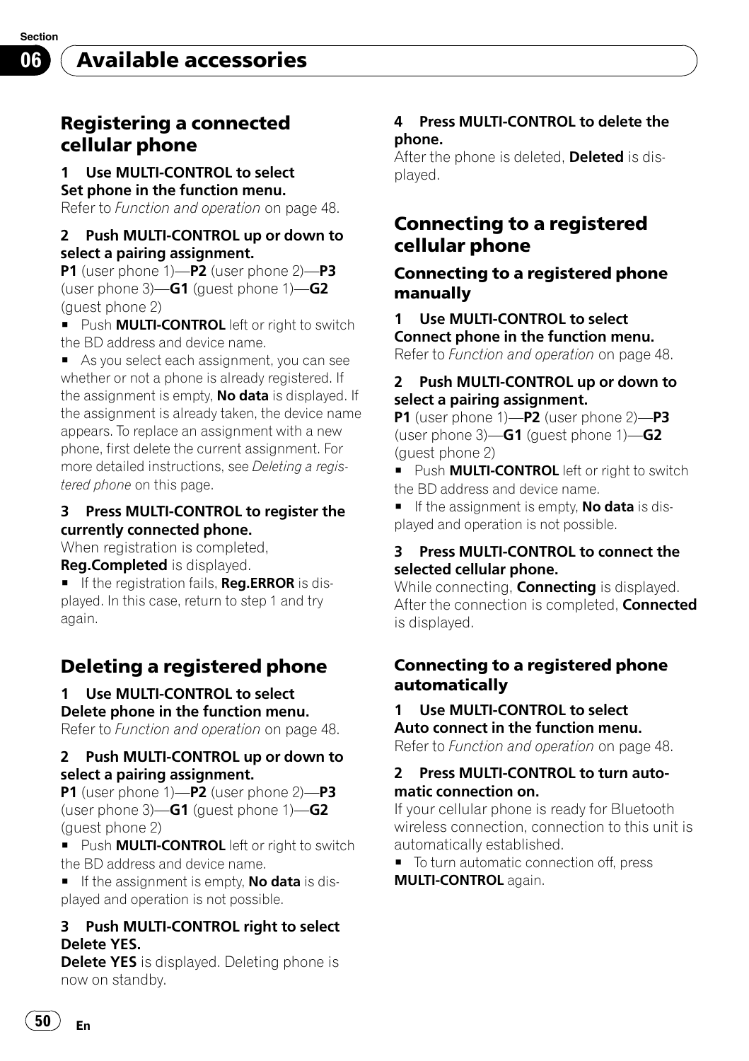## Available accessories

### Registering a connected cellular phone

**1 Use MULTI-CONTROL to select Set phone in the function menu.**

Refer to *Function and operation* on page 48.

**2 Push MULTI-CONTROL up or down to select a pairing assignment.**

**P1** (user phone 1)—**P2** (user phone 2)—**P3** (user phone 3)—**G1** (guest phone 1)—**G2** (guest phone 2)

- Push **MULTI-CONTROL** left or right to switch the BD address and device name.
- As you select each assignment, you can see whether or not a phone is already registered. If the assignment is empty, **No data** is displayed. If the assignment is already taken, the device name appears. To replace an assignment with a new phone, first delete the current assignment. For more detailed instructions, see *Deleting a registered phone* on this page.

**3 Press MULTI-CONTROL to register the currently connected phone.**

When registration is completed, **Reg.Completed** is displayed.

- If the registration fails, **Reg.ERROR** is displayed. In this case, return to step 1 and try again.

### Deleting a registered phone

**1 Use MULTI-CONTROL to select Delete phone in the function menu.**

Refer to *Function and operation* on page 48.

**2 Push MULTI-CONTROL up or down to select a pairing assignment.**

**P1** (user phone 1)—**P2** (user phone 2)—**P3** (user phone 3)—**G1** (guest phone 1)—**G2** (guest phone 2)

- Push **MULTI-CONTROL** left or right to switch the BD address and device name.
- If the assignment is empty, **No data** is displayed and operation is not possible.

**3 Push MULTI-CONTROL right to select Delete YES.**

**Delete YES** is displayed. Deleting phone is now on standby.

**4 Press MULTI-CONTROL to delete the phone.**

After the phone is deleted, **Deleted** is displayed.

### Connecting to a registered cellular phone

#### Connecting to a registered phone manually

**1 Use MULTI-CONTROL to select Connect phone in the function menu.**

Refer to *Function and operation* on page 48.

**2 Push MULTI-CONTROL up or down to select a pairing assignment.**

**P1** (user phone 1)—**P2** (user phone 2)—**P3** (user phone 3)—**G1** (guest phone 1)—**G2** (guest phone 2)

- Push **MULTI-CONTROL** left or right to switch the BD address and device name.
- If the assignment is empty, **No data** is displayed and operation is not possible.

**3 Press MULTI-CONTROL to connect the selected cellular phone.**

While connecting, **Connecting** is displayed. After the connection is completed, **Connected** is displayed.

#### Connecting to a registered phone automatically

**1 Use MULTI-CONTROL to select Auto connect in the function menu.**

Refer to *Function and operation* on page 48.

**2 Press MULTI-CONTROL to turn automatic connection on.**

If your cellular phone is ready for Bluetooth wireless connection, connection to this unit is automatically established.

- To turn automatic connection off, press **MULTI-CONTROL** again.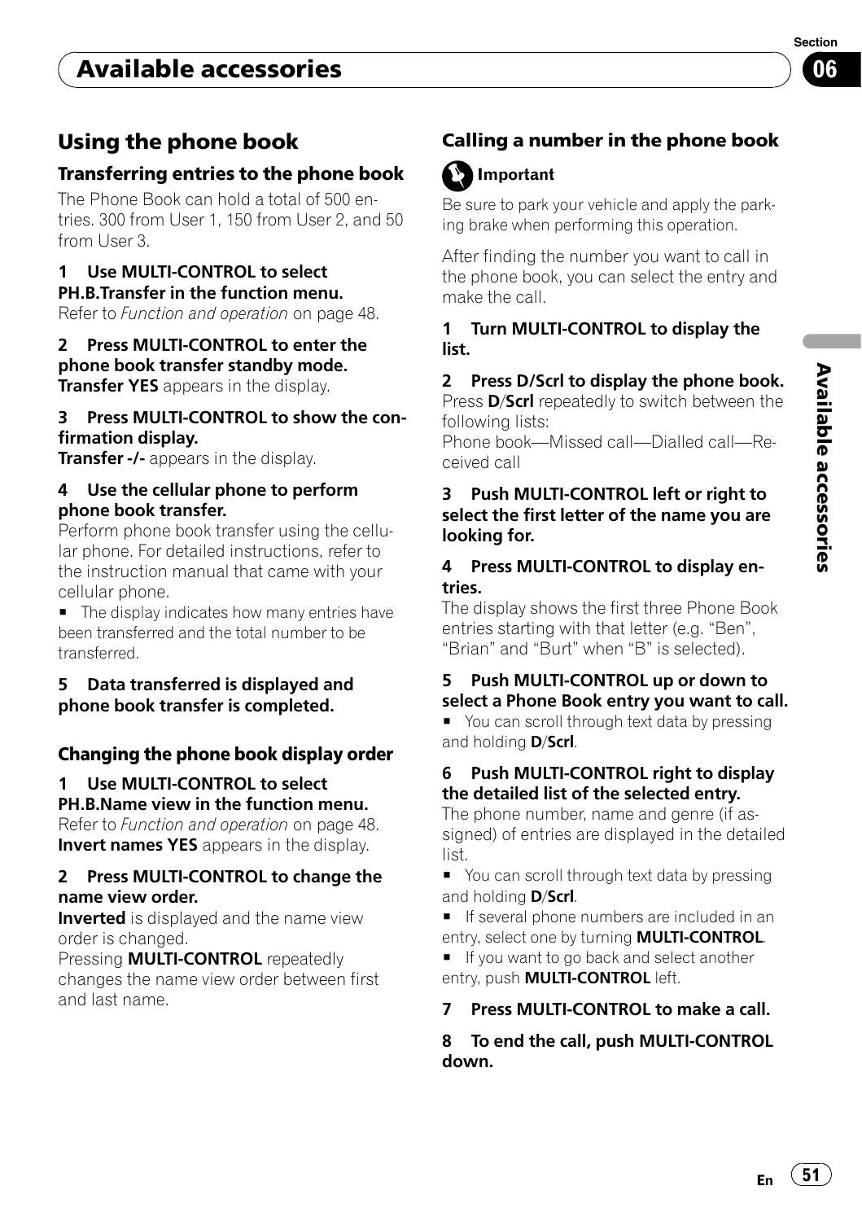## Using the phone book

### Transferring entries to the phone book

The Phone Book can hold a total of 500 entries. 300 from User 1, 150 from User 2, and 50 from User 3.

**1 Use MULTI-CONTROL to select PH.B.Transfer in the function menu.**
Refer to *Function and operation* on page 48.

**2 Press MULTI-CONTROL to enter the phone book transfer standby mode.**
**Transfer YES** appears in the display.

**3 Press MULTI-CONTROL to show the confirmation display.**
**Transfer -/-** appears in the display.

**4 Use the cellular phone to perform phone book transfer.**
Perform phone book transfer using the cellular phone. For detailed instructions, refer to the instruction manual that came with your cellular phone.

- The display indicates how many entries have been transferred and the total number to be transferred.

**5 Data transferred is displayed and phone book transfer is completed.**

### Changing the phone book display order

**1 Use MULTI-CONTROL to select PH.B.Name view in the function menu.**
Refer to *Function and operation* on page 48.
**Invert names YES** appears in the display.

**2 Press MULTI-CONTROL to change the name view order.**
**Inverted** is displayed and the name view order is changed.
Pressing **MULTI-CONTROL** repeatedly changes the name view order between first and last name.

### Calling a number in the phone book

**Important**

Be sure to park your vehicle and apply the parking brake when performing this operation.

After finding the number you want to call in the phone book, you can select the entry and make the call.

**1 Turn MULTI-CONTROL to display the list.**

**2 Press D/Scrl to display the phone book.**
Press **D**/**Scrl** repeatedly to switch between the following lists:
Phone book—Missed call—Dialled call—Received call

**3 Push MULTI-CONTROL left or right to select the first letter of the name you are looking for.**

**4 Press MULTI-CONTROL to display entries.**
The display shows the first three Phone Book entries starting with that letter (e.g. “Ben”, “Brian” and “Burt” when “B” is selected).

**5 Push MULTI-CONTROL up or down to select a Phone Book entry you want to call.**

- You can scroll through text data by pressing and holding **D**/**Scrl**.

**6 Push MULTI-CONTROL right to display the detailed list of the selected entry.**
The phone number, name and genre (if assigned) of entries are displayed in the detailed list.

- You can scroll through text data by pressing and holding **D**/**Scrl**.
- If several phone numbers are included in an entry, select one by turning **MULTI-CONTROL**.
- If you want to go back and select another entry, push **MULTI-CONTROL** left.

**7 Press MULTI-CONTROL to make a call.**

**8 To end the call, push MULTI-CONTROL down.**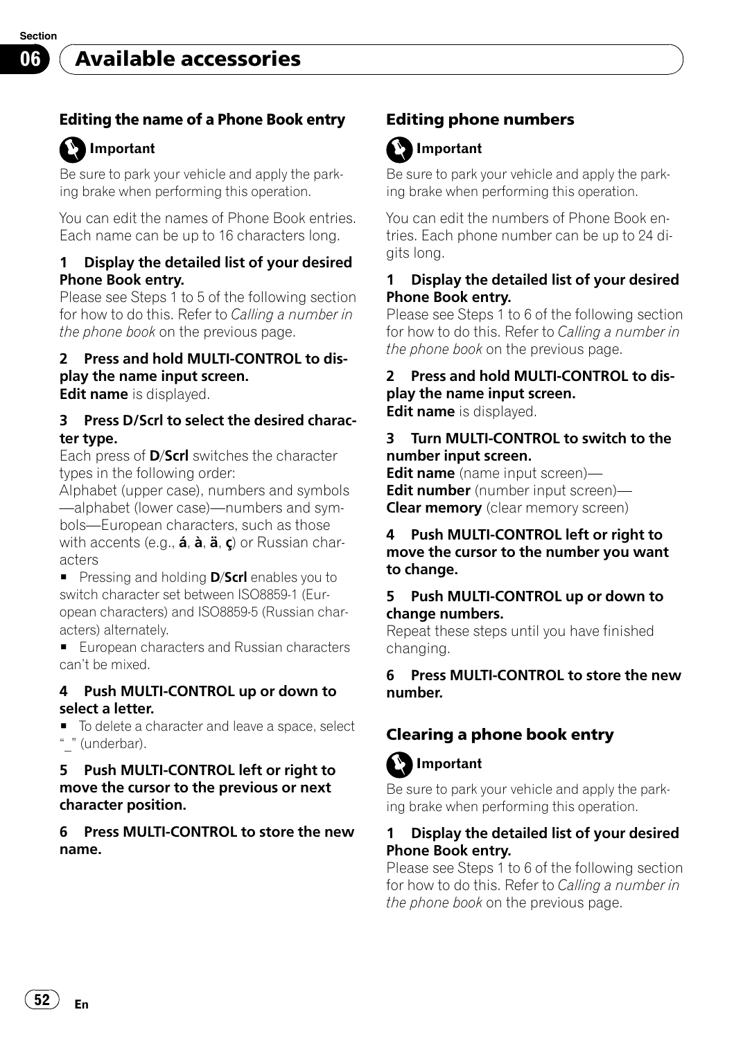## Available accessories

### Editing the name of a Phone Book entry

**Important**

Be sure to park your vehicle and apply the parking brake when performing this operation.

You can edit the names of Phone Book entries. Each name can be up to 16 characters long.

**1 Display the detailed list of your desired Phone Book entry.**

Please see Steps 1 to 5 of the following section for how to do this. Refer to *Calling a number in the phone book* on the previous page.

**2 Press and hold MULTI-CONTROL to display the name input screen.**

**Edit name** is displayed.

**3 Press D/Scrl to select the desired character type.**

Each press of **D**/**Scrl** switches the character types in the following order:

Alphabet (upper case), numbers and symbols—alphabet (lower case)—numbers and symbols—European characters, such as those with accents (e.g., **á**, **à**, **ä**, **ç**) or Russian characters

- Pressing and holding **D**/**Scrl** enables you to switch character set between ISO8859-1 (European characters) and ISO8859-5 (Russian characters) alternately.
- European characters and Russian characters can't be mixed.

**4 Push MULTI-CONTROL up or down to select a letter.**

- To delete a character and leave a space, select "_" (underbar).

**5 Push MULTI-CONTROL left or right to move the cursor to the previous or next character position.**

**6 Press MULTI-CONTROL to store the new name.**

### Editing phone numbers

**Important**

Be sure to park your vehicle and apply the parking brake when performing this operation.

You can edit the numbers of Phone Book entries. Each phone number can be up to 24 digits long.

**1 Display the detailed list of your desired Phone Book entry.**

Please see Steps 1 to 6 of the following section for how to do this. Refer to *Calling a number in the phone book* on the previous page.

**2 Press and hold MULTI-CONTROL to display the name input screen.**

**Edit name** is displayed.

**3 Turn MULTI-CONTROL to switch to the number input screen.**

**Edit name** (name input screen)—**Edit number** (number input screen)—**Clear memory** (clear memory screen)

**4 Push MULTI-CONTROL left or right to move the cursor to the number you want to change.**

**5 Push MULTI-CONTROL up or down to change numbers.**

Repeat these steps until you have finished changing.

**6 Press MULTI-CONTROL to store the new number.**

### Clearing a phone book entry

**Important**

Be sure to park your vehicle and apply the parking brake when performing this operation.

**1 Display the detailed list of your desired Phone Book entry.**

Please see Steps 1 to 6 of the following section for how to do this. Refer to *Calling a number in the phone book* on the previous page.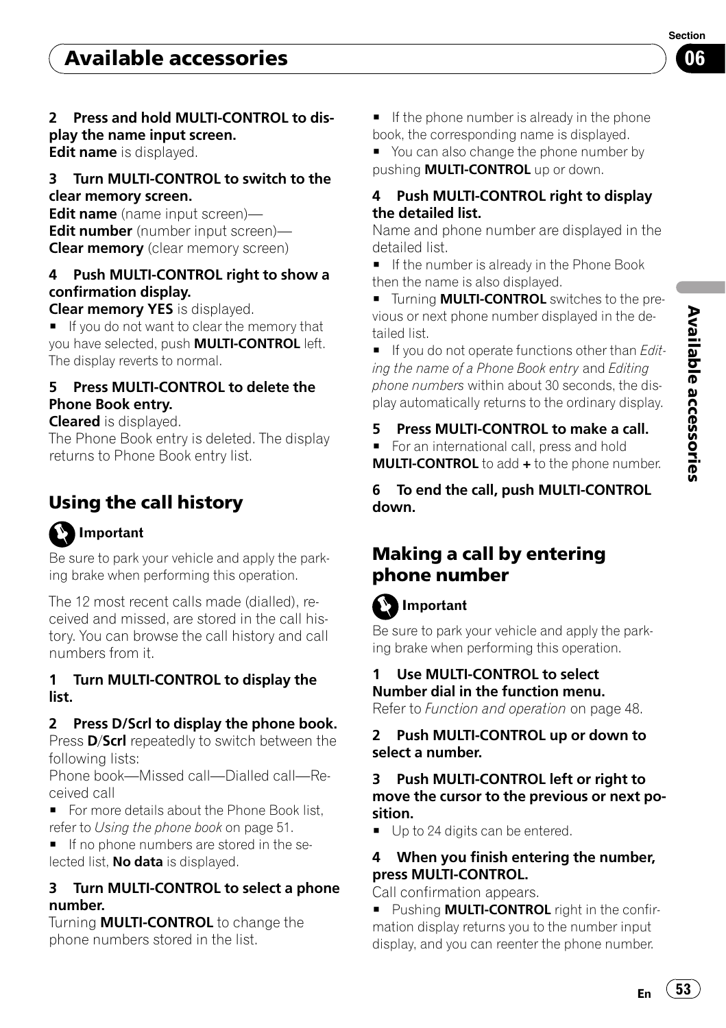**2 Press and hold MULTI-CONTROL to display the name input screen.**
**Edit name** is displayed.

**3 Turn MULTI-CONTROL to switch to the clear memory screen.**
**Edit name** (name input screen)—
**Edit number** (number input screen)—
**Clear memory** (clear memory screen)

**4 Push MULTI-CONTROL right to show a confirmation display.**
**Clear memory YES** is displayed.

- If you do not want to clear the memory that you have selected, push **MULTI-CONTROL** left. The display reverts to normal.

**5 Press MULTI-CONTROL to delete the Phone Book entry.**
**Cleared** is displayed.
The Phone Book entry is deleted. The display returns to Phone Book entry list.

## Using the call history

**Important**

Be sure to park your vehicle and apply the parking brake when performing this operation.

The 12 most recent calls made (dialled), received and missed, are stored in the call history. You can browse the call history and call numbers from it.

**1 Turn MULTI-CONTROL to display the list.**

**2 Press D/Scrl to display the phone book.**
Press **D**/**Scrl** repeatedly to switch between the following lists:
Phone book—Missed call—Dialled call—Received call

- For more details about the Phone Book list, refer to *Using the phone book* on page 51.
- If no phone numbers are stored in the selected list, **No data** is displayed.

**3 Turn MULTI-CONTROL to select a phone number.**
Turning **MULTI-CONTROL** to change the phone numbers stored in the list.

- If the phone number is already in the phone book, the corresponding name is displayed.
- You can also change the phone number by pushing **MULTI-CONTROL** up or down.

**4 Push MULTI-CONTROL right to display the detailed list.**
Name and phone number are displayed in the detailed list.

- If the number is already in the Phone Book then the name is also displayed.
- Turning **MULTI-CONTROL** switches to the previous or next phone number displayed in the detailed list.
- If you do not operate functions other than *Editing the name of a Phone Book entry* and *Editing phone numbers* within about 30 seconds, the display automatically returns to the ordinary display.

**5 Press MULTI-CONTROL to make a call.**

- For an international call, press and hold **MULTI-CONTROL** to add **+** to the phone number.

**6 To end the call, push MULTI-CONTROL down.**

## Making a call by entering phone number

**Important**

Be sure to park your vehicle and apply the parking brake when performing this operation.

**1 Use MULTI-CONTROL to select Number dial in the function menu.**
Refer to *Function and operation* on page 48.

**2 Push MULTI-CONTROL up or down to select a number.**

**3 Push MULTI-CONTROL left or right to move the cursor to the previous or next position.**

- Up to 24 digits can be entered.

**4 When you finish entering the number, press MULTI-CONTROL.**
Call confirmation appears.

- Pushing **MULTI-CONTROL** right in the confirmation display returns you to the number input display, and you can reenter the phone number.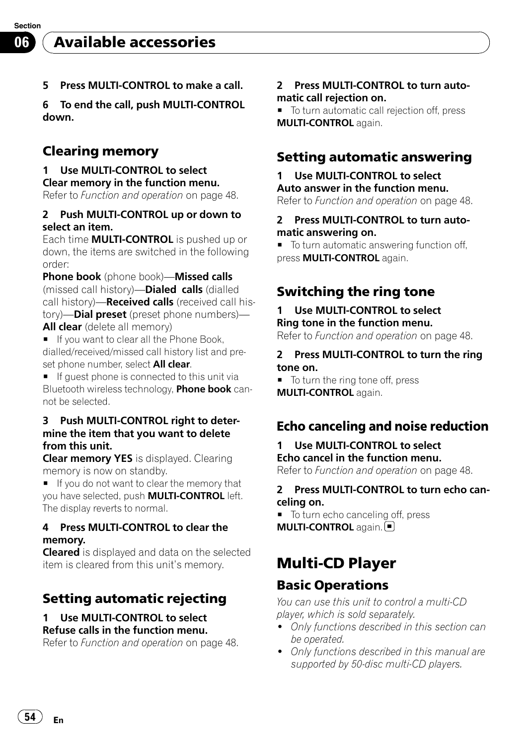## Available accessories

**5 Press MULTI-CONTROL to make a call.**

**6 To end the call, push MULTI-CONTROL down.**

### Clearing memory

**1 Use MULTI-CONTROL to select Clear memory in the function menu.**
Refer to *Function and operation* on page 48.

**2 Push MULTI-CONTROL up or down to select an item.**
Each time **MULTI-CONTROL** is pushed up or down, the items are switched in the following order:
**Phone book** (phone book)—**Missed calls** (missed call history)—**Dialed calls** (dialled call history)—**Received calls** (received call history)—**Dial preset** (preset phone numbers)—**All clear** (delete all memory)

■ If you want to clear all the Phone Book, dialled/received/missed call history list and preset phone number, select **All clear**.

■ If guest phone is connected to this unit via Bluetooth wireless technology, **Phone book** cannot be selected.

**3 Push MULTI-CONTROL right to determine the item that you want to delete from this unit.**
**Clear memory YES** is displayed. Clearing memory is now on standby.

■ If you do not want to clear the memory that you have selected, push **MULTI-CONTROL** left. The display reverts to normal.

**4 Press MULTI-CONTROL to clear the memory.**
**Cleared** is displayed and data on the selected item is cleared from this unit's memory.

### Setting automatic rejecting

**1 Use MULTI-CONTROL to select Refuse calls in the function menu.**
Refer to *Function and operation* on page 48.

**2 Press MULTI-CONTROL to turn automatic call rejection on.**

■ To turn automatic call rejection off, press **MULTI-CONTROL** again.

### Setting automatic answering

**1 Use MULTI-CONTROL to select Auto answer in the function menu.**
Refer to *Function and operation* on page 48.

**2 Press MULTI-CONTROL to turn automatic answering on.**

■ To turn automatic answering function off, press **MULTI-CONTROL** again.

### Switching the ring tone

**1 Use MULTI-CONTROL to select Ring tone in the function menu.**
Refer to *Function and operation* on page 48.

**2 Press MULTI-CONTROL to turn the ring tone on.**

■ To turn the ring tone off, press **MULTI-CONTROL** again.

### Echo canceling and noise reduction

**1 Use MULTI-CONTROL to select Echo cancel in the function menu.**
Refer to *Function and operation* on page 48.

**2 Press MULTI-CONTROL to turn echo canceling on.**

■ To turn echo canceling off, press **MULTI-CONTROL** again.

## Multi-CD Player

### Basic Operations

*You can use this unit to control a multi-CD player, which is sold separately.*

- *Only functions described in this section can be operated.*
- *Only functions described in this manual are supported by 50-disc multi-CD players.*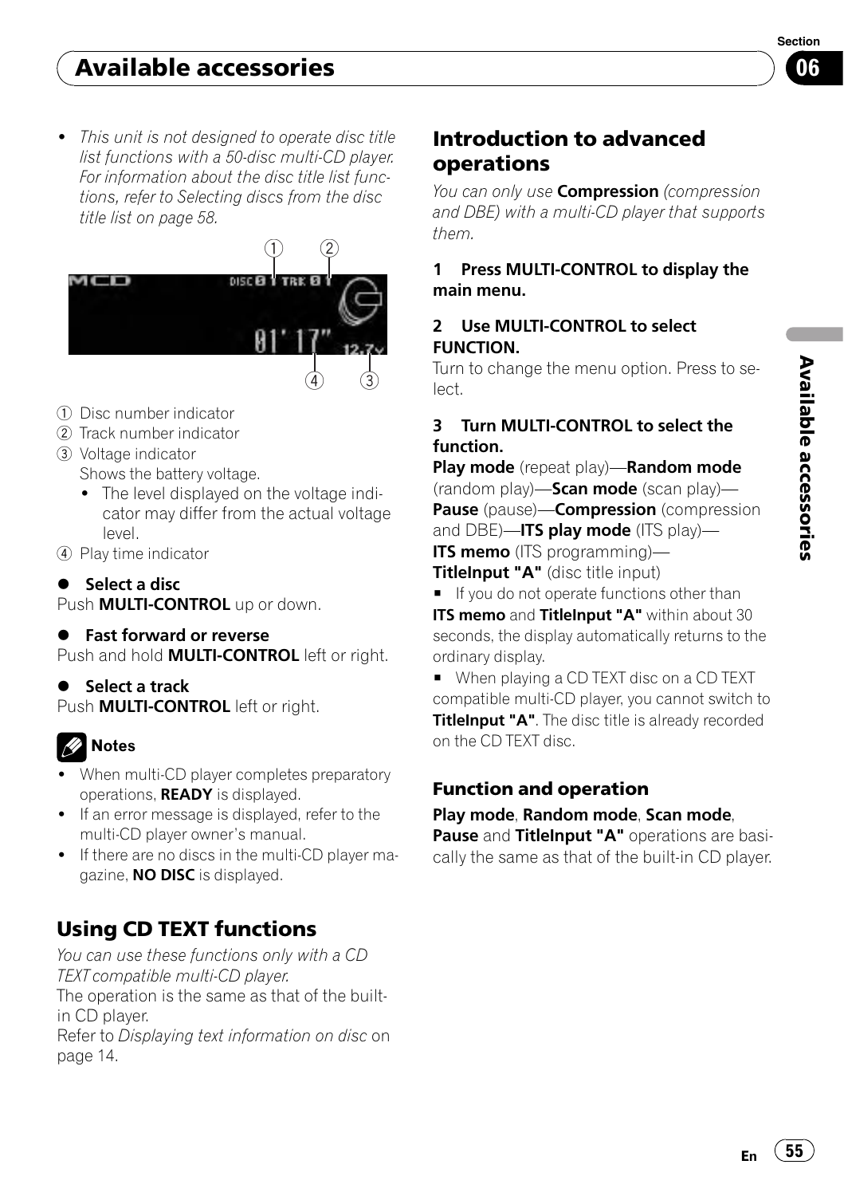- *This unit is not designed to operate disc title list functions with a 50-disc multi-CD player. For information about the disc title list functions, refer to Selecting discs from the disc title list on page 58.*

① Disc number indicator
② Track number indicator
③ Voltage indicator
Shows the battery voltage.
  - The level displayed on the voltage indicator may differ from the actual voltage level.

④ Play time indicator

- **Select a disc**

Push **MULTI-CONTROL** up or down.

- **Fast forward or reverse**

Push and hold **MULTI-CONTROL** left or right.

- **Select a track**

Push **MULTI-CONTROL** left or right.

**Notes**

- When multi-CD player completes preparatory operations, **READY** is displayed.
- If an error message is displayed, refer to the multi-CD player owner's manual.
- If there are no discs in the multi-CD player magazine, **NO DISC** is displayed.

## Using CD TEXT functions

*You can use these functions only with a CD TEXT compatible multi-CD player.*

The operation is the same as that of the built-in CD player.

Refer to *Displaying text information on disc* on page 14.

## Introduction to advanced operations

*You can only use* **Compression** *(compression and DBE) with a multi-CD player that supports them.*

**1 Press MULTI-CONTROL to display the main menu.**

**2 Use MULTI-CONTROL to select FUNCTION.**

Turn to change the menu option. Press to select.

**3 Turn MULTI-CONTROL to select the function.**

**Play mode** (repeat play)—**Random mode** (random play)—**Scan mode** (scan play)—**Pause** (pause)—**Compression** (compression and DBE)—**ITS play mode** (ITS play)—**ITS memo** (ITS programming)—**TitleInput "A"** (disc title input)

- If you do not operate functions other than **ITS memo** and **TitleInput "A"** within about 30 seconds, the display automatically returns to the ordinary display.
- When playing a CD TEXT disc on a CD TEXT compatible multi-CD player, you cannot switch to **TitleInput "A"**. The disc title is already recorded on the CD TEXT disc.

### Function and operation

**Play mode**, **Random mode**, **Scan mode**, **Pause** and **TitleInput "A"** operations are basically the same as that of the built-in CD player.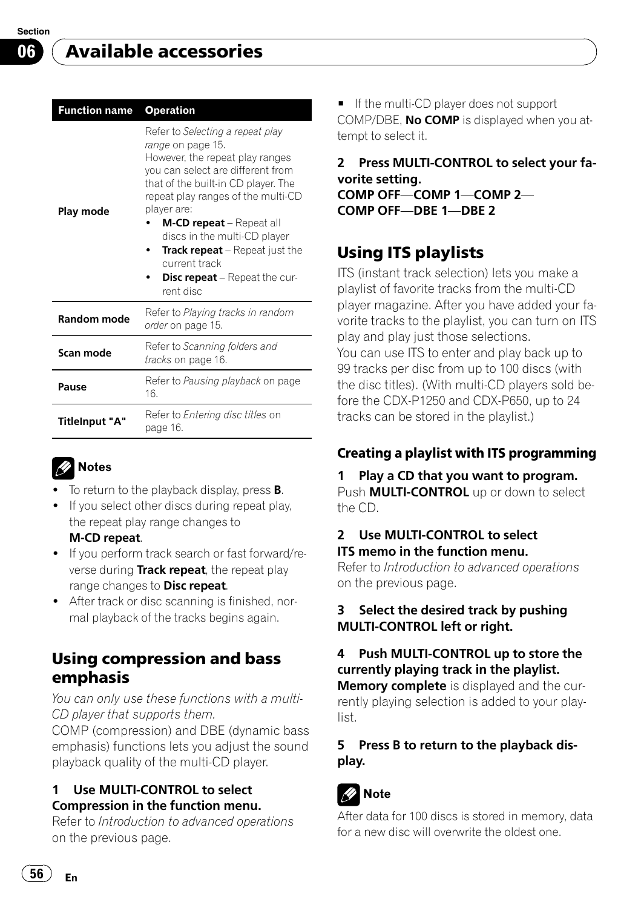## Available accessories

| Function name | Operation |
|---|---|
| **Play mode** | Refer to *Selecting a repeat play range* on page 15.<br>However, the repeat play ranges you can select are different from that of the built-in CD player. The repeat play ranges of the multi-CD player are:<br>• **M-CD repeat** – Repeat all discs in the multi-CD player<br>• **Track repeat** – Repeat just the current track<br>• **Disc repeat** – Repeat the current disc |
| **Random mode** | Refer to *Playing tracks in random order* on page 15. |
| **Scan mode** | Refer to *Scanning folders and tracks* on page 16. |
| **Pause** | Refer to *Pausing playback* on page 16. |
| **TitleInput "A"** | Refer to *Entering disc titles* on page 16. |

**Notes**

- To return to the playback display, press **B**.
- If you select other discs during repeat play, the repeat play range changes to **M-CD repeat**.
- If you perform track search or fast forward/reverse during **Track repeat**, the repeat play range changes to **Disc repeat**.
- After track or disc scanning is finished, normal playback of the tracks begins again.

## Using compression and bass emphasis

*You can only use these functions with a multi-CD player that supports them.*

COMP (compression) and DBE (dynamic bass emphasis) functions lets you adjust the sound playback quality of the multi-CD player.

**1 Use MULTI-CONTROL to select Compression in the function menu.**

Refer to *Introduction to advanced operations* on the previous page.

- If the multi-CD player does not support COMP/DBE, **No COMP** is displayed when you attempt to select it.

**2 Press MULTI-CONTROL to select your favorite setting.**

**COMP OFF**—**COMP 1**—**COMP 2**—**COMP OFF**—**DBE 1**—**DBE 2**

## Using ITS playlists

ITS (instant track selection) lets you make a playlist of favorite tracks from the multi-CD player magazine. After you have added your favorite tracks to the playlist, you can turn on ITS play and play just those selections.

You can use ITS to enter and play back up to 99 tracks per disc from up to 100 discs (with the disc titles). (With multi-CD players sold before the CDX-P1250 and CDX-P650, up to 24 tracks can be stored in the playlist.)

### Creating a playlist with ITS programming

**1 Play a CD that you want to program.**

Push **MULTI-CONTROL** up or down to select the CD.

**2 Use MULTI-CONTROL to select ITS memo in the function menu.**

Refer to *Introduction to advanced operations* on the previous page.

**3 Select the desired track by pushing MULTI-CONTROL left or right.**

**4 Push MULTI-CONTROL up to store the currently playing track in the playlist.**

**Memory complete** is displayed and the currently playing selection is added to your playlist.

**5 Press B to return to the playback display.**

**Note**

After data for 100 discs is stored in memory, data for a new disc will overwrite the oldest one.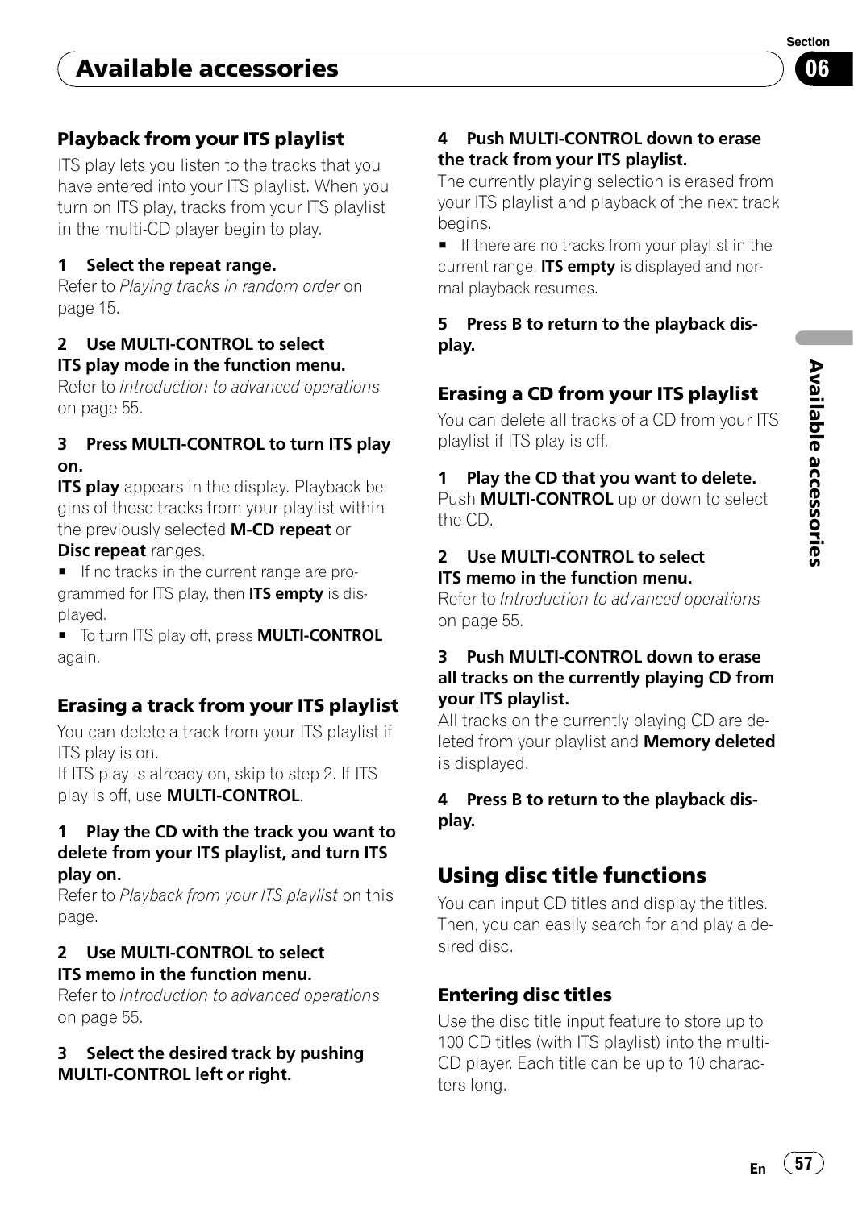### Playback from your ITS playlist

ITS play lets you listen to the tracks that you have entered into your ITS playlist. When you turn on ITS play, tracks from your ITS playlist in the multi-CD player begin to play.

**1 Select the repeat range.**

Refer to *Playing tracks in random order* on page 15.

**2 Use MULTI-CONTROL to select ITS play mode in the function menu.**

Refer to *Introduction to advanced operations* on page 55.

**3 Press MULTI-CONTROL to turn ITS play on.**

**ITS play** appears in the display. Playback begins of those tracks from your playlist within the previously selected **M-CD repeat** or **Disc repeat** ranges.

- If no tracks in the current range are programmed for ITS play, then **ITS empty** is displayed.
- To turn ITS play off, press **MULTI-CONTROL** again.

### Erasing a track from your ITS playlist

You can delete a track from your ITS playlist if ITS play is on.

If ITS play is already on, skip to step 2. If ITS play is off, use **MULTI-CONTROL**.

**1 Play the CD with the track you want to delete from your ITS playlist, and turn ITS play on.**

Refer to *Playback from your ITS playlist* on this page.

**2 Use MULTI-CONTROL to select ITS memo in the function menu.**

Refer to *Introduction to advanced operations* on page 55.

**3 Select the desired track by pushing MULTI-CONTROL left or right.**

**4 Push MULTI-CONTROL down to erase the track from your ITS playlist.**

The currently playing selection is erased from your ITS playlist and playback of the next track begins.

- If there are no tracks from your playlist in the current range, **ITS empty** is displayed and normal playback resumes.

**5 Press B to return to the playback display.**

### Erasing a CD from your ITS playlist

You can delete all tracks of a CD from your ITS playlist if ITS play is off.

**1 Play the CD that you want to delete.**

Push **MULTI-CONTROL** up or down to select the CD.

**2 Use MULTI-CONTROL to select ITS memo in the function menu.**

Refer to *Introduction to advanced operations* on page 55.

**3 Push MULTI-CONTROL down to erase all tracks on the currently playing CD from your ITS playlist.**

All tracks on the currently playing CD are deleted from your playlist and **Memory deleted** is displayed.

**4 Press B to return to the playback display.**

## Using disc title functions

You can input CD titles and display the titles. Then, you can easily search for and play a desired disc.

### Entering disc titles

Use the disc title input feature to store up to 100 CD titles (with ITS playlist) into the multi-CD player. Each title can be up to 10 characters long.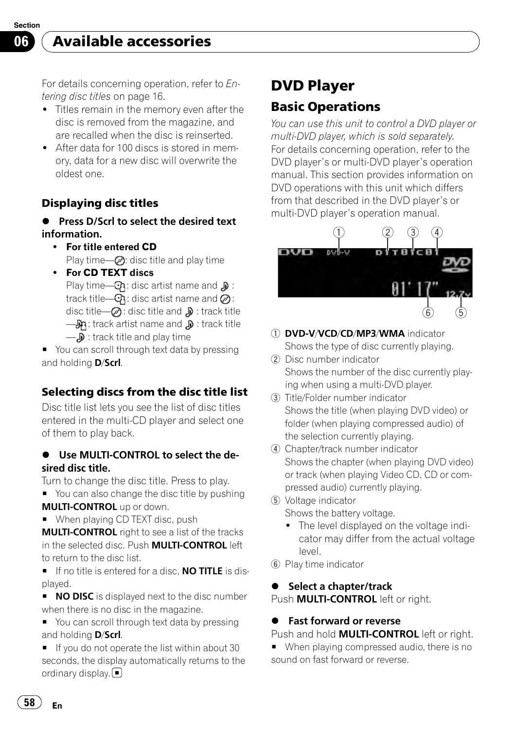## Available accessories

For details concerning operation, refer to *Entering disc titles* on page 16.

- Titles remain in the memory even after the disc is removed from the magazine, and are recalled when the disc is reinserted.
- After data for 100 discs is stored in memory, data for a new disc will overwrite the oldest one.

### Displaying disc titles

● **Press D/Scrl to select the desired text information.**

- **For title entered CD**
  Play time—: disc title and play time
- **For CD TEXT discs**
  Play time—: disc artist name and : track title—: disc artist name and : disc title—: disc title and : track title —: track artist name and : track title —: track title and play time

■ You can scroll through text data by pressing and holding **D**/**Scrl**.

### Selecting discs from the disc title list

Disc title list lets you see the list of disc titles entered in the multi-CD player and select one of them to play back.

● **Use MULTI-CONTROL to select the desired disc title.**

Turn to change the disc title. Press to play.

■ You can also change the disc title by pushing **MULTI-CONTROL** up or down.

■ When playing CD TEXT disc, push **MULTI-CONTROL** right to see a list of the tracks in the selected disc. Push **MULTI-CONTROL** left to return to the disc list.

■ If no title is entered for a disc, **NO TITLE** is displayed.

■ **NO DISC** is displayed next to the disc number when there is no disc in the magazine.

■ You can scroll through text data by pressing and holding **D**/**Scrl**.

■ If you do not operate the list within about 30 seconds, the display automatically returns to the ordinary display.

# DVD Player

## Basic Operations

*You can use this unit to control a DVD player or multi-DVD player, which is sold separately.*

For details concerning operation, refer to the DVD player's or multi-DVD player's operation manual. This section provides information on DVD operations with this unit which differs from that described in the DVD player's or multi-DVD player's operation manual.

1. **DVD-V**/**VCD**/**CD**/**MP3**/**WMA** indicator
   Shows the type of disc currently playing.
2. Disc number indicator
   Shows the number of the disc currently playing when using a multi-DVD player.
3. Title/Folder number indicator
   Shows the title (when playing DVD video) or folder (when playing compressed audio) of the selection currently playing.
4. Chapter/track number indicator
   Shows the chapter (when playing DVD video) or track (when playing Video CD, CD or compressed audio) currently playing.
5. Voltage indicator
   Shows the battery voltage.
   - The level displayed on the voltage indicator may differ from the actual voltage level.
6. Play time indicator

● **Select a chapter/track**

Push **MULTI-CONTROL** left or right.

● **Fast forward or reverse**

Push and hold **MULTI-CONTROL** left or right.

■ When playing compressed audio, there is no sound on fast forward or reverse.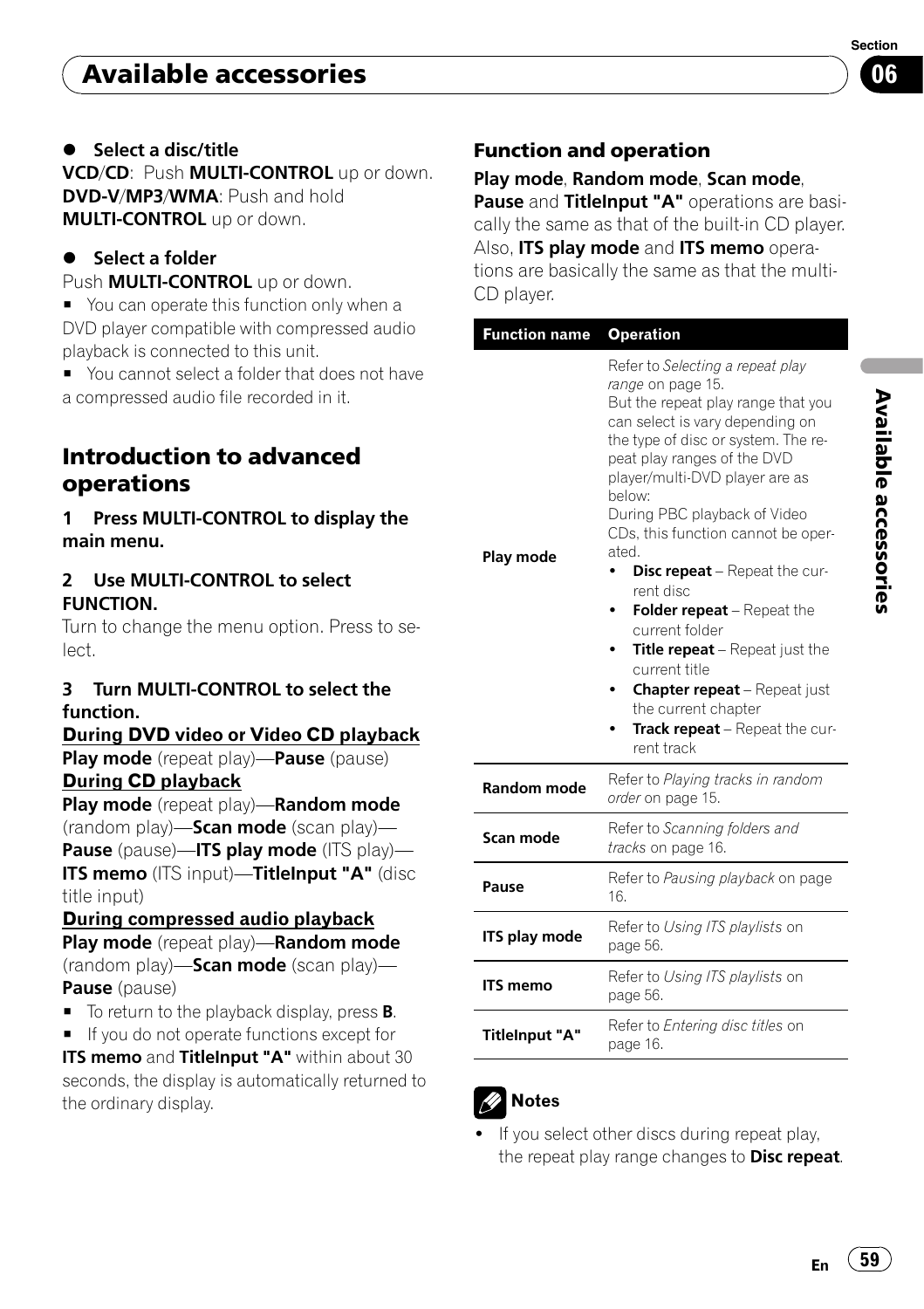- **Select a disc/title**

**VCD**/**CD**: Push **MULTI-CONTROL** up or down.
**DVD-V**/**MP3**/**WMA**: Push and hold **MULTI-CONTROL** up or down.

- **Select a folder**

Push **MULTI-CONTROL** up or down.

- You can operate this function only when a DVD player compatible with compressed audio playback is connected to this unit.
- You cannot select a folder that does not have a compressed audio file recorded in it.

## Introduction to advanced operations

**1 Press MULTI-CONTROL to display the main menu.**

**2 Use MULTI-CONTROL to select FUNCTION.**

Turn to change the menu option. Press to select.

**3 Turn MULTI-CONTROL to select the function.**

**During DVD video or Video CD playback**

**Play mode** (repeat play)—**Pause** (pause)

**During CD playback**

**Play mode** (repeat play)—**Random mode** (random play)—**Scan mode** (scan play)—**Pause** (pause)—**ITS play mode** (ITS play)—**ITS memo** (ITS input)—**TitleInput "A"** (disc title input)

**During compressed audio playback**

**Play mode** (repeat play)—**Random mode** (random play)—**Scan mode** (scan play)—**Pause** (pause)

- To return to the playback display, press **B**.
- If you do not operate functions except for **ITS memo** and **TitleInput "A"** within about 30 seconds, the display is automatically returned to the ordinary display.

### Function and operation

**Play mode**, **Random mode**, **Scan mode**, **Pause** and **TitleInput "A"** operations are basically the same as that of the built-in CD player. Also, **ITS play mode** and **ITS memo** operations are basically the same as that the multi-CD player.

| Function name | Operation |
|---|---|
| Play mode | Refer to *Selecting a repeat play range* on page 15.<br>But the repeat play range that you can select is vary depending on the type of disc or system. The repeat play ranges of the DVD player/multi-DVD player are as below:<br>During PBC playback of Video CDs, this function cannot be operated.<br>• **Disc repeat** – Repeat the current disc<br>• **Folder repeat** – Repeat the current folder<br>• **Title repeat** – Repeat just the current title<br>• **Chapter repeat** – Repeat just the current chapter<br>• **Track repeat** – Repeat the current track |
| Random mode | Refer to *Playing tracks in random order* on page 15. |
| Scan mode | Refer to *Scanning folders and tracks* on page 16. |
| Pause | Refer to *Pausing playback* on page 16. |
| ITS play mode | Refer to *Using ITS playlists* on page 56. |
| ITS memo | Refer to *Using ITS playlists* on page 56. |
| TitleInput "A" | Refer to *Entering disc titles* on page 16. |

**Notes**

- If you select other discs during repeat play, the repeat play range changes to **Disc repeat**.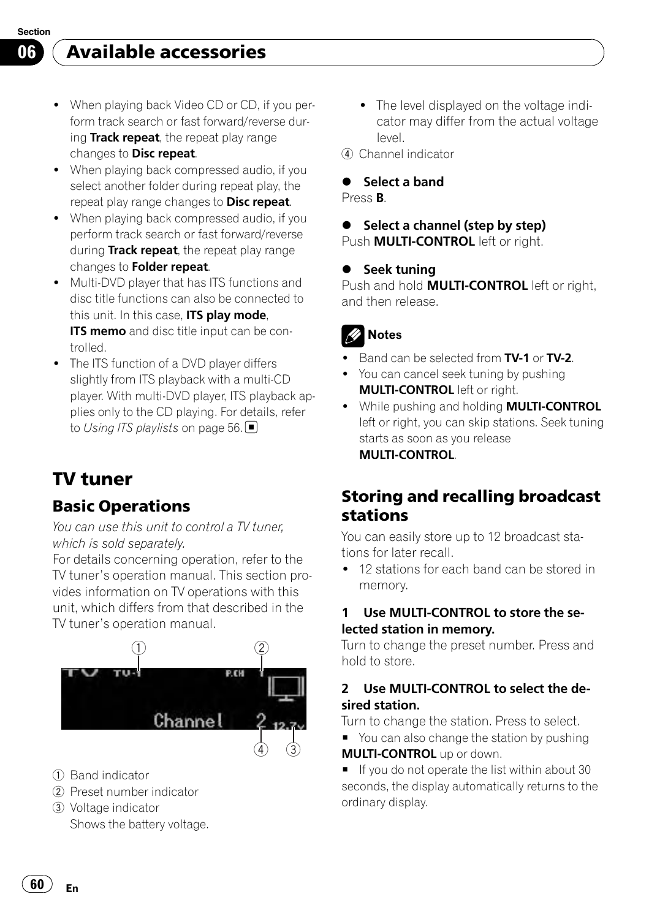## Available accessories

- When playing back Video CD or CD, if you perform track search or fast forward/reverse during **Track repeat**, the repeat play range changes to **Disc repeat**.
- When playing back compressed audio, if you select another folder during repeat play, the repeat play range changes to **Disc repeat**.
- When playing back compressed audio, if you perform track search or fast forward/reverse during **Track repeat**, the repeat play range changes to **Folder repeat**.
- Multi-DVD player that has ITS functions and disc title functions can also be connected to this unit. In this case, **ITS play mode**, **ITS memo** and disc title input can be controlled.
- The ITS function of a DVD player differs slightly from ITS playback with a multi-CD player. With multi-DVD player, ITS playback applies only to the CD playing. For details, refer to *Using ITS playlists* on page 56.

# TV tuner

## Basic Operations

*You can use this unit to control a TV tuner, which is sold separately.*

For details concerning operation, refer to the TV tuner's operation manual. This section provides information on TV operations with this unit, which differs from that described in the TV tuner's operation manual.

① Band indicator
② Preset number indicator
③ Voltage indicator
Shows the battery voltage.
- The level displayed on the voltage indicator may differ from the actual voltage level.

④ Channel indicator

- **Select a band**

Press **B**.

- **Select a channel (step by step)**

Push **MULTI-CONTROL** left or right.

- **Seek tuning**

Push and hold **MULTI-CONTROL** left or right, and then release.

**Notes**

- Band can be selected from **TV-1** or **TV-2**.
- You can cancel seek tuning by pushing **MULTI-CONTROL** left or right.
- While pushing and holding **MULTI-CONTROL** left or right, you can skip stations. Seek tuning starts as soon as you release **MULTI-CONTROL**.

## Storing and recalling broadcast stations

You can easily store up to 12 broadcast stations for later recall.

- 12 stations for each band can be stored in memory.

**1 Use MULTI-CONTROL to store the selected station in memory.**

Turn to change the preset number. Press and hold to store.

**2 Use MULTI-CONTROL to select the desired station.**

Turn to change the station. Press to select.

■ You can also change the station by pushing **MULTI-CONTROL** up or down.

■ If you do not operate the list within about 30 seconds, the display automatically returns to the ordinary display.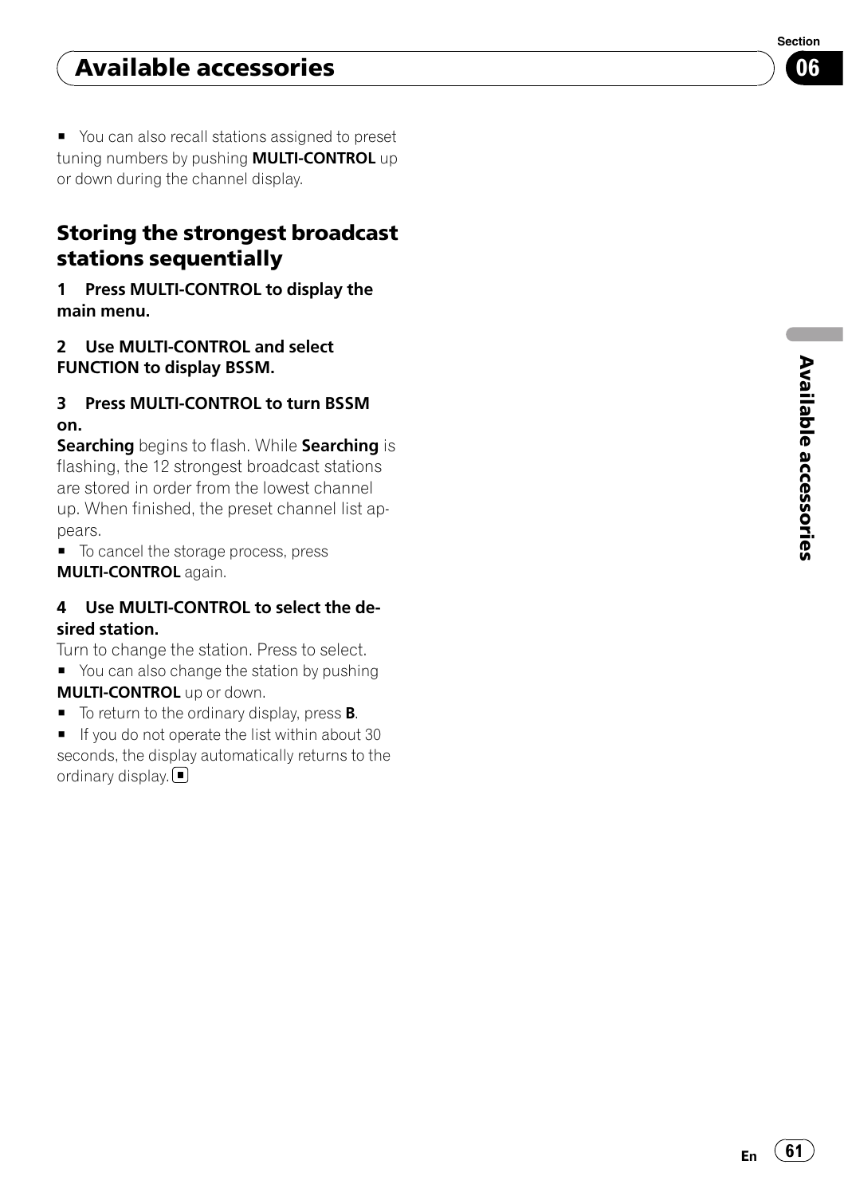- You can also recall stations assigned to preset tuning numbers by pushing **MULTI-CONTROL** up or down during the channel display.

## Storing the strongest broadcast stations sequentially

**1 Press MULTI-CONTROL to display the main menu.**

**2 Use MULTI-CONTROL and select FUNCTION to display BSSM.**

**3 Press MULTI-CONTROL to turn BSSM on.**

**Searching** begins to flash. While **Searching** is flashing, the 12 strongest broadcast stations are stored in order from the lowest channel up. When finished, the preset channel list appears.

- To cancel the storage process, press **MULTI-CONTROL** again.

**4 Use MULTI-CONTROL to select the desired station.**

Turn to change the station. Press to select.

- You can also change the station by pushing **MULTI-CONTROL** up or down.
- To return to the ordinary display, press **B**.
- If you do not operate the list within about 30 seconds, the display automatically returns to the ordinary display.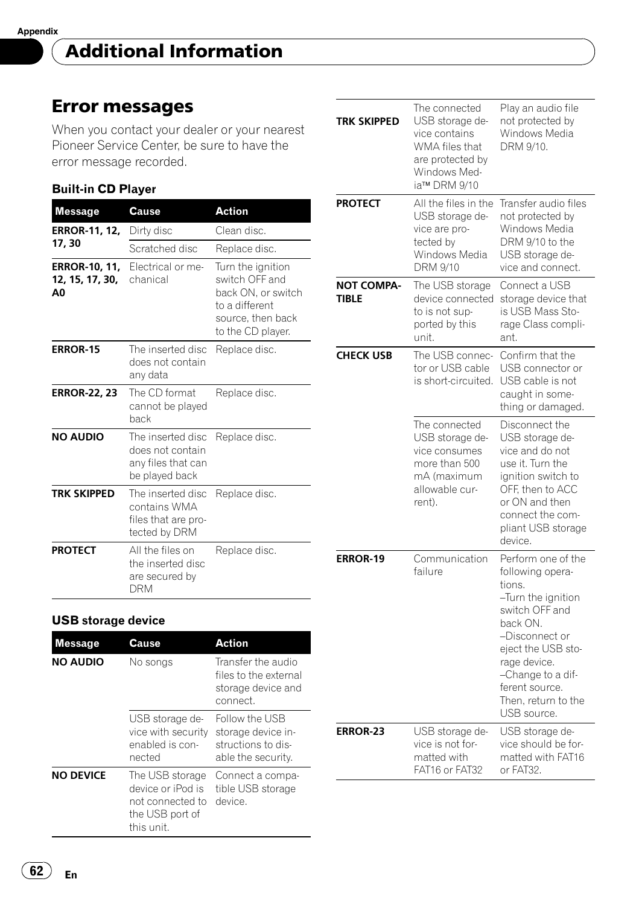## Additional Information

# Error messages

When you contact your dealer or your nearest Pioneer Service Center, be sure to have the error message recorded.

### Built-in CD Player

| Message | Cause | Action |
|---|---|---|
| **ERROR-11, 12, 17, 30** | Dirty disc | Clean disc. |
| | Scratched disc | Replace disc. |
| **ERROR-10, 11, 12, 15, 17, 30, A0** | Electrical or mechanical | Turn the ignition switch OFF and back ON, or switch to a different source, then back to the CD player. |
| **ERROR-15** | The inserted disc does not contain any data | Replace disc. |
| **ERROR-22, 23** | The CD format cannot be played back | Replace disc. |
| **NO AUDIO** | The inserted disc does not contain any files that can be played back | Replace disc. |
| **TRK SKIPPED** | The inserted disc contains WMA files that are protected by DRM | Replace disc. |
| **PROTECT** | All the files on the inserted disc are secured by DRM | Replace disc. |

### USB storage device

| Message | Cause | Action |
|---|---|---|
| **NO AUDIO** | No songs | Transfer the audio files to the external storage device and connect. |
| | USB storage device with security enabled is connected | Follow the USB storage device instructions to disable the security. |
| **NO DEVICE** | The USB storage device or iPod is not connected to the USB port of this unit. | Connect a compatible USB storage device. |
| **TRK SKIPPED** | The connected USB storage device contains WMA files that are protected by Windows Media™ DRM 9/10 | Play an audio file not protected by Windows Media DRM 9/10. |
| **PROTECT** | All the files in the USB storage device are protected by Windows Media DRM 9/10 | Transfer audio files not protected by Windows Media DRM 9/10 to the USB storage device and connect. |
| **NOT COMPATIBLE** | The USB storage device connected to is not supported by this unit. | Connect a USB storage device that is USB Mass Storage Class compliant. |
| **CHECK USB** | The USB connector or USB cable is short-circuited. | Confirm that the USB connector or USB cable is not caught in something or damaged. |
| | The connected USB storage device consumes more than 500 mA (maximum allowable current). | Disconnect the USB storage device and do not use it. Turn the ignition switch to OFF, then to ACC or ON and then connect the compliant USB storage device. |
| **ERROR-19** | Communication failure | Perform one of the following operations.<br>–Turn the ignition switch OFF and back ON.<br>–Disconnect or eject the USB storage device.<br>–Change to a different source.<br>Then, return to the USB source. |
| **ERROR-23** | USB storage device is not formatted with FAT16 or FAT32 | USB storage device should be formatted with FAT16 or FAT32. |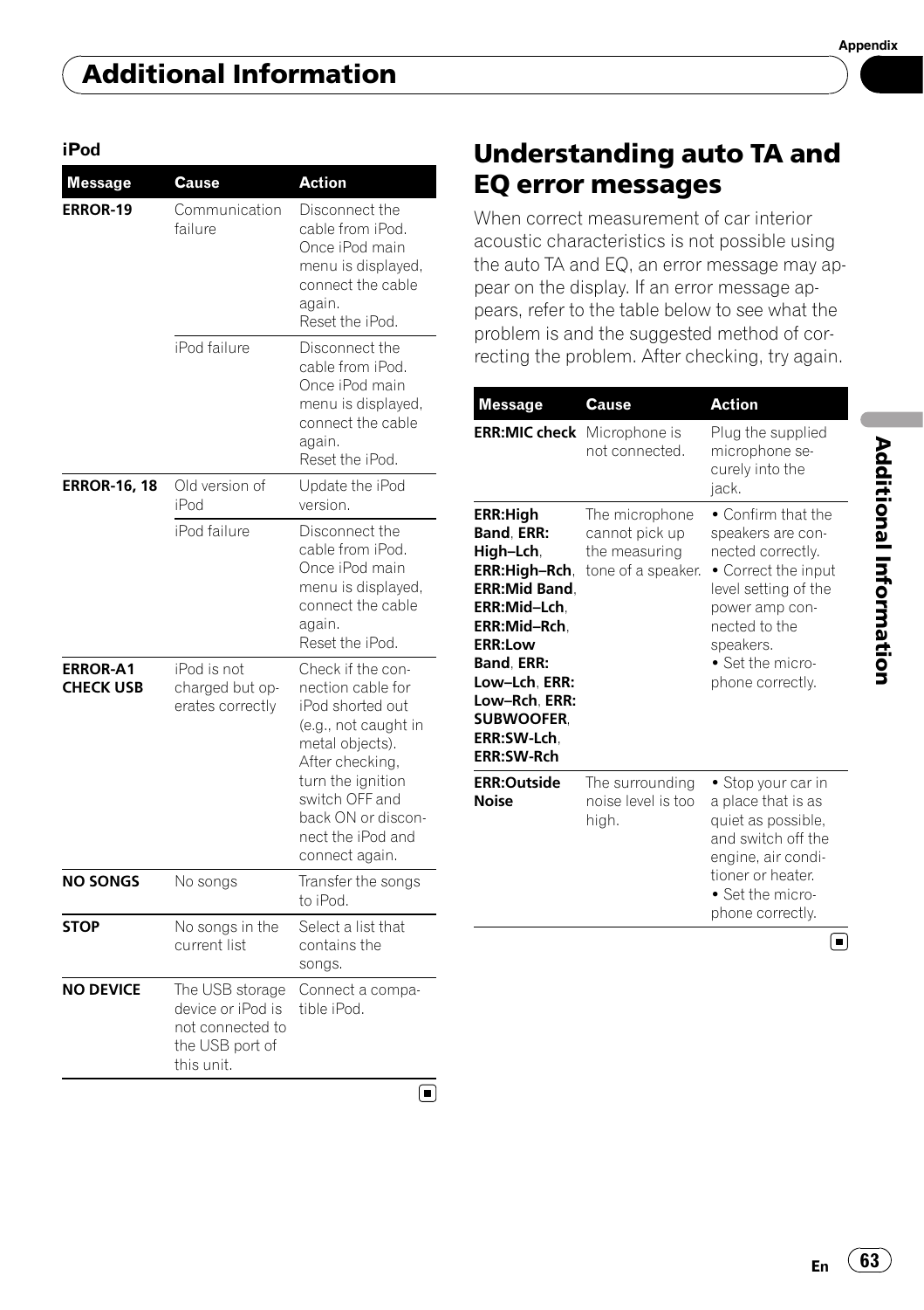## Additional Information

### iPod

| Message | Cause | Action |
|---|---|---|
| **ERROR-19** | Communication failure | Disconnect the cable from iPod. Once iPod main menu is displayed, connect the cable again.<br>Reset the iPod. |
| | iPod failure | Disconnect the cable from iPod. Once iPod main menu is displayed, connect the cable again.<br>Reset the iPod. |
| **ERROR-16, 18** | Old version of iPod | Update the iPod version. |
| | iPod failure | Disconnect the cable from iPod. Once iPod main menu is displayed, connect the cable again.<br>Reset the iPod. |
| **ERROR-A1 CHECK USB** | iPod is not charged but operates correctly | Check if the connection cable for iPod shorted out (e.g., not caught in metal objects). After checking, turn the ignition switch OFF and back ON or disconnect the iPod and connect again. |
| **NO SONGS** | No songs | Transfer the songs to iPod. |
| **STOP** | No songs in the current list | Select a list that contains the songs. |
| **NO DEVICE** | The USB storage device or iPod is not connected to the USB port of this unit. | Connect a compatible iPod. |

## Understanding auto TA and EQ error messages

When correct measurement of car interior acoustic characteristics is not possible using the auto TA and EQ, an error message may appear on the display. If an error message appears, refer to the table below to see what the problem is and the suggested method of correcting the problem. After checking, try again.

| Message | Cause | Action |
|---|---|---|
| **ERR:MIC check** | Microphone is not connected. | Plug the supplied microphone securely into the jack. |
| **ERR:High Band**, **ERR: High–Lch**, **ERR:High–Rch**, **ERR:Mid Band**, **ERR:Mid–Lch**, **ERR:Mid–Rch**, **ERR:Low Band**, **ERR: Low–Lch**, **ERR: Low–Rch**, **ERR: SUBWOOFER**, **ERR:SW-Lch**, **ERR:SW-Rch** | The microphone cannot pick up the measuring tone of a speaker. | • Confirm that the speakers are connected correctly.<br>• Correct the input level setting of the power amp connected to the speakers.<br>• Set the microphone correctly. |
| **ERR:Outside Noise** | The surrounding noise level is too high. | • Stop your car in a place that is as quiet as possible, and switch off the engine, air conditioner or heater.<br>• Set the microphone correctly. |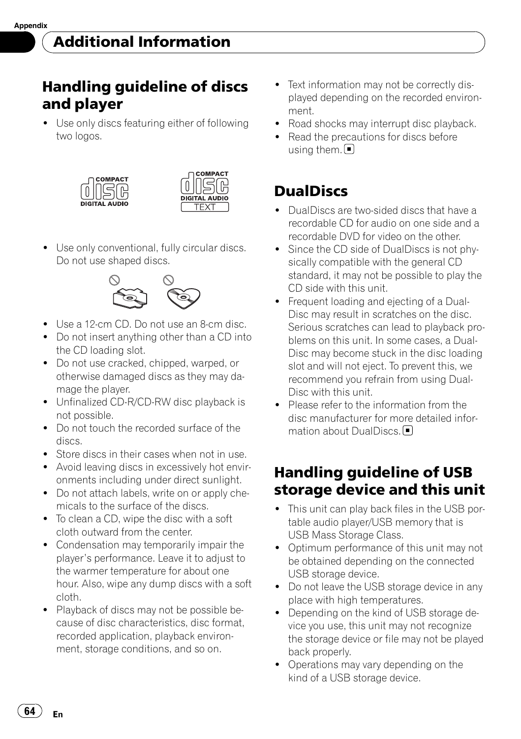## Additional Information

## Handling guideline of discs and player

- Use only discs featuring either of following two logos.
- Use only conventional, fully circular discs. Do not use shaped discs.
- Use a 12-cm CD. Do not use an 8-cm disc.
- Do not insert anything other than a CD into the CD loading slot.
- Do not use cracked, chipped, warped, or otherwise damaged discs as they may damage the player.
- Unfinalized CD-R/CD-RW disc playback is not possible.
- Do not touch the recorded surface of the discs.
- Store discs in their cases when not in use.
- Avoid leaving discs in excessively hot environments including under direct sunlight.
- Do not attach labels, write on or apply chemicals to the surface of the discs.
- To clean a CD, wipe the disc with a soft cloth outward from the center.
- Condensation may temporarily impair the player's performance. Leave it to adjust to the warmer temperature for about one hour. Also, wipe any dump discs with a soft cloth.
- Playback of discs may not be possible because of disc characteristics, disc format, recorded application, playback environment, storage conditions, and so on.
- Text information may not be correctly displayed depending on the recorded environment.
- Road shocks may interrupt disc playback.
- Read the precautions for discs before using them.

## DualDiscs

- DualDiscs are two-sided discs that have a recordable CD for audio on one side and a recordable DVD for video on the other.
- Since the CD side of DualDiscs is not physically compatible with the general CD standard, it may not be possible to play the CD side with this unit.
- Frequent loading and ejecting of a DualDisc may result in scratches on the disc. Serious scratches can lead to playback problems on this unit. In some cases, a DualDisc may become stuck in the disc loading slot and will not eject. To prevent this, we recommend you refrain from using DualDisc with this unit.
- Please refer to the information from the disc manufacturer for more detailed information about DualDiscs.

## Handling guideline of USB storage device and this unit

- This unit can play back files in the USB portable audio player/USB memory that is USB Mass Storage Class.
- Optimum performance of this unit may not be obtained depending on the connected USB storage device.
- Do not leave the USB storage device in any place with high temperatures.
- Depending on the kind of USB storage device you use, this unit may not recognize the storage device or file may not be played back properly.
- Operations may vary depending on the kind of a USB storage device.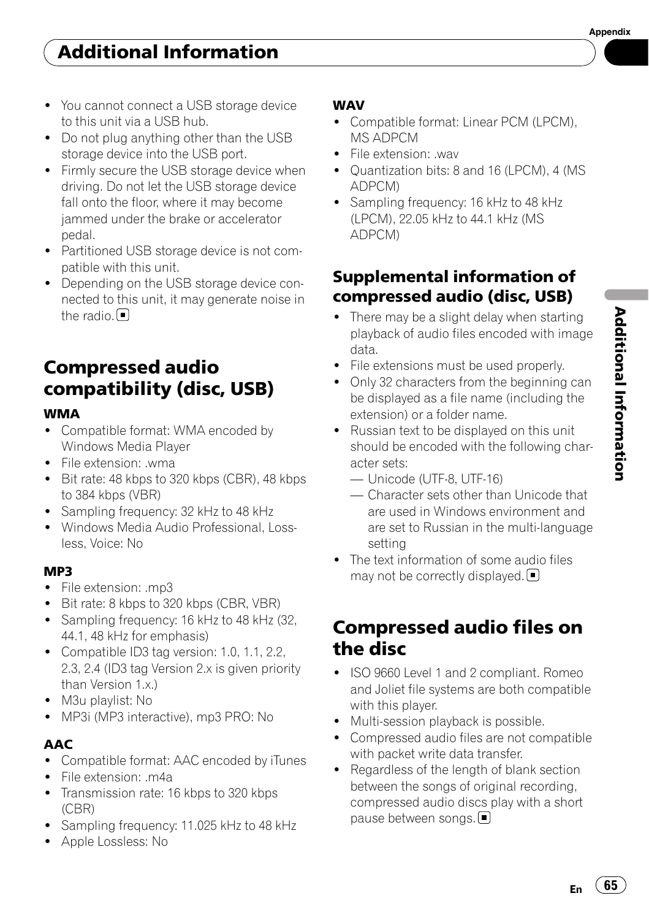- You cannot connect a USB storage device to this unit via a USB hub.
- Do not plug anything other than the USB storage device into the USB port.
- Firmly secure the USB storage device when driving. Do not let the USB storage device fall onto the floor, where it may become jammed under the brake or accelerator pedal.
- Partitioned USB storage device is not compatible with this unit.
- Depending on the USB storage device connected to this unit, it may generate noise in the radio. ■

## Compressed audio compatibility (disc, USB)

**WMA**

- Compatible format: WMA encoded by Windows Media Player
- File extension: .wma
- Bit rate: 48 kbps to 320 kbps (CBR), 48 kbps to 384 kbps (VBR)
- Sampling frequency: 32 kHz to 48 kHz
- Windows Media Audio Professional, Lossless, Voice: No

**MP3**

- File extension: .mp3
- Bit rate: 8 kbps to 320 kbps (CBR, VBR)
- Sampling frequency: 16 kHz to 48 kHz (32, 44.1, 48 kHz for emphasis)
- Compatible ID3 tag version: 1.0, 1.1, 2.2, 2.3, 2.4 (ID3 tag Version 2.x is given priority than Version 1.x.)
- M3u playlist: No
- MP3i (MP3 interactive), mp3 PRO: No

**AAC**

- Compatible format: AAC encoded by iTunes
- File extension: .m4a
- Transmission rate: 16 kbps to 320 kbps (CBR)
- Sampling frequency: 11.025 kHz to 48 kHz
- Apple Lossless: No

**WAV**

- Compatible format: Linear PCM (LPCM), MS ADPCM
- File extension: .wav
- Quantization bits: 8 and 16 (LPCM), 4 (MS ADPCM)
- Sampling frequency: 16 kHz to 48 kHz (LPCM), 22.05 kHz to 44.1 kHz (MS ADPCM)

### Supplemental information of compressed audio (disc, USB)

- There may be a slight delay when starting playback of audio files encoded with image data.
- File extensions must be used properly.
- Only 32 characters from the beginning can be displayed as a file name (including the extension) or a folder name.
- Russian text to be displayed on this unit should be encoded with the following character sets:
  - Unicode (UTF-8, UTF-16)
  - Character sets other than Unicode that are used in Windows environment and are set to Russian in the multi-language setting
- The text information of some audio files may not be correctly displayed. ■

## Compressed audio files on the disc

- ISO 9660 Level 1 and 2 compliant. Romeo and Joliet file systems are both compatible with this player.
- Multi-session playback is possible.
- Compressed audio files are not compatible with packet write data transfer.
- Regardless of the length of blank section between the songs of original recording, compressed audio discs play with a short pause between songs. ■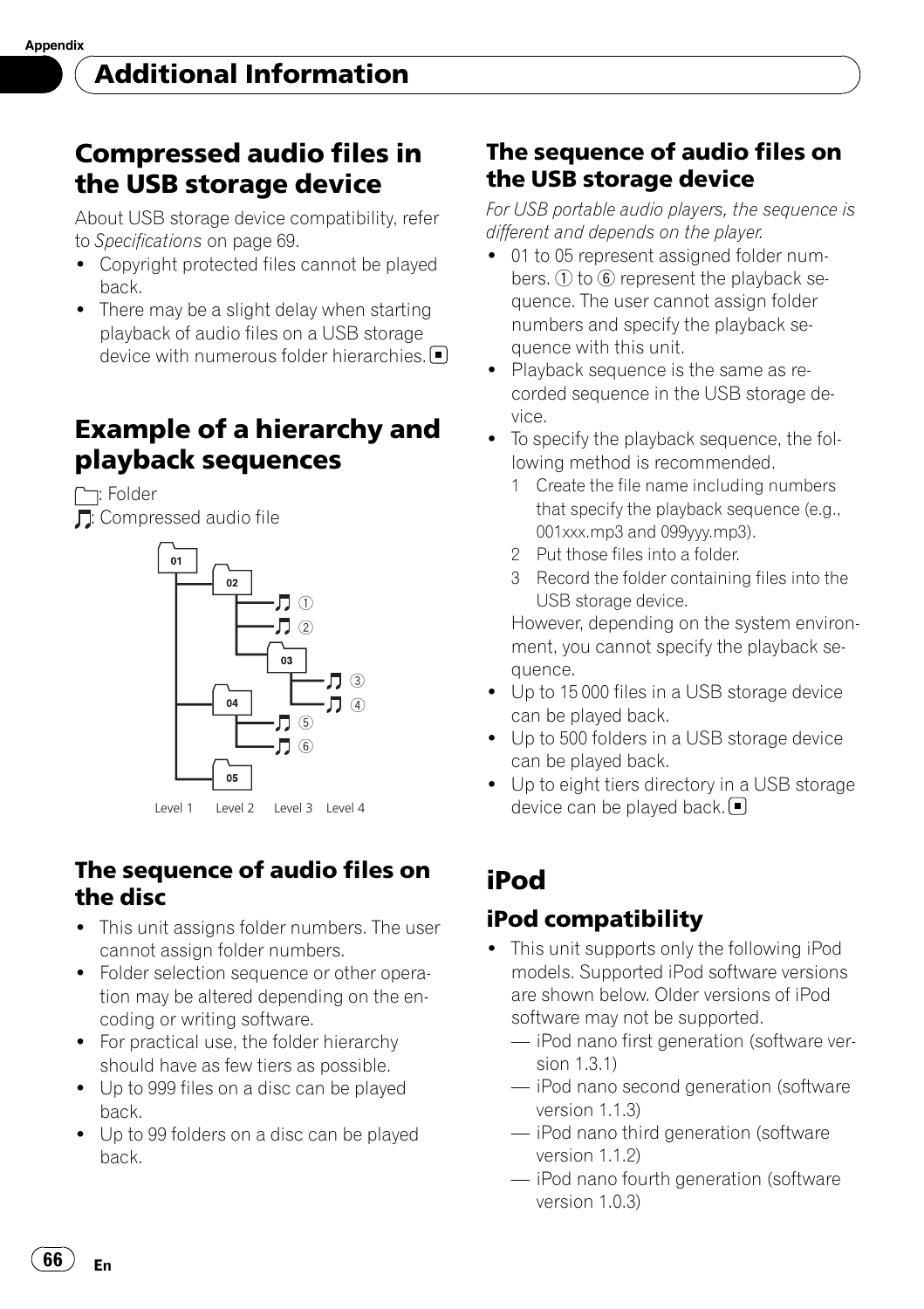## Additional Information

# Compressed audio files in the USB storage device

About USB storage device compatibility, refer to *Specifications* on page 69.

- Copyright protected files cannot be played back.
- There may be a slight delay when starting playback of audio files on a USB storage device with numerous folder hierarchies.

# Example of a hierarchy and playback sequences

: Folder

: Compressed audio file

01
02
① ②
03
③ ④
04
⑤ ⑥
05

Level 1 Level 2 Level 3 Level 4

## The sequence of audio files on the disc

- This unit assigns folder numbers. The user cannot assign folder numbers.
- Folder selection sequence or other operation may be altered depending on the encoding or writing software.
- For practical use, the folder hierarchy should have as few tiers as possible.
- Up to 999 files on a disc can be played back.
- Up to 99 folders on a disc can be played back.

## The sequence of audio files on the USB storage device

*For USB portable audio players, the sequence is different and depends on the player.*

- 01 to 05 represent assigned folder numbers. ① to ⑥ represent the playback sequence. The user cannot assign folder numbers and specify the playback sequence with this unit.
- Playback sequence is the same as recorded sequence in the USB storage device.
- To specify the playback sequence, the following method is recommended.
  1. Create the file name including numbers that specify the playback sequence (e.g., 001xxx.mp3 and 099yyy.mp3).
  2. Put those files into a folder.
  3. Record the folder containing files into the USB storage device.

  However, depending on the system environment, you cannot specify the playback sequence.
- Up to 15 000 files in a USB storage device can be played back.
- Up to 500 folders in a USB storage device can be played back.
- Up to eight tiers directory in a USB storage device can be played back.

# iPod

## iPod compatibility

- This unit supports only the following iPod models. Supported iPod software versions are shown below. Older versions of iPod software may not be supported.
  - iPod nano first generation (software version 1.3.1)
  - iPod nano second generation (software version 1.1.3)
  - iPod nano third generation (software version 1.1.2)
  - iPod nano fourth generation (software version 1.0.3)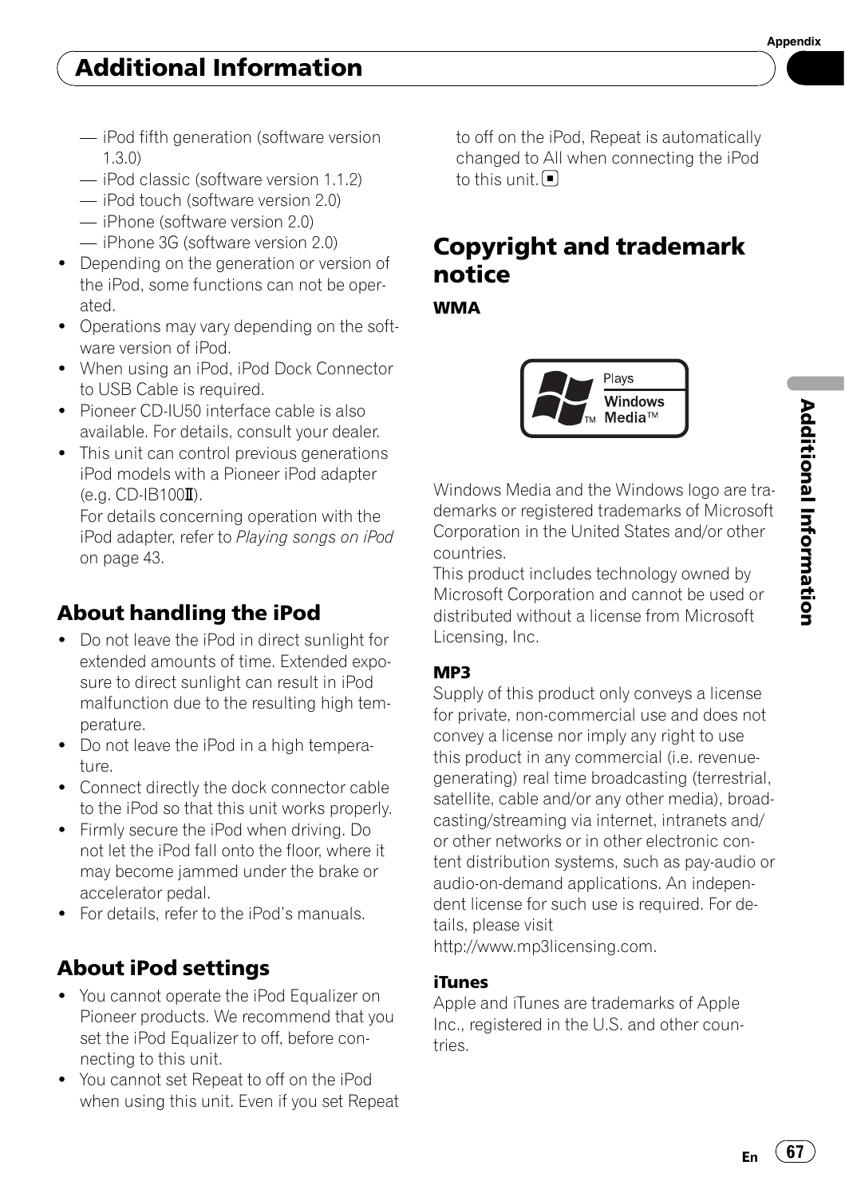- iPod fifth generation (software version 1.3.0)
- iPod classic (software version 1.1.2)
- iPod touch (software version 2.0)
- iPhone (software version 2.0)
- iPhone 3G (software version 2.0)

- Depending on the generation or version of the iPod, some functions can not be operated.
- Operations may vary depending on the software version of iPod.
- When using an iPod, iPod Dock Connector to USB Cable is required.
- Pioneer CD-IU50 interface cable is also available. For details, consult your dealer.
- This unit can control previous generations iPod models with a Pioneer iPod adapter (e.g. CD-IB100Ⅱ).
  For details concerning operation with the iPod adapter, refer to *Playing songs on iPod* on page 43.

## About handling the iPod

- Do not leave the iPod in direct sunlight for extended amounts of time. Extended exposure to direct sunlight can result in iPod malfunction due to the resulting high temperature.
- Do not leave the iPod in a high temperature.
- Connect directly the dock connector cable to the iPod so that this unit works properly.
- Firmly secure the iPod when driving. Do not let the iPod fall onto the floor, where it may become jammed under the brake or accelerator pedal.
- For details, refer to the iPod's manuals.

## About iPod settings

- You cannot operate the iPod Equalizer on Pioneer products. We recommend that you set the iPod Equalizer to off, before connecting to this unit.
- You cannot set Repeat to off on the iPod when using this unit. Even if you set Repeat to off on the iPod, Repeat is automatically changed to All when connecting the iPod to this unit.

# Copyright and trademark notice

### WMA

Plays Windows Media™

Windows Media and the Windows logo are trademarks or registered trademarks of Microsoft Corporation in the United States and/or other countries.
This product includes technology owned by Microsoft Corporation and cannot be used or distributed without a license from Microsoft Licensing, Inc.

### MP3

Supply of this product only conveys a license for private, non-commercial use and does not convey a license nor imply any right to use this product in any commercial (i.e. revenue-generating) real time broadcasting (terrestrial, satellite, cable and/or any other media), broadcasting/streaming via internet, intranets and/or other networks or in other electronic content distribution systems, such as pay-audio or audio-on-demand applications. An independent license for such use is required. For details, please visit
http://www.mp3licensing.com.

### iTunes

Apple and iTunes are trademarks of Apple Inc., registered in the U.S. and other countries.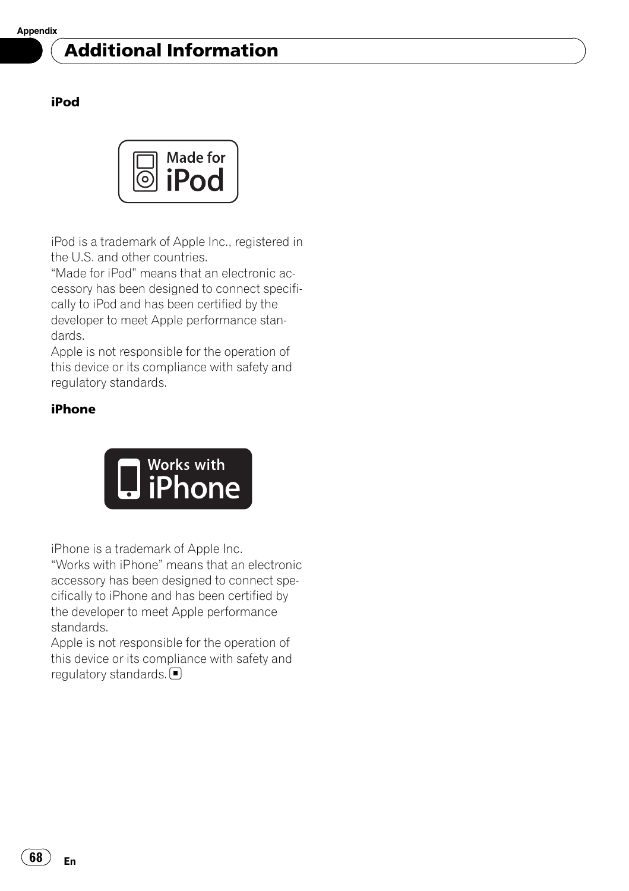## Additional Information

### iPod

iPod is a trademark of Apple Inc., registered in the U.S. and other countries.

"Made for iPod" means that an electronic accessory has been designed to connect specifically to iPod and has been certified by the developer to meet Apple performance standards.

Apple is not responsible for the operation of this device or its compliance with safety and regulatory standards.

### iPhone

iPhone is a trademark of Apple Inc.

"Works with iPhone" means that an electronic accessory has been designed to connect specifically to iPhone and has been certified by the developer to meet Apple performance standards.

Apple is not responsible for the operation of this device or its compliance with safety and regulatory standards.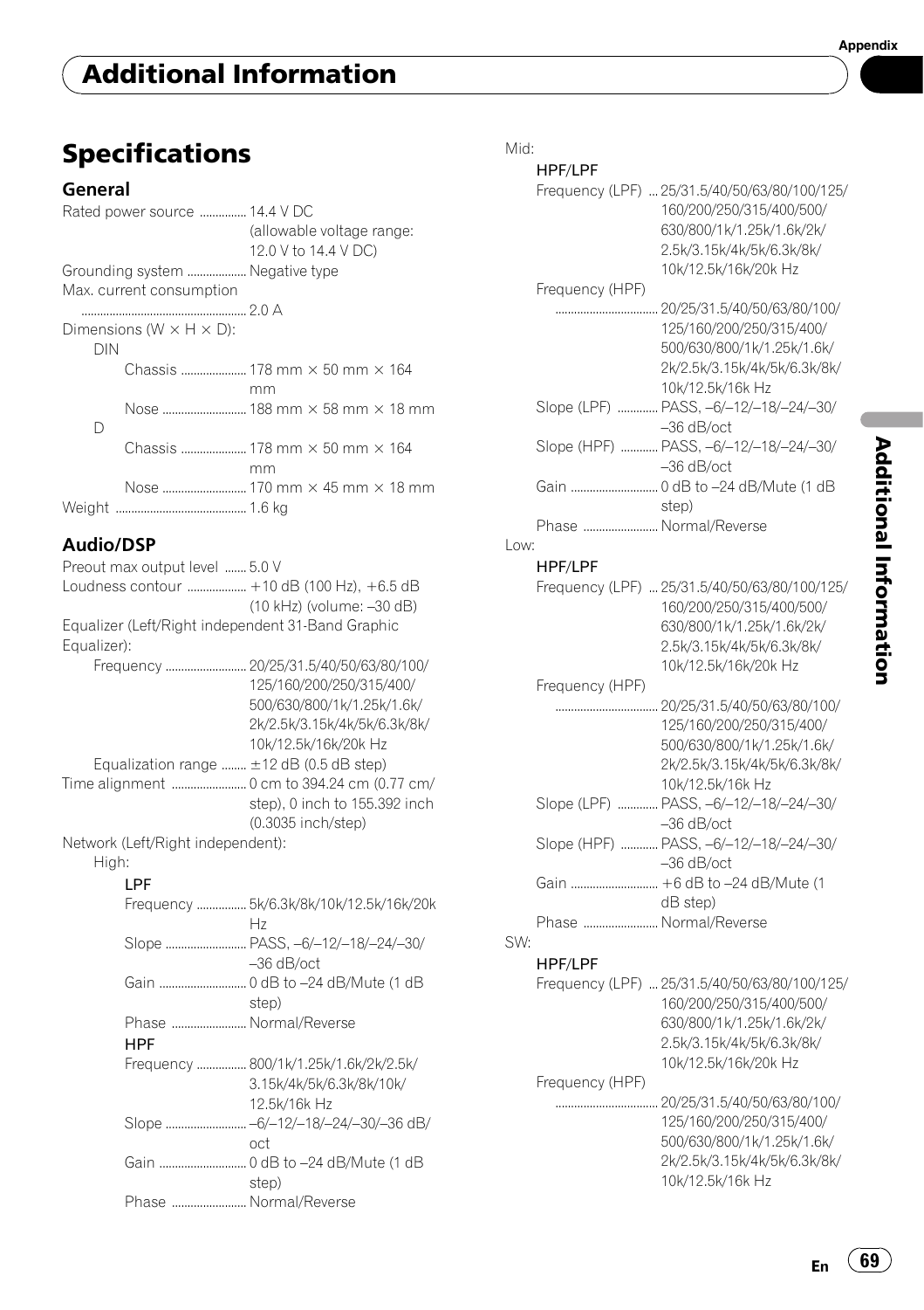# Additional Information

## Specifications

### General

Rated power source ............... 14.4 V DC (allowable voltage range: 12.0 V to 14.4 V DC)

Grounding system ................... Negative type

Max. current consumption ..................................................... 2.0 A

Dimensions (W × H × D):

- DIN
  - Chassis ..................... 178 mm × 50 mm × 164 mm
  - Nose ........................... 188 mm × 58 mm × 18 mm
- D
  - Chassis ..................... 178 mm × 50 mm × 164 mm
  - Nose ........................... 170 mm × 45 mm × 18 mm

Weight .......................................... 1.6 kg

### Audio/DSP

Preout max output level ....... 5.0 V

Loudness contour ................... +10 dB (100 Hz), +6.5 dB (10 kHz) (volume: –30 dB)

Equalizer (Left/Right independent 31-Band Graphic Equalizer):

- Frequency .......................... 20/25/31.5/40/50/63/80/100/125/160/200/250/315/400/500/630/800/1k/1.25k/1.6k/2k/2.5k/3.15k/4k/5k/6.3k/8k/10k/12.5k/16k/20k Hz
- Equalization range ........ ±12 dB (0.5 dB step)

Time alignment ........................ 0 cm to 394.24 cm (0.77 cm/step), 0 inch to 155.392 inch (0.3035 inch/step)

Network (Left/Right independent):

- High:
  - LPF
    - Frequency ................ 5k/6.3k/8k/10k/12.5k/16k/20k Hz
    - Slope .......................... PASS, –6/–12/–18/–24/–30/–36 dB/oct
    - Gain ............................ 0 dB to –24 dB/Mute (1 dB step)
    - Phase ........................ Normal/Reverse
  - HPF
    - Frequency ................ 800/1k/1.25k/1.6k/2k/2.5k/3.15k/4k/5k/6.3k/8k/10k/12.5k/16k Hz
    - Slope .......................... –6/–12/–18/–24/–30/–36 dB/oct
    - Gain ............................ 0 dB to –24 dB/Mute (1 dB step)
    - Phase ........................ Normal/Reverse

Mid:

- HPF/LPF
  - Frequency (LPF) ... 25/31.5/40/50/63/80/100/125/160/200/250/315/400/500/630/800/1k/1.25k/1.6k/2k/2.5k/3.15k/4k/5k/6.3k/8k/10k/12.5k/16k/20k Hz
  - Frequency (HPF) ................................. 20/25/31.5/40/50/63/80/100/125/160/200/250/315/400/500/630/800/1k/1.25k/1.6k/2k/2.5k/3.15k/4k/5k/6.3k/8k/10k/12.5k/16k Hz
  - Slope (LPF) ............ PASS, –6/–12/–18/–24/–30/–36 dB/oct
  - Slope (HPF) ........... PASS, –6/–12/–18/–24/–30/–36 dB/oct
  - Gain ............................ 0 dB to –24 dB/Mute (1 dB step)
  - Phase ........................ Normal/Reverse

Low:

- HPF/LPF
  - Frequency (LPF) ... 25/31.5/40/50/63/80/100/125/160/200/250/315/400/500/630/800/1k/1.25k/1.6k/2k/2.5k/3.15k/4k/5k/6.3k/8k/10k/12.5k/16k/20k Hz
  - Frequency (HPF) ................................. 20/25/31.5/40/50/63/80/100/125/160/200/250/315/400/500/630/800/1k/1.25k/1.6k/2k/2.5k/3.15k/4k/5k/6.3k/8k/10k/12.5k/16k Hz
  - Slope (LPF) ............ PASS, –6/–12/–18/–24/–30/–36 dB/oct
  - Slope (HPF) ........... PASS, –6/–12/–18/–24/–30/–36 dB/oct
  - Gain ............................ +6 dB to –24 dB/Mute (1 dB step)
  - Phase ........................ Normal/Reverse

SW:

- HPF/LPF
  - Frequency (LPF) ... 25/31.5/40/50/63/80/100/125/160/200/250/315/400/500/630/800/1k/1.25k/1.6k/2k/2.5k/3.15k/4k/5k/6.3k/8k/10k/12.5k/16k/20k Hz
  - Frequency (HPF) ................................. 20/25/31.5/40/50/63/80/100/125/160/200/250/315/400/500/630/800/1k/1.25k/1.6k/2k/2.5k/3.15k/4k/5k/6.3k/8k/10k/12.5k/16k Hz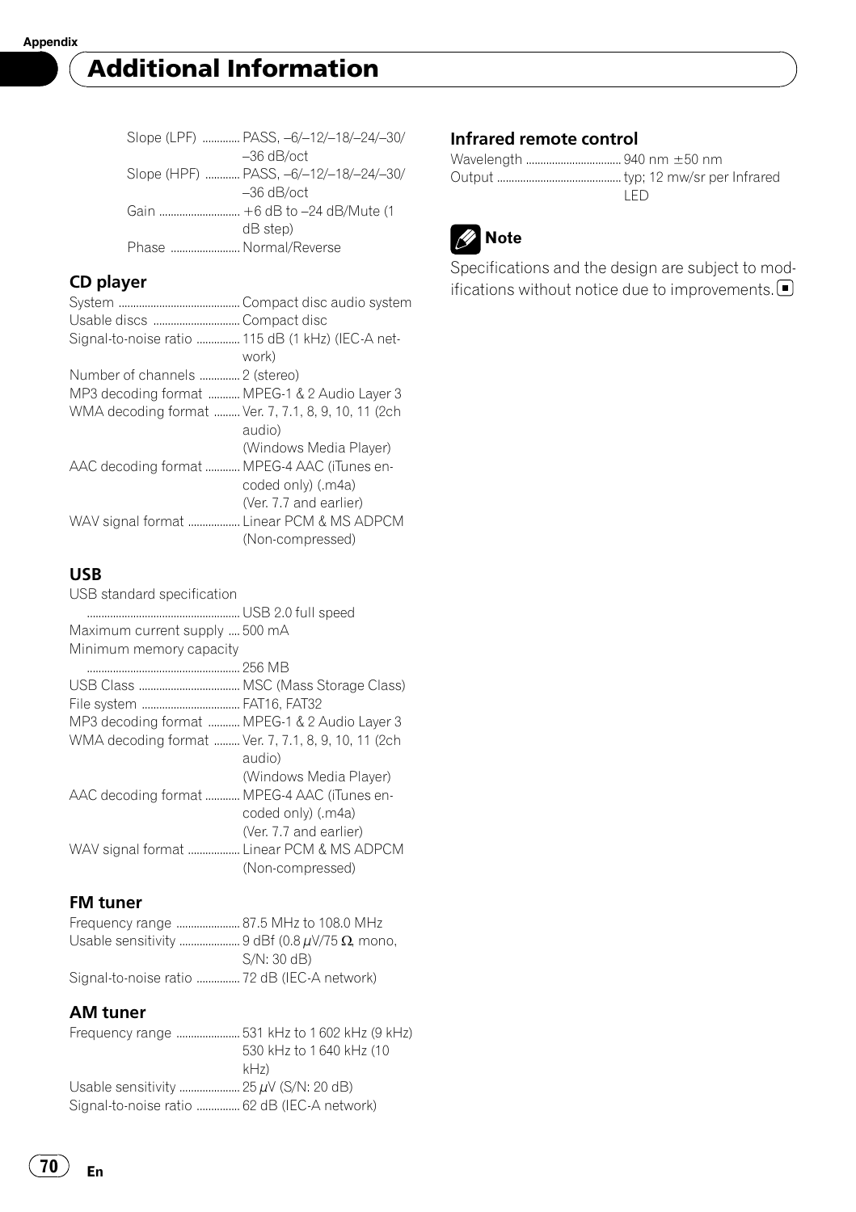# Additional Information

| | |
|---|---|
| Slope (LPF) | PASS, –6/–12/–18/–24/–30/–36 dB/oct |
| Slope (HPF) | PASS, –6/–12/–18/–24/–30/–36 dB/oct |
| Gain | +6 dB to –24 dB/Mute (1 dB step) |
| Phase | Normal/Reverse |

### CD player

| | |
|---|---|
| System | Compact disc audio system |
| Usable discs | Compact disc |
| Signal-to-noise ratio | 115 dB (1 kHz) (IEC-A network) |
| Number of channels | 2 (stereo) |
| MP3 decoding format | MPEG-1 & 2 Audio Layer 3 |
| WMA decoding format | Ver. 7, 7.1, 8, 9, 10, 11 (2ch audio) (Windows Media Player) |
| AAC decoding format | MPEG-4 AAC (iTunes encoded only) (.m4a) (Ver. 7.7 and earlier) |
| WAV signal format | Linear PCM & MS ADPCM (Non-compressed) |

### USB

| | |
|---|---|
| USB standard specification | USB 2.0 full speed |
| Maximum current supply | 500 mA |
| Minimum memory capacity | 256 MB |
| USB Class | MSC (Mass Storage Class) |
| File system | FAT16, FAT32 |
| MP3 decoding format | MPEG-1 & 2 Audio Layer 3 |
| WMA decoding format | Ver. 7, 7.1, 8, 9, 10, 11 (2ch audio) (Windows Media Player) |
| AAC decoding format | MPEG-4 AAC (iTunes encoded only) (.m4a) (Ver. 7.7 and earlier) |
| WAV signal format | Linear PCM & MS ADPCM (Non-compressed) |

### FM tuner

| | |
|---|---|
| Frequency range | 87.5 MHz to 108.0 MHz |
| Usable sensitivity | 9 dBf (0.8 µV/75 Ω, mono, S/N: 30 dB) |
| Signal-to-noise ratio | 72 dB (IEC-A network) |

### AM tuner

| | |
|---|---|
| Frequency range | 531 kHz to 1 602 kHz (9 kHz) 530 kHz to 1 640 kHz (10 kHz) |
| Usable sensitivity | 25 µV (S/N: 20 dB) |
| Signal-to-noise ratio | 62 dB (IEC-A network) |

### Infrared remote control

| | |
|---|---|
| Wavelength | 940 nm ±50 nm |
| Output | typ; 12 mw/sr per Infrared LED |

**Note**

Specifications and the design are subject to modifications without notice due to improvements.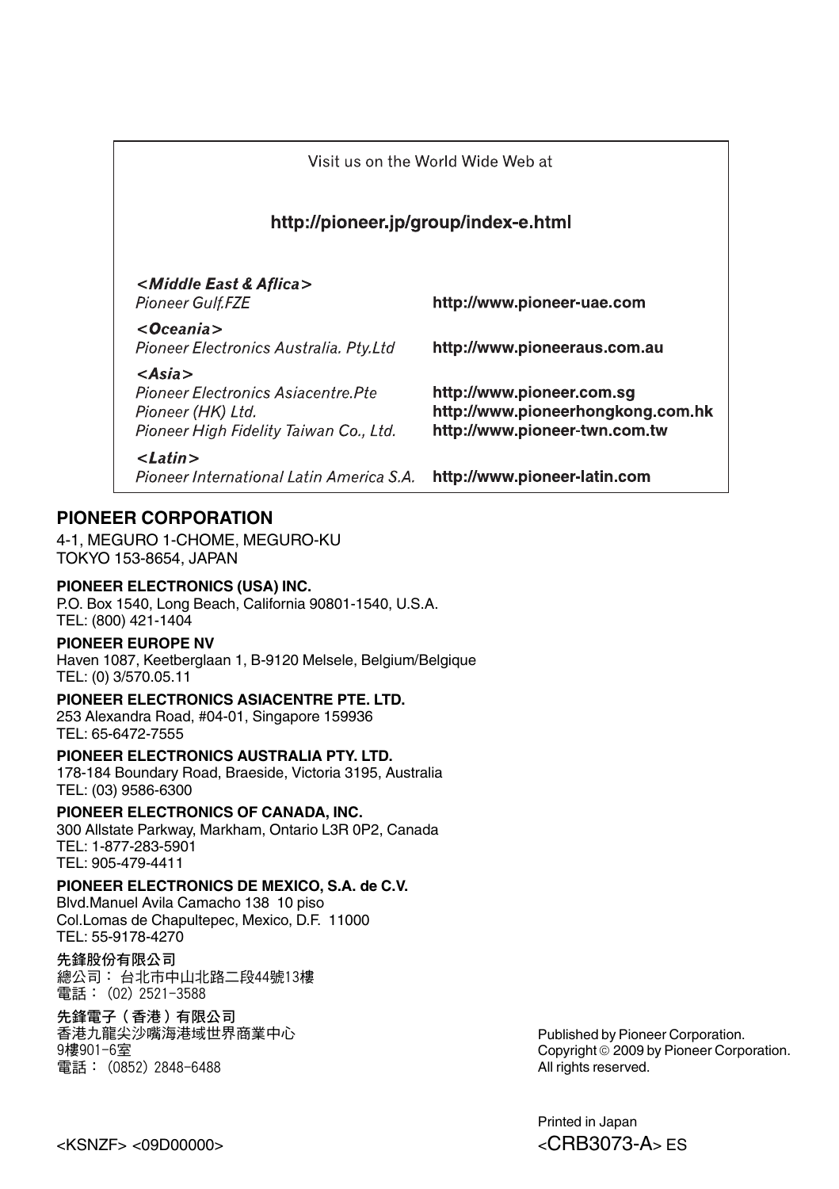Visit us on the World Wide Web at

**http://pioneer.jp/group/index-e.html**

| | |
|---|---|
| ***<Middle East & Aflica>*** | |
| *Pioneer Gulf.FZE* | **http://www.pioneer-uae.com** |
| ***<Oceania>*** | |
| *Pioneer Electronics Australia. Pty.Ltd* | **http://www.pioneeraus.com.au** |
| ***<Asia>*** | |
| *Pioneer Electronics Asiacentre.Pte* | **http://www.pioneer.com.sg** |
| *Pioneer (HK) Ltd.* | **http://www.pioneerhongkong.com.hk** |
| *Pioneer High Fidelity Taiwan Co., Ltd.* | **http://www.pioneer-twn.com.tw** |
| ***<Latin>*** | |
| *Pioneer International Latin America S.A.* | **http://www.pioneer-latin.com** |

## PIONEER CORPORATION

4-1, MEGURO 1-CHOME, MEGURO-KU
TOKYO 153-8654, JAPAN

**PIONEER ELECTRONICS (USA) INC.**
P.O. Box 1540, Long Beach, California 90801-1540, U.S.A.
TEL: (800) 421-1404

**PIONEER EUROPE NV**
Haven 1087, Keetberglaan 1, B-9120 Melsele, Belgium/Belgique
TEL: (0) 3/570.05.11

**PIONEER ELECTRONICS ASIACENTRE PTE. LTD.**
253 Alexandra Road, #04-01, Singapore 159936
TEL: 65-6472-7555

**PIONEER ELECTRONICS AUSTRALIA PTY. LTD.**
178-184 Boundary Road, Braeside, Victoria 3195, Australia
TEL: (03) 9586-6300

**PIONEER ELECTRONICS OF CANADA, INC.**
300 Allstate Parkway, Markham, Ontario L3R 0P2, Canada
TEL: 1-877-283-5901
TEL: 905-479-4411

**PIONEER ELECTRONICS DE MEXICO, S.A. de C.V.**
Blvd.Manuel Avila Camacho 138 10 piso
Col.Lomas de Chapultepec, Mexico, D.F. 11000
TEL: 55-9178-4270

**先鋒股份有限公司**
總公司： 台北市中山北路二段44號13樓
電話： (02) 2521-3588

**先鋒電子（香港）有限公司**
香港九龍尖沙嘴海港城世界商業中心
9樓901-6室
電話： (0852) 2848-6488

Published by Pioneer Corporation.
Copyright © 2009 by Pioneer Corporation.
All rights reserved.

Printed in Japan

<KSNZF> <09D00000> <CRB3073-A> ES